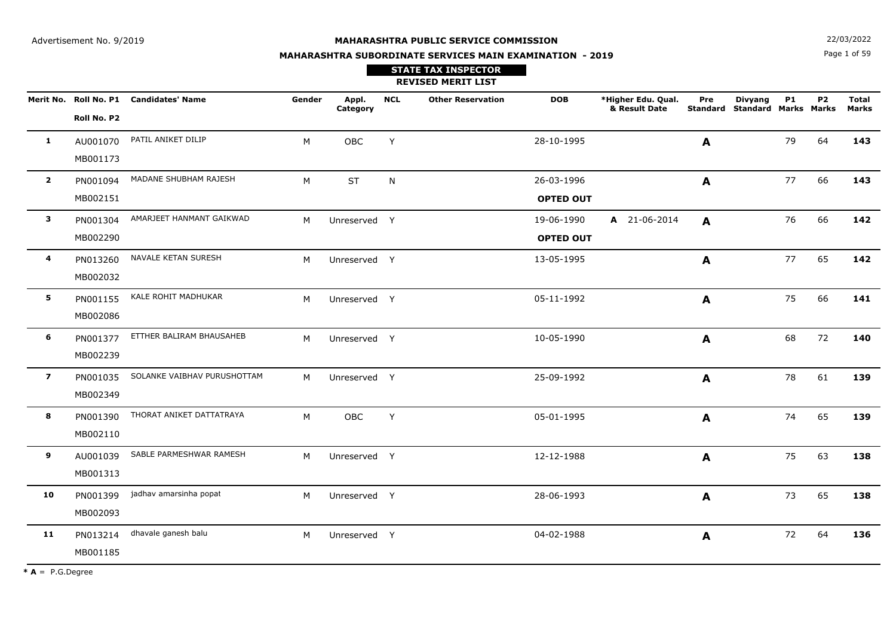Advertisement No. 9/2019

22/03/2022

# MAHARASHTRA PUBLIC SERVICE COMMISSION

## MAHARASHTRA SUBORDINATE SERVICES MAIN EXAMINATION - 2019

### STATE TAX INSPECTOR

### REVISED MERIT LIST

| Merit No. | Roll No. P1 / Roll No. P2 | Candidates' Name | Gender | Appl. Category | NCL | Other Reservation | DOB | *Higher Edu. Qual. & Result Date | Pre Standard | Divyang Standard | P1 Marks | P2 Marks | Total Marks |
|---|---|---|---|---|---|---|---|---|---|---|---|---|---|
| **1** | AU001070 / MB001173 | PATIL ANIKET DILIP | M | OBC | Y | | 28-10-1995 | | **A** | | 79 | 64 | **143** |
| **2** | PN001094 / MB002151 | MADANE SHUBHAM RAJESH | M | ST | N | | 26-03-1996 **OPTED OUT** | | **A** | | 77 | 66 | **143** |
| **3** | PN001304 / MB002290 | AMARJEET HANMANT GAIKWAD | M | Unreserved | Y | | 19-06-1990 **OPTED OUT** | **A** 21-06-2014 | **A** | | 76 | 66 | **142** |
| **4** | PN013260 / MB002032 | NAVALE KETAN SURESH | M | Unreserved | Y | | 13-05-1995 | | **A** | | 77 | 65 | **142** |
| **5** | PN001155 / MB002086 | KALE ROHIT MADHUKAR | M | Unreserved | Y | | 05-11-1992 | | **A** | | 75 | 66 | **141** |
| **6** | PN001377 / MB002239 | ETTHER BALIRAM BHAUSAHEB | M | Unreserved | Y | | 10-05-1990 | | **A** | | 68 | 72 | **140** |
| **7** | PN001035 / MB002349 | SOLANKE VAIBHAV PURUSHOTTAM | M | Unreserved | Y | | 25-09-1992 | | **A** | | 78 | 61 | **139** |
| **8** | PN001390 / MB002110 | THORAT ANIKET DATTATRAYA | M | OBC | Y | | 05-01-1995 | | **A** | | 74 | 65 | **139** |
| **9** | AU001039 / MB001313 | SABLE PARMESHWAR RAMESH | M | Unreserved | Y | | 12-12-1988 | | **A** | | 75 | 63 | **138** |
| **10** | PN001399 / MB002093 | jadhav amarsinha popat | M | Unreserved | Y | | 28-06-1993 | | **A** | | 73 | 65 | **138** |
| **11** | PN013214 / MB001185 | dhavale ganesh balu | M | Unreserved | Y | | 04-02-1988 | | **A** | | 72 | 64 | **136** |

* **A** = P.G.Degree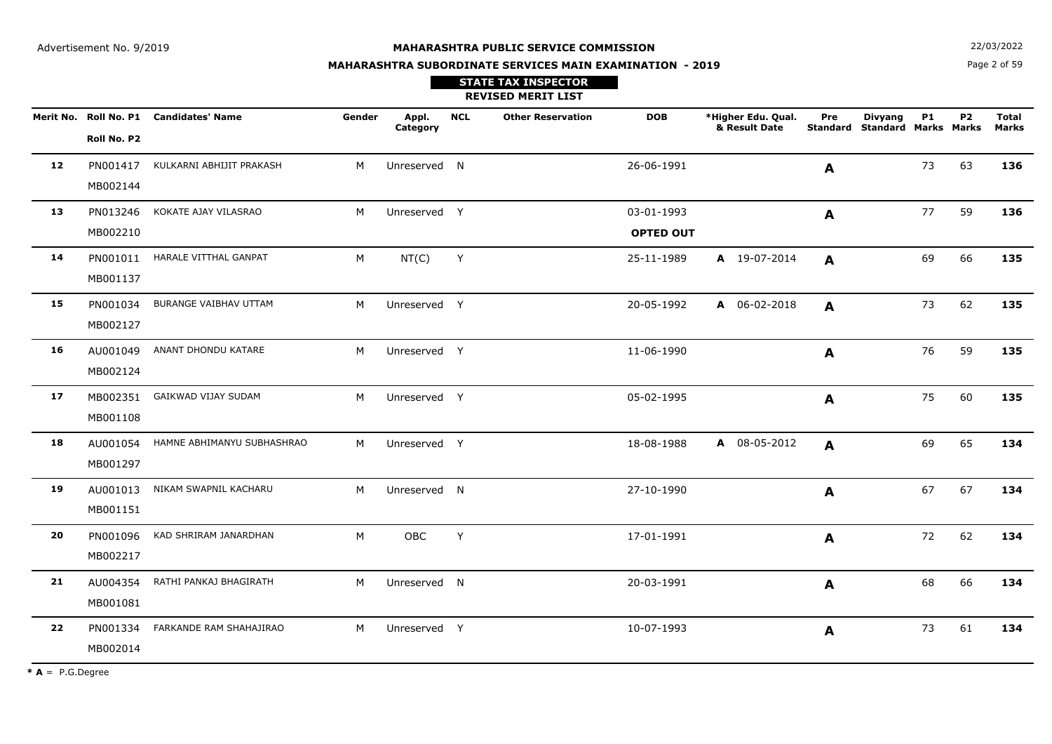Advertisement No. 9/2019

**MAHARASHTRA PUBLIC SERVICE COMMISSION**

**MAHARASHTRA SUBORDINATE SERVICES MAIN EXAMINATION - 2019**

22/03/2022

**STATE TAX INSPECTOR**

**REVISED MERIT LIST**

| Merit No. | Roll No. P1 / Roll No. P2 | Candidates' Name | Gender | Appl. Category | NCL | Other Reservation | DOB | *Higher Edu. Qual. & Result Date | Pre Standard | Divyang Standard | P1 Marks | P2 Marks | Total Marks |
|---|---|---|---|---|---|---|---|---|---|---|---|---|---|
| **12** | PN001417 MB002144 | KULKARNI ABHIJIT PRAKASH | M | Unreserved | N | | 26-06-1991 | | **A** | | 73 | 63 | **136** |
| **13** | PN013246 MB002210 | KOKATE AJAY VILASRAO | M | Unreserved | Y | | 03-01-1993 **OPTED OUT** | | **A** | | 77 | 59 | **136** |
| **14** | PN001011 MB001137 | HARALE VITTHAL GANPAT | M | NT(C) | Y | | 25-11-1989 | **A** 19-07-2014 | **A** | | 69 | 66 | **135** |
| **15** | PN001034 MB002127 | BURANGE VAIBHAV UTTAM | M | Unreserved | Y | | 20-05-1992 | **A** 06-02-2018 | **A** | | 73 | 62 | **135** |
| **16** | AU001049 MB002124 | ANANT DHONDU KATARE | M | Unreserved | Y | | 11-06-1990 | | **A** | | 76 | 59 | **135** |
| **17** | MB002351 MB001108 | GAIKWAD VIJAY SUDAM | M | Unreserved | Y | | 05-02-1995 | | **A** | | 75 | 60 | **135** |
| **18** | AU001054 MB001297 | HAMNE ABHIMANYU SUBHASHRAO | M | Unreserved | Y | | 18-08-1988 | **A** 08-05-2012 | **A** | | 69 | 65 | **134** |
| **19** | AU001013 MB001151 | NIKAM SWAPNIL KACHARU | M | Unreserved | N | | 27-10-1990 | | **A** | | 67 | 67 | **134** |
| **20** | PN001096 MB002217 | KAD SHRIRAM JANARDHAN | M | OBC | Y | | 17-01-1991 | | **A** | | 72 | 62 | **134** |
| **21** | AU004354 MB001081 | RATHI PANKAJ BHAGIRATH | M | Unreserved | N | | 20-03-1991 | | **A** | | 68 | 66 | **134** |
| **22** | PN001334 MB002014 | FARKANDE RAM SHAHAJIRAO | M | Unreserved | Y | | 10-07-1993 | | **A** | | 73 | 61 | **134** |

* **A** = P.G.Degree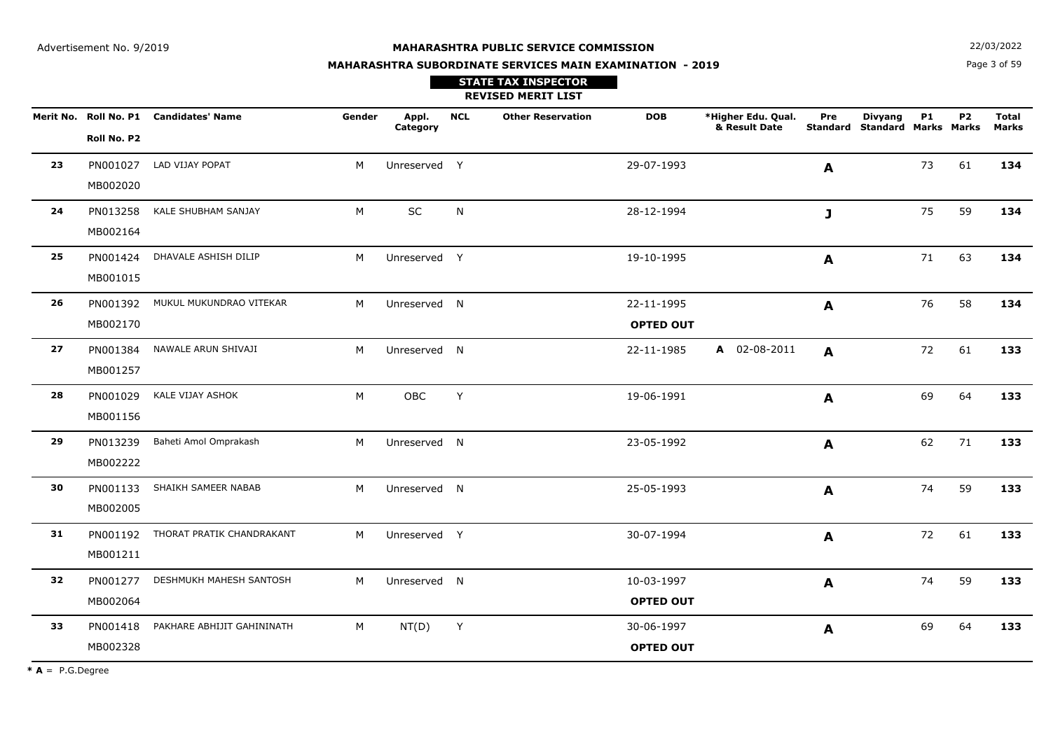Advertisement No. 9/2019

**MAHARASHTRA PUBLIC SERVICE COMMISSION**

**MAHARASHTRA SUBORDINATE SERVICES MAIN EXAMINATION - 2019**

22/03/2022

**STATE TAX INSPECTOR**

**REVISED MERIT LIST**

| Merit No. | Roll No. P1 / Roll No. P2 | Candidates' Name | Gender | Appl. Category | NCL | Other Reservation | DOB | *Higher Edu. Qual. & Result Date | Pre Standard | Divyang Standard | P1 Marks | P2 Marks | Total Marks |
|---|---|---|---|---|---|---|---|---|---|---|---|---|---|
| **23** | PN001027 / MB002020 | LAD VIJAY POPAT | M | Unreserved | Y | | 29-07-1993 | | **A** | | 73 | 61 | **134** |
| **24** | PN013258 / MB002164 | KALE SHUBHAM SANJAY | M | SC | N | | 28-12-1994 | | **J** | | 75 | 59 | **134** |
| **25** | PN001424 / MB001015 | DHAVALE ASHISH DILIP | M | Unreserved | Y | | 19-10-1995 | | **A** | | 71 | 63 | **134** |
| **26** | PN001392 / MB002170 | MUKUL MUKUNDRAO VITEKAR | M | Unreserved | N | | 22-11-1995 **OPTED OUT** | | **A** | | 76 | 58 | **134** |
| **27** | PN001384 / MB001257 | NAWALE ARUN SHIVAJI | M | Unreserved | N | | 22-11-1985 | **A** 02-08-2011 | **A** | | 72 | 61 | **133** |
| **28** | PN001029 / MB001156 | KALE VIJAY ASHOK | M | OBC | Y | | 19-06-1991 | | **A** | | 69 | 64 | **133** |
| **29** | PN013239 / MB002222 | Baheti Amol Omprakash | M | Unreserved | N | | 23-05-1992 | | **A** | | 62 | 71 | **133** |
| **30** | PN001133 / MB002005 | SHAIKH SAMEER NABAB | M | Unreserved | N | | 25-05-1993 | | **A** | | 74 | 59 | **133** |
| **31** | PN001192 / MB001211 | THORAT PRATIK CHANDRAKANT | M | Unreserved | Y | | 30-07-1994 | | **A** | | 72 | 61 | **133** |
| **32** | PN001277 / MB002064 | DESHMUKH MAHESH SANTOSH | M | Unreserved | N | | 10-03-1997 **OPTED OUT** | | **A** | | 74 | 59 | **133** |
| **33** | PN001418 / MB002328 | PAKHARE ABHIJIT GAHININATH | M | NT(D) | Y | | 30-06-1997 **OPTED OUT** | | **A** | | 69 | 64 | **133** |

* **A** = P.G.Degree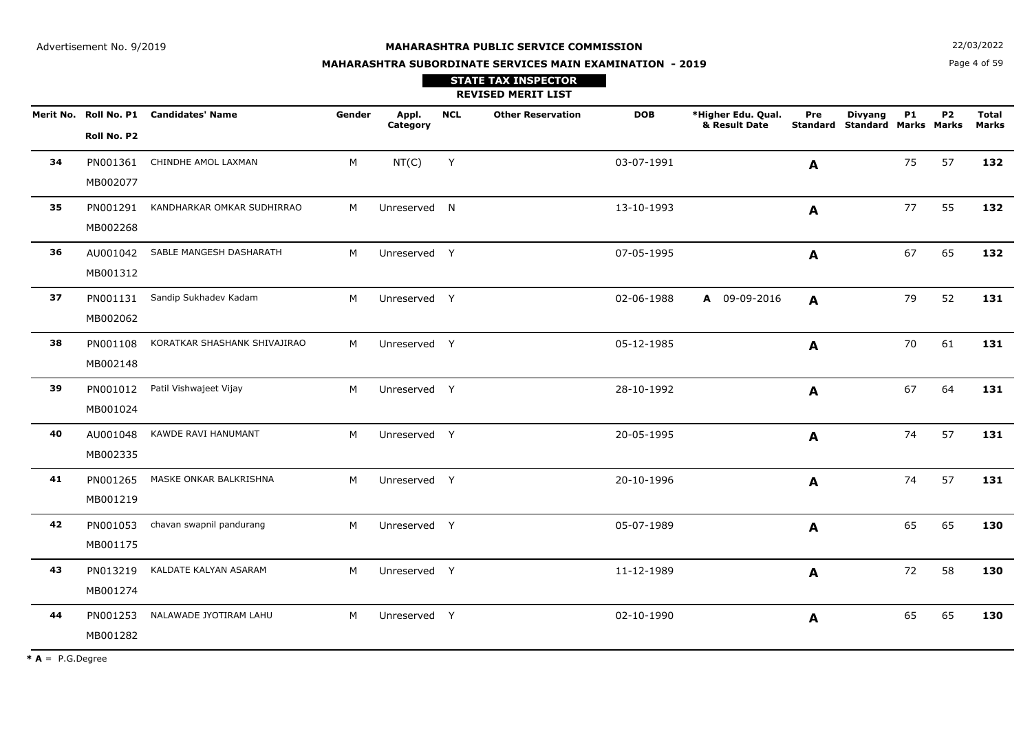Advertisement No. 9/2019

**MAHARASHTRA PUBLIC SERVICE COMMISSION**

**MAHARASHTRA SUBORDINATE SERVICES MAIN EXAMINATION - 2019**

22/03/2022

**STATE TAX INSPECTOR**

**REVISED MERIT LIST**

| Merit No. | Roll No. P1 / Roll No. P2 | Candidates' Name | Gender | Appl. Category | NCL | Other Reservation | DOB | *Higher Edu. Qual. & Result Date | Pre Standard | Divyang Standard | P1 Marks | P2 Marks | Total Marks |
|---|---|---|---|---|---|---|---|---|---|---|---|---|---|
| **34** | PN001361 / MB002077 | CHINDHE AMOL LAXMAN | M | NT(C) | Y | | 03-07-1991 | | **A** | | 75 | 57 | **132** |
| **35** | PN001291 / MB002268 | KANDHARKAR OMKAR SUDHIRRAO | M | Unreserved | N | | 13-10-1993 | | **A** | | 77 | 55 | **132** |
| **36** | AU001042 / MB001312 | SABLE MANGESH DASHARATH | M | Unreserved | Y | | 07-05-1995 | | **A** | | 67 | 65 | **132** |
| **37** | PN001131 / MB002062 | Sandip Sukhadev Kadam | M | Unreserved | Y | | 02-06-1988 | **A** 09-09-2016 | **A** | | 79 | 52 | **131** |
| **38** | PN001108 / MB002148 | KORATKAR SHASHANK SHIVAJIRAO | M | Unreserved | Y | | 05-12-1985 | | **A** | | 70 | 61 | **131** |
| **39** | PN001012 / MB001024 | Patil Vishwajeet Vijay | M | Unreserved | Y | | 28-10-1992 | | **A** | | 67 | 64 | **131** |
| **40** | AU001048 / MB002335 | KAWDE RAVI HANUMANT | M | Unreserved | Y | | 20-05-1995 | | **A** | | 74 | 57 | **131** |
| **41** | PN001265 / MB001219 | MASKE ONKAR BALKRISHNA | M | Unreserved | Y | | 20-10-1996 | | **A** | | 74 | 57 | **131** |
| **42** | PN001053 / MB001175 | chavan swapnil pandurang | M | Unreserved | Y | | 05-07-1989 | | **A** | | 65 | 65 | **130** |
| **43** | PN013219 / MB001274 | KALDATE KALYAN ASARAM | M | Unreserved | Y | | 11-12-1989 | | **A** | | 72 | 58 | **130** |
| **44** | PN001253 / MB001282 | NALAWADE JYOTIRAM LAHU | M | Unreserved | Y | | 02-10-1990 | | **A** | | 65 | 65 | **130** |

**\* A** = P.G.Degree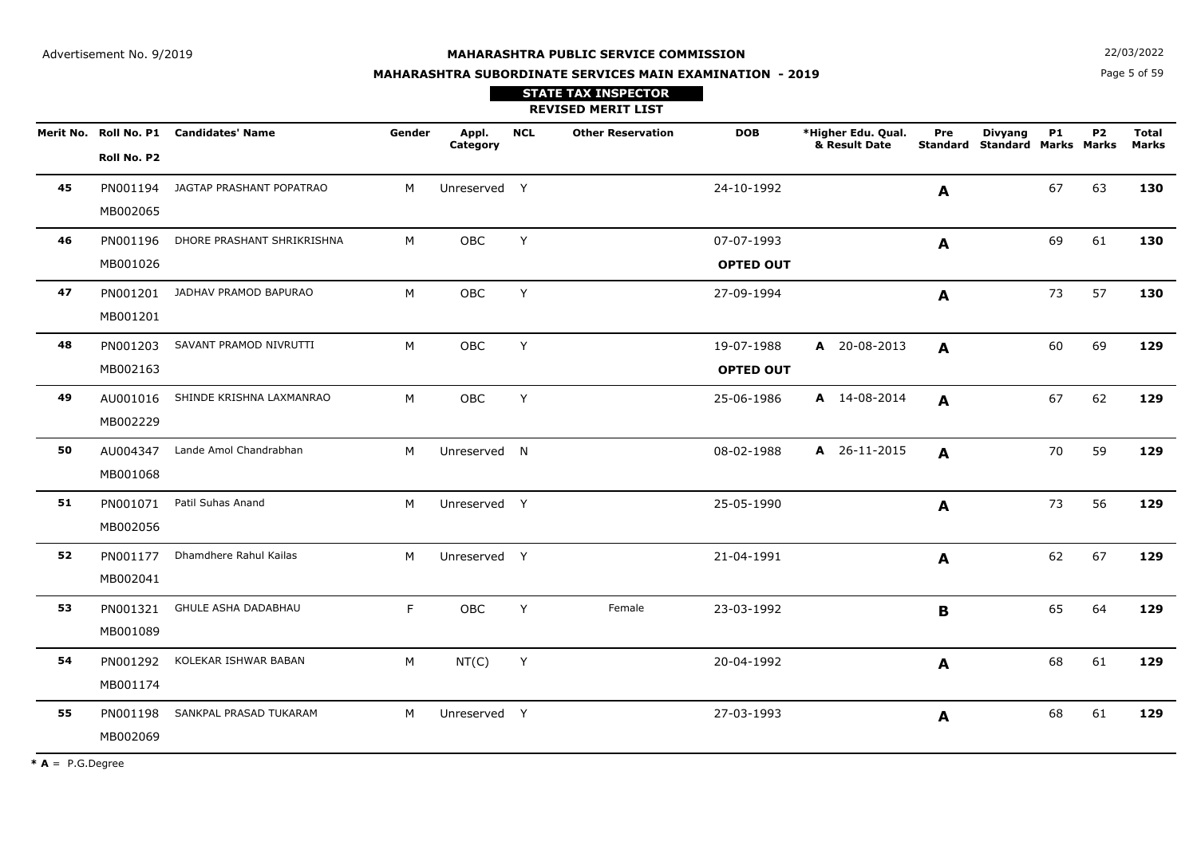Advertisement No. 9/2019

**MAHARASHTRA PUBLIC SERVICE COMMISSION**

**MAHARASHTRA SUBORDINATE SERVICES MAIN EXAMINATION - 2019**

22/03/2022

**STATE TAX INSPECTOR**

**REVISED MERIT LIST**

| Merit No. | Roll No. P1 / Roll No. P2 | Candidates' Name | Gender | Appl. Category | NCL | Other Reservation | DOB | *Higher Edu. Qual. & Result Date | Pre Standard | Divyang Standard | P1 Marks | P2 Marks | Total Marks |
|---|---|---|---|---|---|---|---|---|---|---|---|---|---|
| **45** | PN001194 MB002065 | JAGTAP PRASHANT POPATRAO | M | Unreserved | Y | | 24-10-1992 | | **A** | | 67 | 63 | **130** |
| **46** | PN001196 MB001026 | DHORE PRASHANT SHRIKRISHNA | M | OBC | Y | | 07-07-1993 **OPTED OUT** | | **A** | | 69 | 61 | **130** |
| **47** | PN001201 MB001201 | JADHAV PRAMOD BAPURAO | M | OBC | Y | | 27-09-1994 | | **A** | | 73 | 57 | **130** |
| **48** | PN001203 MB002163 | SAVANT PRAMOD NIVRUTTI | M | OBC | Y | | 19-07-1988 **OPTED OUT** | **A** 20-08-2013 | **A** | | 60 | 69 | **129** |
| **49** | AU001016 MB002229 | SHINDE KRISHNA LAXMANRAO | M | OBC | Y | | 25-06-1986 | **A** 14-08-2014 | **A** | | 67 | 62 | **129** |
| **50** | AU004347 MB001068 | Lande Amol Chandrabhan | M | Unreserved | N | | 08-02-1988 | **A** 26-11-2015 | **A** | | 70 | 59 | **129** |
| **51** | PN001071 MB002056 | Patil Suhas Anand | M | Unreserved | Y | | 25-05-1990 | | **A** | | 73 | 56 | **129** |
| **52** | PN001177 MB002041 | Dhamdhere Rahul Kailas | M | Unreserved | Y | | 21-04-1991 | | **A** | | 62 | 67 | **129** |
| **53** | PN001321 MB001089 | GHULE ASHA DADABHAU | F | OBC | Y | Female | 23-03-1992 | | **B** | | 65 | 64 | **129** |
| **54** | PN001292 MB001174 | KOLEKAR ISHWAR BABAN | M | NT(C) | Y | | 20-04-1992 | | **A** | | 68 | 61 | **129** |
| **55** | PN001198 MB002069 | SANKPAL PRASAD TUKARAM | M | Unreserved | Y | | 27-03-1993 | | **A** | | 68 | 61 | **129** |

* **A** = P.G.Degree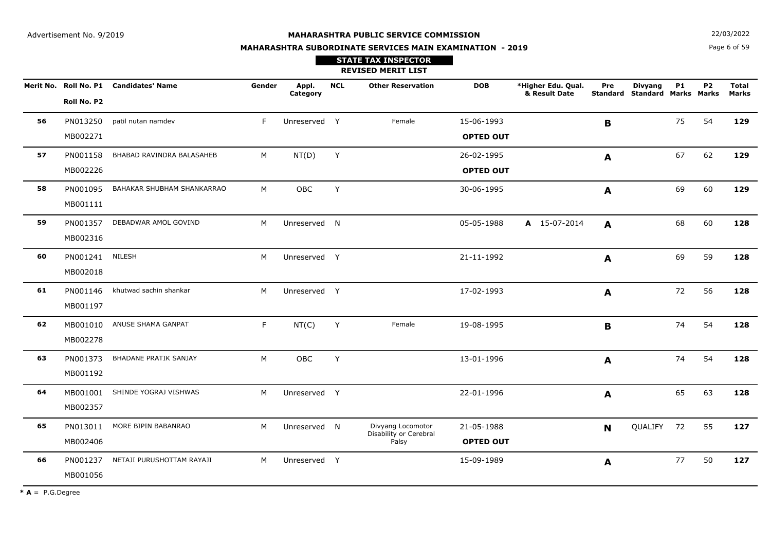Advertisement No. 9/2019

22/03/2022

**MAHARASHTRA PUBLIC SERVICE COMMISSION**

**MAHARASHTRA SUBORDINATE SERVICES MAIN EXAMINATION - 2019**

**STATE TAX INSPECTOR**

**REVISED MERIT LIST**

| Merit No. | Roll No. P1 / Roll No. P2 | Candidates' Name | Gender | Appl. Category | NCL | Other Reservation | DOB | *Higher Edu. Qual. & Result Date | Pre Standard | Divyang Standard | P1 Marks | P2 Marks | Total Marks |
|---|---|---|---|---|---|---|---|---|---|---|---|---|---|
| **56** | PN013250 / MB002271 | patil nutan namdev | F | Unreserved | Y | Female | 15-06-1993 **OPTED OUT** | | **B** | | 75 | 54 | **129** |
| **57** | PN001158 / MB002226 | BHABAD RAVINDRA BALASAHEB | M | NT(D) | Y | | 26-02-1995 **OPTED OUT** | | **A** | | 67 | 62 | **129** |
| **58** | PN001095 / MB001111 | BAHAKAR SHUBHAM SHANKARRAO | M | OBC | Y | | 30-06-1995 | | **A** | | 69 | 60 | **129** |
| **59** | PN001357 / MB002316 | DEBADWAR AMOL GOVIND | M | Unreserved | N | | 05-05-1988 | **A** 15-07-2014 | **A** | | 68 | 60 | **128** |
| **60** | PN001241 / MB002018 | NILESH | M | Unreserved | Y | | 21-11-1992 | | **A** | | 69 | 59 | **128** |
| **61** | PN001146 / MB001197 | khutwad sachin shankar | M | Unreserved | Y | | 17-02-1993 | | **A** | | 72 | 56 | **128** |
| **62** | MB001010 / MB002278 | ANUSE SHAMA GANPAT | F | NT(C) | Y | Female | 19-08-1995 | | **B** | | 74 | 54 | **128** |
| **63** | PN001373 / MB001192 | BHADANE PRATIK SANJAY | M | OBC | Y | | 13-01-1996 | | **A** | | 74 | 54 | **128** |
| **64** | MB001001 / MB002357 | SHINDE YOGRAJ VISHWAS | M | Unreserved | Y | | 22-01-1996 | | **A** | | 65 | 63 | **128** |
| **65** | PN013011 / MB002406 | MORE BIPIN BABANRAO | M | Unreserved | N | Divyang Locomotor Disability or Cerebral Palsy | 21-05-1988 **OPTED OUT** | | **N** | QUALIFY | 72 | 55 | **127** |
| **66** | PN001237 / MB001056 | NETAJI PURUSHOTTAM RAYAJI | M | Unreserved | Y | | 15-09-1989 | | **A** | | 77 | 50 | **127** |

**\* A** = P.G.Degree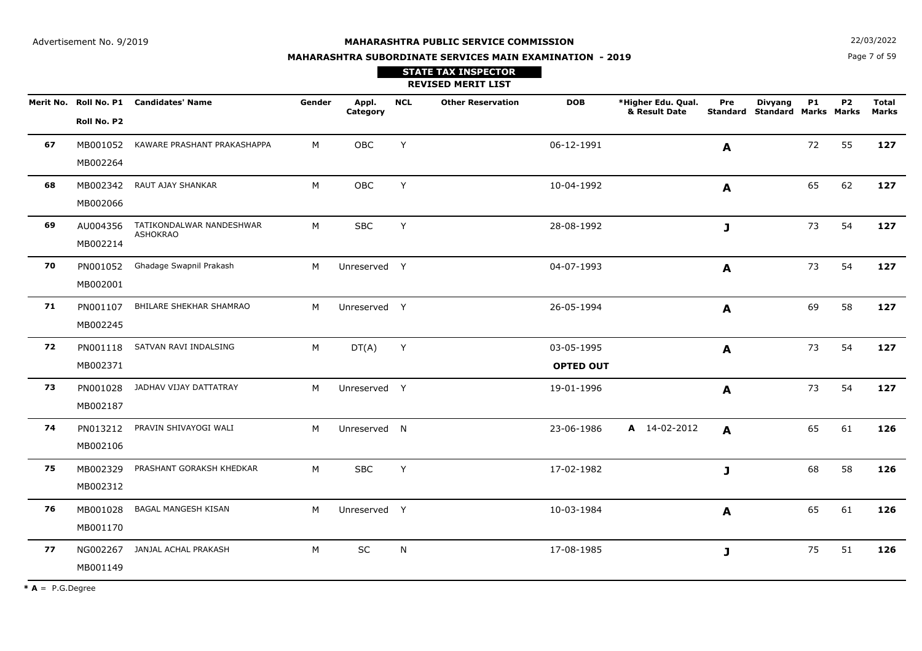Advertisement No. 9/2019

**MAHARASHTRA PUBLIC SERVICE COMMISSION**

22/03/2022

**MAHARASHTRA SUBORDINATE SERVICES MAIN EXAMINATION - 2019**

**STATE TAX INSPECTOR**

**REVISED MERIT LIST**

| Merit No. | Roll No. P1 / Roll No. P2 | Candidates' Name | Gender | Appl. Category | NCL | Other Reservation | DOB | *Higher Edu. Qual. & Result Date | Pre Standard | Divyang Standard | P1 Marks | P2 Marks | Total Marks |
|---|---|---|---|---|---|---|---|---|---|---|---|---|---|
| **67** | MB001052 MB002264 | KAWARE PRASHANT PRAKASHAPPA | M | OBC | Y | | 06-12-1991 | | **A** | | 72 | 55 | **127** |
| **68** | MB002342 MB002066 | RAUT AJAY SHANKAR | M | OBC | Y | | 10-04-1992 | | **A** | | 65 | 62 | **127** |
| **69** | AU004356 MB002214 | TATIKONDALWAR NANDESHWAR ASHOKRAO | M | SBC | Y | | 28-08-1992 | | **J** | | 73 | 54 | **127** |
| **70** | PN001052 MB002001 | Ghadage Swapnil Prakash | M | Unreserved | Y | | 04-07-1993 | | **A** | | 73 | 54 | **127** |
| **71** | PN001107 MB002245 | BHILARE SHEKHAR SHAMRAO | M | Unreserved | Y | | 26-05-1994 | | **A** | | 69 | 58 | **127** |
| **72** | PN001118 MB002371 | SATVAN RAVI INDALSING | M | DT(A) | Y | | 03-05-1995 **OPTED OUT** | | **A** | | 73 | 54 | **127** |
| **73** | PN001028 MB002187 | JADHAV VIJAY DATTATRAY | M | Unreserved | Y | | 19-01-1996 | | **A** | | 73 | 54 | **127** |
| **74** | PN013212 MB002106 | PRAVIN SHIVAYOGI WALI | M | Unreserved | N | | 23-06-1986 | **A** 14-02-2012 | **A** | | 65 | 61 | **126** |
| **75** | MB002329 MB002312 | PRASHANT GORAKSH KHEDKAR | M | SBC | Y | | 17-02-1982 | | **J** | | 68 | 58 | **126** |
| **76** | MB001028 MB001170 | BAGAL MANGESH KISAN | M | Unreserved | Y | | 10-03-1984 | | **A** | | 65 | 61 | **126** |
| **77** | NG002267 MB001149 | JANJAL ACHAL PRAKASH | M | SC | N | | 17-08-1985 | | **J** | | 75 | 51 | **126** |

* **A** = P.G.Degree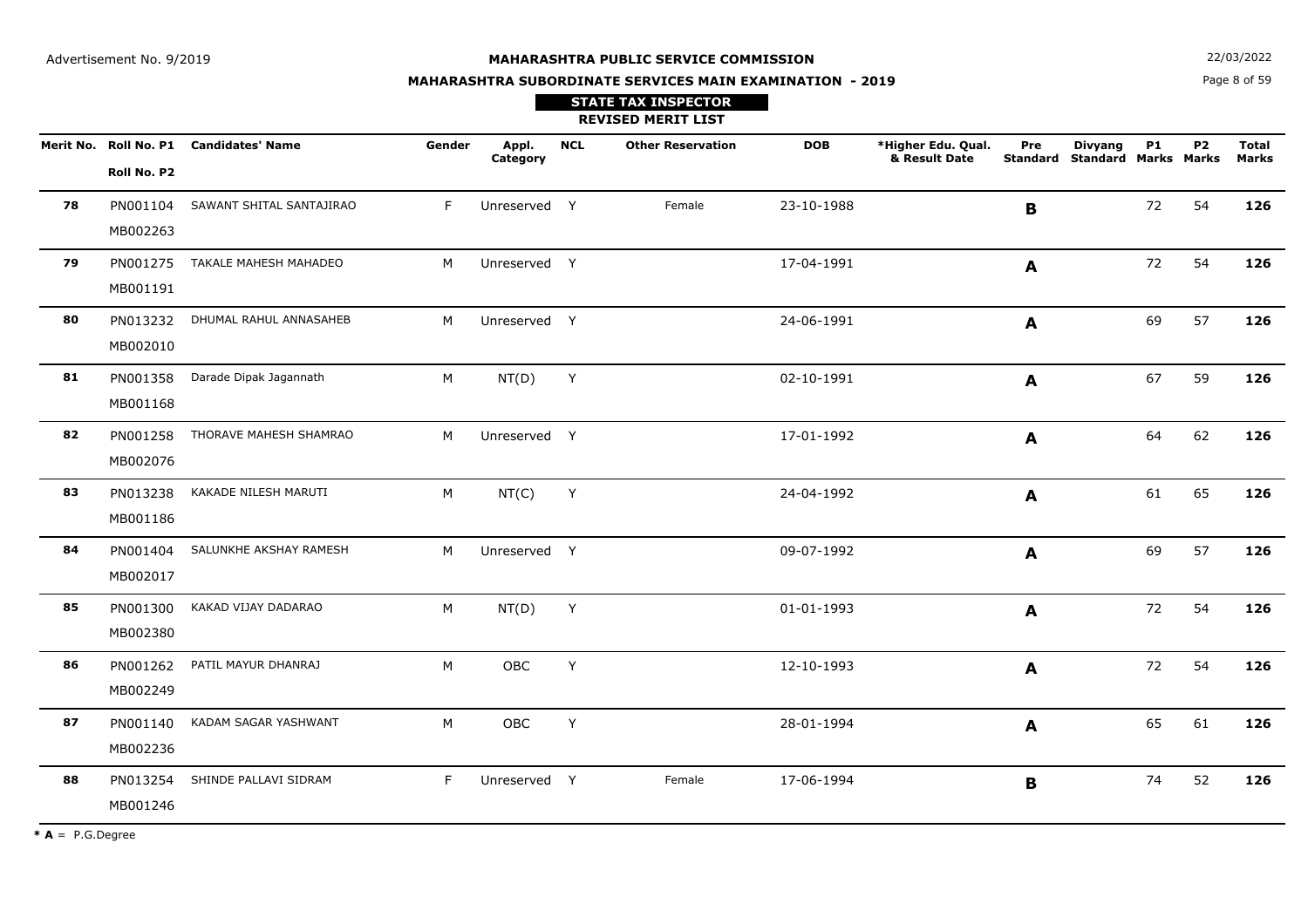Advertisement No. 9/2019

**MAHARASHTRA PUBLIC SERVICE COMMISSION**

**MAHARASHTRA SUBORDINATE SERVICES MAIN EXAMINATION - 2019**

22/03/2022

**STATE TAX INSPECTOR**

**REVISED MERIT LIST**

| Merit No. | Roll No. P1 / Roll No. P2 | Candidates' Name | Gender | Appl. Category | NCL | Other Reservation | DOB | *Higher Edu. Qual. & Result Date | Pre Standard | Divyang Standard | P1 Marks | P2 Marks | Total Marks |
|---|---|---|---|---|---|---|---|---|---|---|---|---|---|
| **78** | PN001104 MB002263 | SAWANT SHITAL SANTAJIRAO | F | Unreserved | Y | Female | 23-10-1988 | | **B** | | 72 | 54 | **126** |
| **79** | PN001275 MB001191 | TAKALE MAHESH MAHADEO | M | Unreserved | Y | | 17-04-1991 | | **A** | | 72 | 54 | **126** |
| **80** | PN013232 MB002010 | DHUMAL RAHUL ANNASAHEB | M | Unreserved | Y | | 24-06-1991 | | **A** | | 69 | 57 | **126** |
| **81** | PN001358 MB001168 | Darade Dipak Jagannath | M | NT(D) | Y | | 02-10-1991 | | **A** | | 67 | 59 | **126** |
| **82** | PN001258 MB002076 | THORAVE MAHESH SHAMRAO | M | Unreserved | Y | | 17-01-1992 | | **A** | | 64 | 62 | **126** |
| **83** | PN013238 MB001186 | KAKADE NILESH MARUTI | M | NT(C) | Y | | 24-04-1992 | | **A** | | 61 | 65 | **126** |
| **84** | PN001404 MB002017 | SALUNKHE AKSHAY RAMESH | M | Unreserved | Y | | 09-07-1992 | | **A** | | 69 | 57 | **126** |
| **85** | PN001300 MB002380 | KAKAD VIJAY DADARAO | M | NT(D) | Y | | 01-01-1993 | | **A** | | 72 | 54 | **126** |
| **86** | PN001262 MB002249 | PATIL MAYUR DHANRAJ | M | OBC | Y | | 12-10-1993 | | **A** | | 72 | 54 | **126** |
| **87** | PN001140 MB002236 | KADAM SAGAR YASHWANT | M | OBC | Y | | 28-01-1994 | | **A** | | 65 | 61 | **126** |
| **88** | PN013254 MB001246 | SHINDE PALLAVI SIDRAM | F | Unreserved | Y | Female | 17-06-1994 | | **B** | | 74 | 52 | **126** |

* **A** = P.G.Degree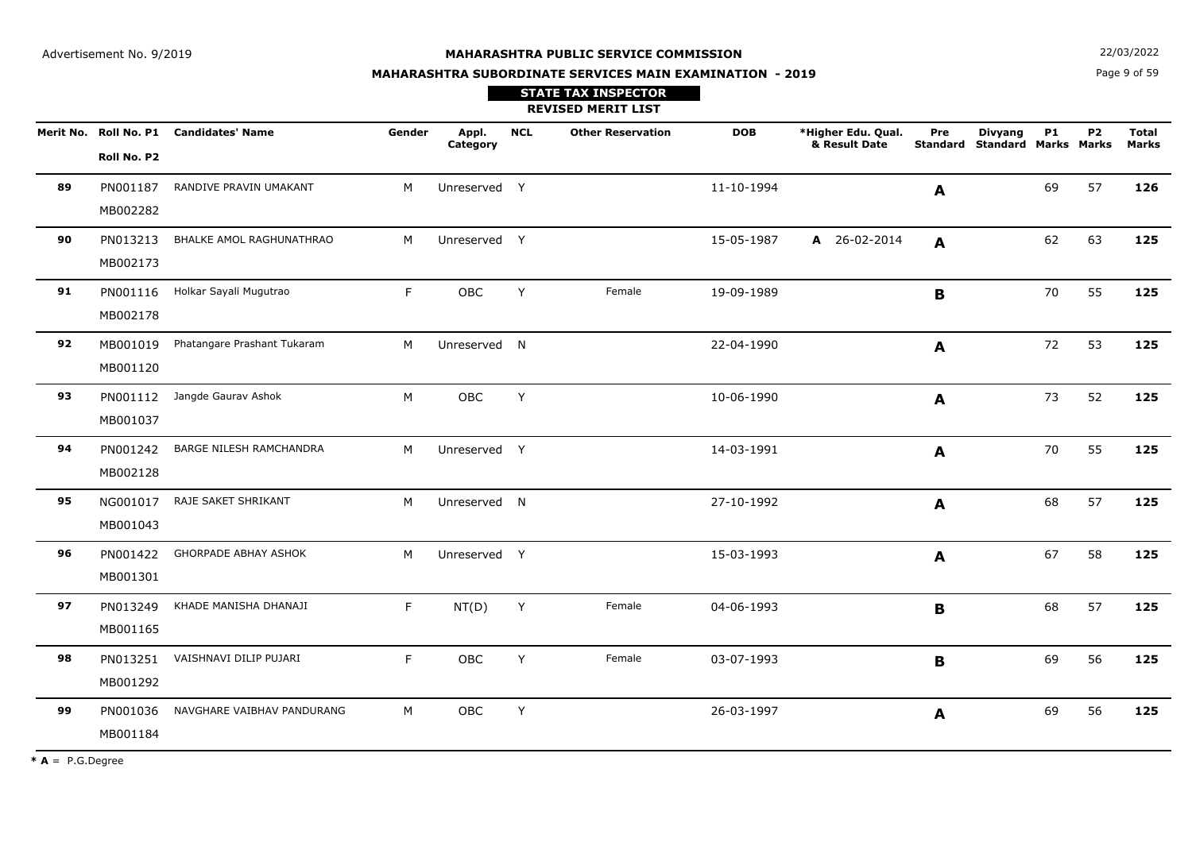Advertisement No. 9/2019

# MAHARASHTRA PUBLIC SERVICE COMMISSION

## MAHARASHTRA SUBORDINATE SERVICES MAIN EXAMINATION - 2019

### STATE TAX INSPECTOR

### REVISED MERIT LIST

22/03/2022

| Merit No. | Roll No. P1 / Roll No. P2 | Candidates' Name | Gender | Appl. Category | NCL | Other Reservation | DOB | *Higher Edu. Qual. & Result Date | Pre Standard | Divyang Standard | P1 Marks | P2 Marks | Total Marks |
|---|---|---|---|---|---|---|---|---|---|---|---|---|---|
| **89** | PN001187 MB002282 | RANDIVE PRAVIN UMAKANT | M | Unreserved | Y | | 11-10-1994 | | **A** | | 69 | 57 | **126** |
| **90** | PN013213 MB002173 | BHALKE AMOL RAGHUNATHRAO | M | Unreserved | Y | | 15-05-1987 | **A** 26-02-2014 | **A** | | 62 | 63 | **125** |
| **91** | PN001116 MB002178 | Holkar Sayali Mugutrao | F | OBC | Y | Female | 19-09-1989 | | **B** | | 70 | 55 | **125** |
| **92** | MB001019 MB001120 | Phatangare Prashant Tukaram | M | Unreserved | N | | 22-04-1990 | | **A** | | 72 | 53 | **125** |
| **93** | PN001112 MB001037 | Jangde Gaurav Ashok | M | OBC | Y | | 10-06-1990 | | **A** | | 73 | 52 | **125** |
| **94** | PN001242 MB002128 | BARGE NILESH RAMCHANDRA | M | Unreserved | Y | | 14-03-1991 | | **A** | | 70 | 55 | **125** |
| **95** | NG001017 MB001043 | RAJE SAKET SHRIKANT | M | Unreserved | N | | 27-10-1992 | | **A** | | 68 | 57 | **125** |
| **96** | PN001422 MB001301 | GHORPADE ABHAY ASHOK | M | Unreserved | Y | | 15-03-1993 | | **A** | | 67 | 58 | **125** |
| **97** | PN013249 MB001165 | KHADE MANISHA DHANAJI | F | NT(D) | Y | Female | 04-06-1993 | | **B** | | 68 | 57 | **125** |
| **98** | PN013251 MB001292 | VAISHNAVI DILIP PUJARI | F | OBC | Y | Female | 03-07-1993 | | **B** | | 69 | 56 | **125** |
| **99** | PN001036 MB001184 | NAVGHARE VAIBHAV PANDURANG | M | OBC | Y | | 26-03-1997 | | **A** | | 69 | 56 | **125** |

* **A** = P.G.Degree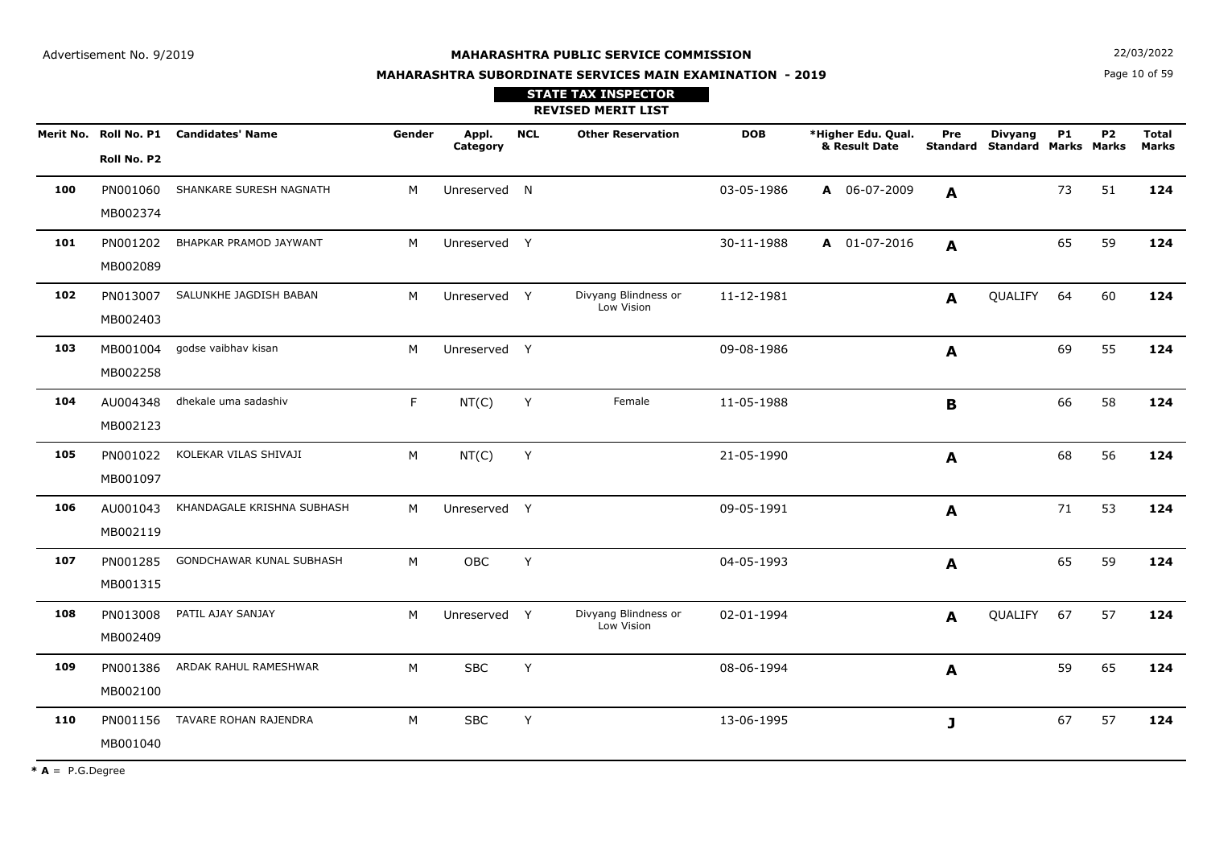Advertisement No. 9/2019

**MAHARASHTRA PUBLIC SERVICE COMMISSION**

**MAHARASHTRA SUBORDINATE SERVICES MAIN EXAMINATION - 2019**

22/03/2022

**STATE TAX INSPECTOR**

**REVISED MERIT LIST**

| Merit No. | Roll No. P1 / Roll No. P2 | Candidates' Name | Gender | Appl. Category | NCL | Other Reservation | DOB | *Higher Edu. Qual. & Result Date | Pre Standard | Divyang Standard | P1 Marks | P2 Marks | Total Marks |
|---|---|---|---|---|---|---|---|---|---|---|---|---|---|
| **100** | PN001060 MB002374 | SHANKARE SURESH NAGNATH | M | Unreserved | N | | 03-05-1986 | **A** 06-07-2009 | **A** | | 73 | 51 | **124** |
| **101** | PN001202 MB002089 | BHAPKAR PRAMOD JAYWANT | M | Unreserved | Y | | 30-11-1988 | **A** 01-07-2016 | **A** | | 65 | 59 | **124** |
| **102** | PN013007 MB002403 | SALUNKHE JAGDISH BABAN | M | Unreserved | Y | Divyang Blindness or Low Vision | 11-12-1981 | | **A** | QUALIFY | 64 | 60 | **124** |
| **103** | MB001004 MB002258 | godse vaibhav kisan | M | Unreserved | Y | | 09-08-1986 | | **A** | | 69 | 55 | **124** |
| **104** | AU004348 MB002123 | dhekale uma sadashiv | F | NT(C) | Y | Female | 11-05-1988 | | **B** | | 66 | 58 | **124** |
| **105** | PN001022 MB001097 | KOLEKAR VILAS SHIVAJI | M | NT(C) | Y | | 21-05-1990 | | **A** | | 68 | 56 | **124** |
| **106** | AU001043 MB002119 | KHANDAGALE KRISHNA SUBHASH | M | Unreserved | Y | | 09-05-1991 | | **A** | | 71 | 53 | **124** |
| **107** | PN001285 MB001315 | GONDCHAWAR KUNAL SUBHASH | M | OBC | Y | | 04-05-1993 | | **A** | | 65 | 59 | **124** |
| **108** | PN013008 MB002409 | PATIL AJAY SANJAY | M | Unreserved | Y | Divyang Blindness or Low Vision | 02-01-1994 | | **A** | QUALIFY | 67 | 57 | **124** |
| **109** | PN001386 MB002100 | ARDAK RAHUL RAMESHWAR | M | SBC | Y | | 08-06-1994 | | **A** | | 59 | 65 | **124** |
| **110** | PN001156 MB001040 | TAVARE ROHAN RAJENDRA | M | SBC | Y | | 13-06-1995 | | **J** | | 67 | 57 | **124** |

*** A** = P.G.Degree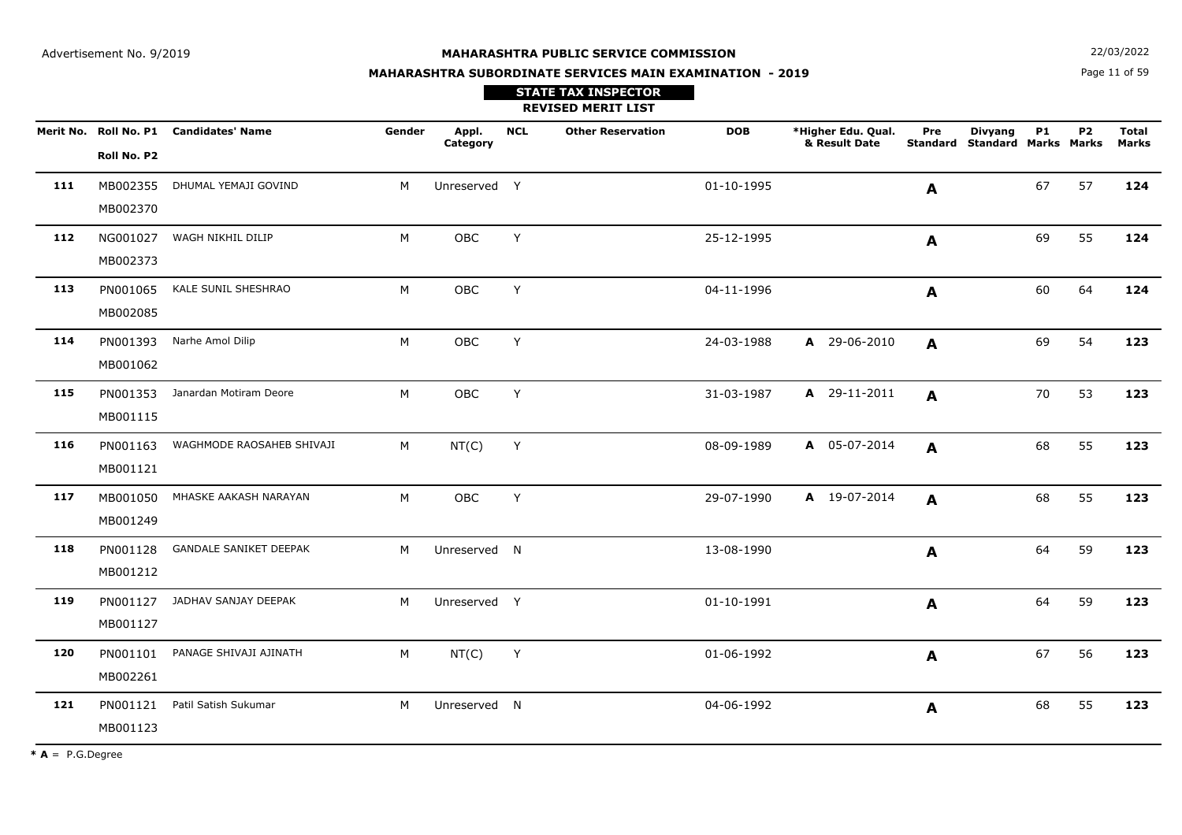Advertisement No. 9/2019

22/03/2022

# MAHARASHTRA PUBLIC SERVICE COMMISSION

## MAHARASHTRA SUBORDINATE SERVICES MAIN EXAMINATION - 2019

### STATE TAX INSPECTOR

### REVISED MERIT LIST

| Merit No. | Roll No. P1 / Roll No. P2 | Candidates' Name | Gender | Appl. Category | NCL | Other Reservation | DOB | *Higher Edu. Qual. & Result Date | Pre Standard | Divyang Standard | P1 Marks | P2 Marks | Total Marks |
|---|---|---|---|---|---|---|---|---|---|---|---|---|---|
| **111** | MB002355 / MB002370 | DHUMAL YEMAJI GOVIND | M | Unreserved | Y | | 01-10-1995 | | **A** | | 67 | 57 | **124** |
| **112** | NG001027 / MB002373 | WAGH NIKHIL DILIP | M | OBC | Y | | 25-12-1995 | | **A** | | 69 | 55 | **124** |
| **113** | PN001065 / MB002085 | KALE SUNIL SHESHRAO | M | OBC | Y | | 04-11-1996 | | **A** | | 60 | 64 | **124** |
| **114** | PN001393 / MB001062 | Narhe Amol Dilip | M | OBC | Y | | 24-03-1988 | **A** 29-06-2010 | **A** | | 69 | 54 | **123** |
| **115** | PN001353 / MB001115 | Janardan Motiram Deore | M | OBC | Y | | 31-03-1987 | **A** 29-11-2011 | **A** | | 70 | 53 | **123** |
| **116** | PN001163 / MB001121 | WAGHMODE RAOSAHEB SHIVAJI | M | NT(C) | Y | | 08-09-1989 | **A** 05-07-2014 | **A** | | 68 | 55 | **123** |
| **117** | MB001050 / MB001249 | MHASKE AAKASH NARAYAN | M | OBC | Y | | 29-07-1990 | **A** 19-07-2014 | **A** | | 68 | 55 | **123** |
| **118** | PN001128 / MB001212 | GANDALE SANIKET DEEPAK | M | Unreserved | N | | 13-08-1990 | | **A** | | 64 | 59 | **123** |
| **119** | PN001127 / MB001127 | JADHAV SANJAY DEEPAK | M | Unreserved | Y | | 01-10-1991 | | **A** | | 64 | 59 | **123** |
| **120** | PN001101 / MB002261 | PANAGE SHIVAJI AJINATH | M | NT(C) | Y | | 01-06-1992 | | **A** | | 67 | 56 | **123** |
| **121** | PN001121 / MB001123 | Patil Satish Sukumar | M | Unreserved | N | | 04-06-1992 | | **A** | | 68 | 55 | **123** |

*** A** = P.G.Degree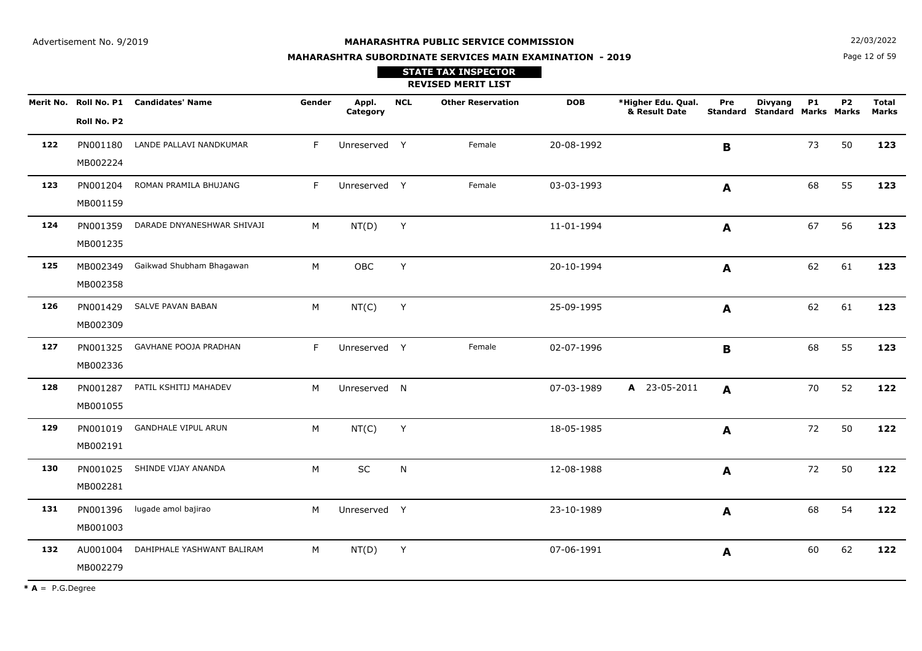Advertisement No. 9/2019

**MAHARASHTRA PUBLIC SERVICE COMMISSION**

**MAHARASHTRA SUBORDINATE SERVICES MAIN EXAMINATION - 2019**

22/03/2022

**STATE TAX INSPECTOR**

**REVISED MERIT LIST**

| Merit No. | Roll No. P1 / Roll No. P2 | Candidates' Name | Gender | Appl. Category | NCL | Other Reservation | DOB | *Higher Edu. Qual. & Result Date | Pre Standard | Divyang Standard | P1 Marks | P2 Marks | Total Marks |
|---|---|---|---|---|---|---|---|---|---|---|---|---|---|
| **122** | PN001180 MB002224 | LANDE PALLAVI NANDKUMAR | F | Unreserved | Y | Female | 20-08-1992 | | **B** | | 73 | 50 | **123** |
| **123** | PN001204 MB001159 | ROMAN PRAMILA BHUJANG | F | Unreserved | Y | Female | 03-03-1993 | | **A** | | 68 | 55 | **123** |
| **124** | PN001359 MB001235 | DARADE DNYANESHWAR SHIVAJI | M | NT(D) | Y | | 11-01-1994 | | **A** | | 67 | 56 | **123** |
| **125** | MB002349 MB002358 | Gaikwad Shubham Bhagawan | M | OBC | Y | | 20-10-1994 | | **A** | | 62 | 61 | **123** |
| **126** | PN001429 MB002309 | SALVE PAVAN BABAN | M | NT(C) | Y | | 25-09-1995 | | **A** | | 62 | 61 | **123** |
| **127** | PN001325 MB002336 | GAVHANE POOJA PRADHAN | F | Unreserved | Y | Female | 02-07-1996 | | **B** | | 68 | 55 | **123** |
| **128** | PN001287 MB001055 | PATIL KSHITIJ MAHADEV | M | Unreserved | N | | 07-03-1989 | **A** 23-05-2011 | **A** | | 70 | 52 | **122** |
| **129** | PN001019 MB002191 | GANDHALE VIPUL ARUN | M | NT(C) | Y | | 18-05-1985 | | **A** | | 72 | 50 | **122** |
| **130** | PN001025 MB002281 | SHINDE VIJAY ANANDA | M | SC | N | | 12-08-1988 | | **A** | | 72 | 50 | **122** |
| **131** | PN001396 MB001003 | lugade amol bajirao | M | Unreserved | Y | | 23-10-1989 | | **A** | | 68 | 54 | **122** |
| **132** | AU001004 MB002279 | DAHIPHALE YASHWANT BALIRAM | M | NT(D) | Y | | 07-06-1991 | | **A** | | 60 | 62 | **122** |

* **A** = P.G.Degree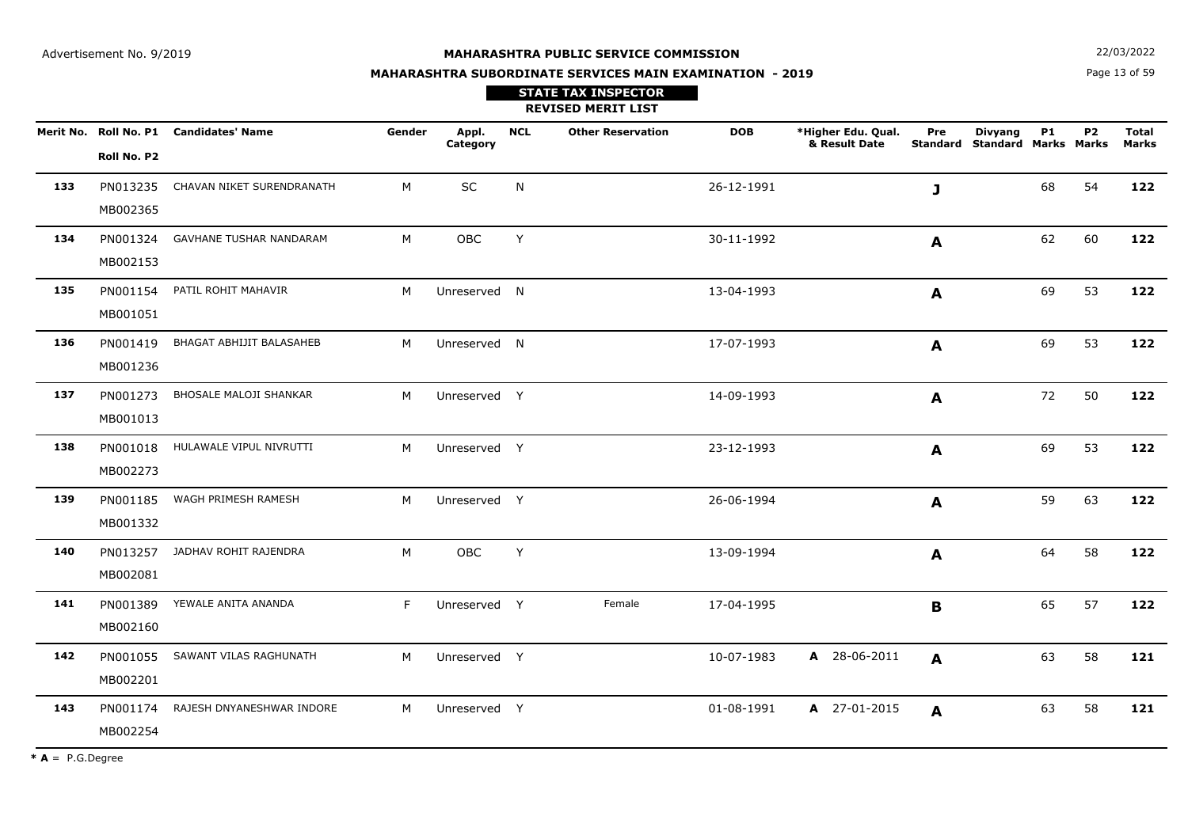Advertisement No. 9/2019

**MAHARASHTRA PUBLIC SERVICE COMMISSION**

**MAHARASHTRA SUBORDINATE SERVICES MAIN EXAMINATION - 2019**

22/03/2022

**STATE TAX INSPECTOR**

**REVISED MERIT LIST**

| Merit No. | Roll No. P1 / Roll No. P2 | Candidates' Name | Gender | Appl. Category | NCL | Other Reservation | DOB | *Higher Edu. Qual. & Result Date | Pre Standard | Divyang Standard | P1 Marks | P2 Marks | Total Marks |
|---|---|---|---|---|---|---|---|---|---|---|---|---|---|
| **133** | PN013235 / MB002365 | CHAVAN NIKET SURENDRANATH | M | SC | N | | 26-12-1991 | | **J** | | 68 | 54 | **122** |
| **134** | PN001324 / MB002153 | GAVHANE TUSHAR NANDARAM | M | OBC | Y | | 30-11-1992 | | **A** | | 62 | 60 | **122** |
| **135** | PN001154 / MB001051 | PATIL ROHIT MAHAVIR | M | Unreserved | N | | 13-04-1993 | | **A** | | 69 | 53 | **122** |
| **136** | PN001419 / MB001236 | BHAGAT ABHIJIT BALASAHEB | M | Unreserved | N | | 17-07-1993 | | **A** | | 69 | 53 | **122** |
| **137** | PN001273 / MB001013 | BHOSALE MALOJI SHANKAR | M | Unreserved | Y | | 14-09-1993 | | **A** | | 72 | 50 | **122** |
| **138** | PN001018 / MB002273 | HULAWALE VIPUL NIVRUTTI | M | Unreserved | Y | | 23-12-1993 | | **A** | | 69 | 53 | **122** |
| **139** | PN001185 / MB001332 | WAGH PRIMESH RAMESH | M | Unreserved | Y | | 26-06-1994 | | **A** | | 59 | 63 | **122** |
| **140** | PN013257 / MB002081 | JADHAV ROHIT RAJENDRA | M | OBC | Y | | 13-09-1994 | | **A** | | 64 | 58 | **122** |
| **141** | PN001389 / MB002160 | YEWALE ANITA ANANDA | F | Unreserved | Y | Female | 17-04-1995 | | **B** | | 65 | 57 | **122** |
| **142** | PN001055 / MB002201 | SAWANT VILAS RAGHUNATH | M | Unreserved | Y | | 10-07-1983 | **A** 28-06-2011 | **A** | | 63 | 58 | **121** |
| **143** | PN001174 / MB002254 | RAJESH DNYANESHWAR INDORE | M | Unreserved | Y | | 01-08-1991 | **A** 27-01-2015 | **A** | | 63 | 58 | **121** |

*** A** = P.G.Degree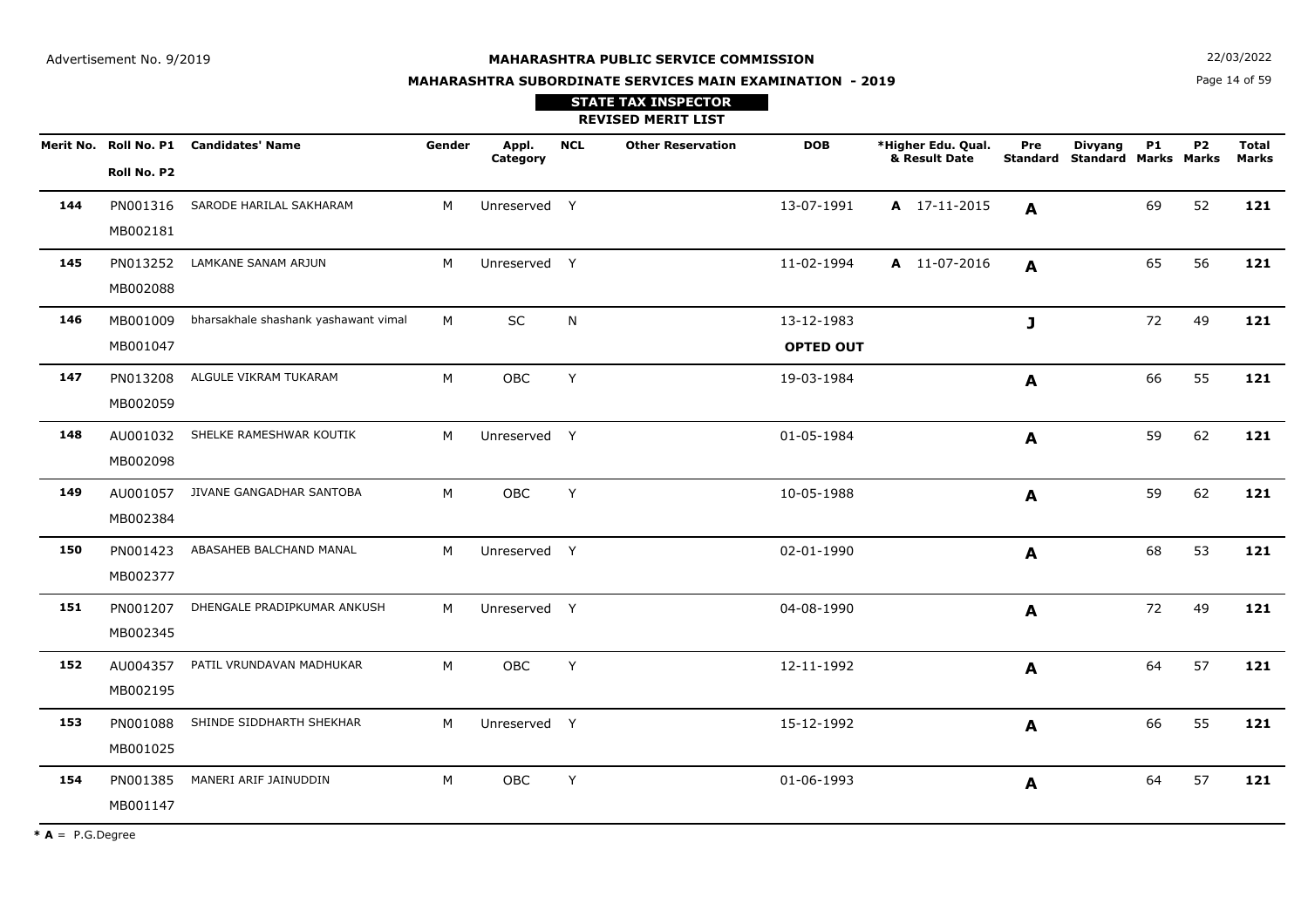Advertisement No. 9/2019

**MAHARASHTRA PUBLIC SERVICE COMMISSION**

22/03/2022

**MAHARASHTRA SUBORDINATE SERVICES MAIN EXAMINATION - 2019**

**STATE TAX INSPECTOR**

**REVISED MERIT LIST**

| Merit No. | Roll No. P1 / Roll No. P2 | Candidates' Name | Gender | Appl. Category | NCL | Other Reservation | DOB | *Higher Edu. Qual. & Result Date | Pre Standard | Divyang Standard | P1 Marks | P2 Marks | Total Marks |
|---|---|---|---|---|---|---|---|---|---|---|---|---|---|
| **144** | PN001316 / MB002181 | SARODE HARILAL SAKHARAM | M | Unreserved | Y | | 13-07-1991 | **A** 17-11-2015 | **A** | | 69 | 52 | **121** |
| **145** | PN013252 / MB002088 | LAMKANE SANAM ARJUN | M | Unreserved | Y | | 11-02-1994 | **A** 11-07-2016 | **A** | | 65 | 56 | **121** |
| **146** | MB001009 / MB001047 | bharsakhale shashank yashawant vimal | M | SC | N | | 13-12-1983 **OPTED OUT** | | **J** | | 72 | 49 | **121** |
| **147** | PN013208 / MB002059 | ALGULE VIKRAM TUKARAM | M | OBC | Y | | 19-03-1984 | | **A** | | 66 | 55 | **121** |
| **148** | AU001032 / MB002098 | SHELKE RAMESHWAR KOUTIK | M | Unreserved | Y | | 01-05-1984 | | **A** | | 59 | 62 | **121** |
| **149** | AU001057 / MB002384 | JIVANE GANGADHAR SANTOBA | M | OBC | Y | | 10-05-1988 | | **A** | | 59 | 62 | **121** |
| **150** | PN001423 / MB002377 | ABASAHEB BALCHAND MANAL | M | Unreserved | Y | | 02-01-1990 | | **A** | | 68 | 53 | **121** |
| **151** | PN001207 / MB002345 | DHENGALE PRADIPKUMAR ANKUSH | M | Unreserved | Y | | 04-08-1990 | | **A** | | 72 | 49 | **121** |
| **152** | AU004357 / MB002195 | PATIL VRUNDAVAN MADHUKAR | M | OBC | Y | | 12-11-1992 | | **A** | | 64 | 57 | **121** |
| **153** | PN001088 / MB001025 | SHINDE SIDDHARTH SHEKHAR | M | Unreserved | Y | | 15-12-1992 | | **A** | | 66 | 55 | **121** |
| **154** | PN001385 / MB001147 | MANERI ARIF JAINUDDIN | M | OBC | Y | | 01-06-1993 | | **A** | | 64 | 57 | **121** |

**\* A** = P.G.Degree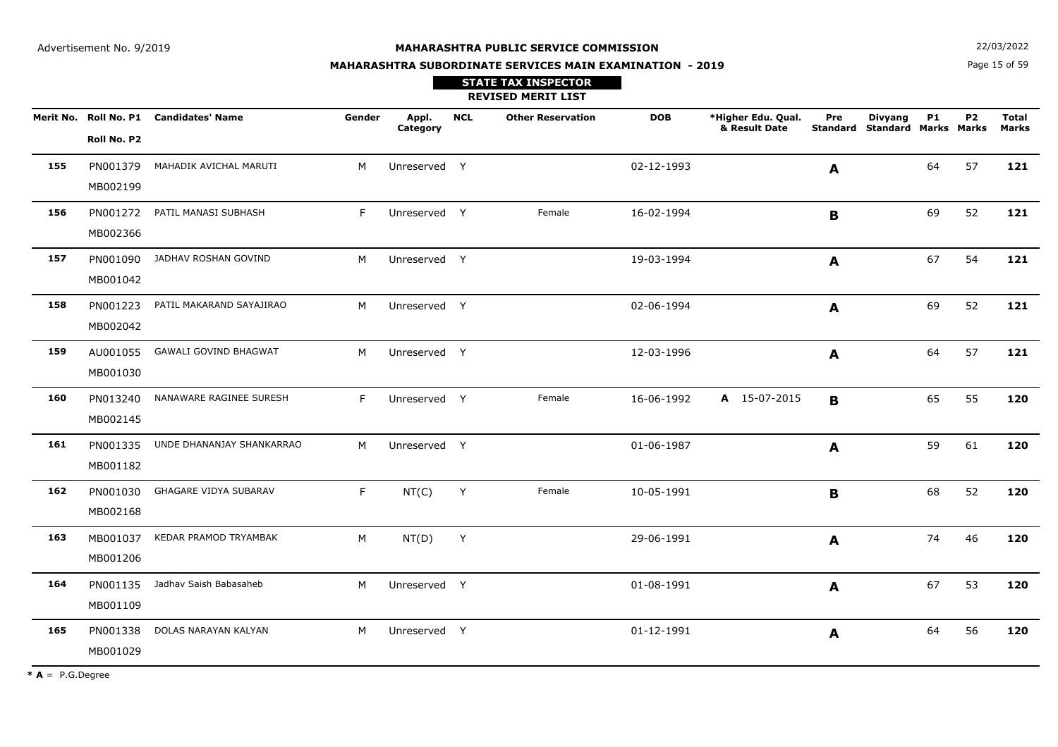Advertisement No. 9/2019

# MAHARASHTRA PUBLIC SERVICE COMMISSION

## MAHARASHTRA SUBORDINATE SERVICES MAIN EXAMINATION - 2019

### STATE TAX INSPECTOR

### REVISED MERIT LIST

| Merit No. | Roll No. P1 / Roll No. P2 | Candidates' Name | Gender | Appl. Category | NCL | Other Reservation | DOB | *Higher Edu. Qual. & Result Date | Pre Standard | Divyang Standard | P1 Marks | P2 Marks | Total Marks |
|---|---|---|---|---|---|---|---|---|---|---|---|---|---|
| **155** | PN001379 / MB002199 | MAHADIK AVICHAL MARUTI | M | Unreserved | Y | | 02-12-1993 | | **A** | | 64 | 57 | **121** |
| **156** | PN001272 / MB002366 | PATIL MANASI SUBHASH | F | Unreserved | Y | Female | 16-02-1994 | | **B** | | 69 | 52 | **121** |
| **157** | PN001090 / MB001042 | JADHAV ROSHAN GOVIND | M | Unreserved | Y | | 19-03-1994 | | **A** | | 67 | 54 | **121** |
| **158** | PN001223 / MB002042 | PATIL MAKARAND SAYAJIRAO | M | Unreserved | Y | | 02-06-1994 | | **A** | | 69 | 52 | **121** |
| **159** | AU001055 / MB001030 | GAWALI GOVIND BHAGWAT | M | Unreserved | Y | | 12-03-1996 | | **A** | | 64 | 57 | **121** |
| **160** | PN013240 / MB002145 | NANAWARE RAGINEE SURESH | F | Unreserved | Y | Female | 16-06-1992 | **A** 15-07-2015 | **B** | | 65 | 55 | **120** |
| **161** | PN001335 / MB001182 | UNDE DHANANJAY SHANKARRAO | M | Unreserved | Y | | 01-06-1987 | | **A** | | 59 | 61 | **120** |
| **162** | PN001030 / MB002168 | GHAGARE VIDYA SUBARAV | F | NT(C) | Y | Female | 10-05-1991 | | **B** | | 68 | 52 | **120** |
| **163** | MB001037 / MB001206 | KEDAR PRAMOD TRYAMBAK | M | NT(D) | Y | | 29-06-1991 | | **A** | | 74 | 46 | **120** |
| **164** | PN001135 / MB001109 | Jadhav Saish Babasaheb | M | Unreserved | Y | | 01-08-1991 | | **A** | | 67 | 53 | **120** |
| **165** | PN001338 / MB001029 | DOLAS NARAYAN KALYAN | M | Unreserved | Y | | 01-12-1991 | | **A** | | 64 | 56 | **120** |

*** A** = P.G.Degree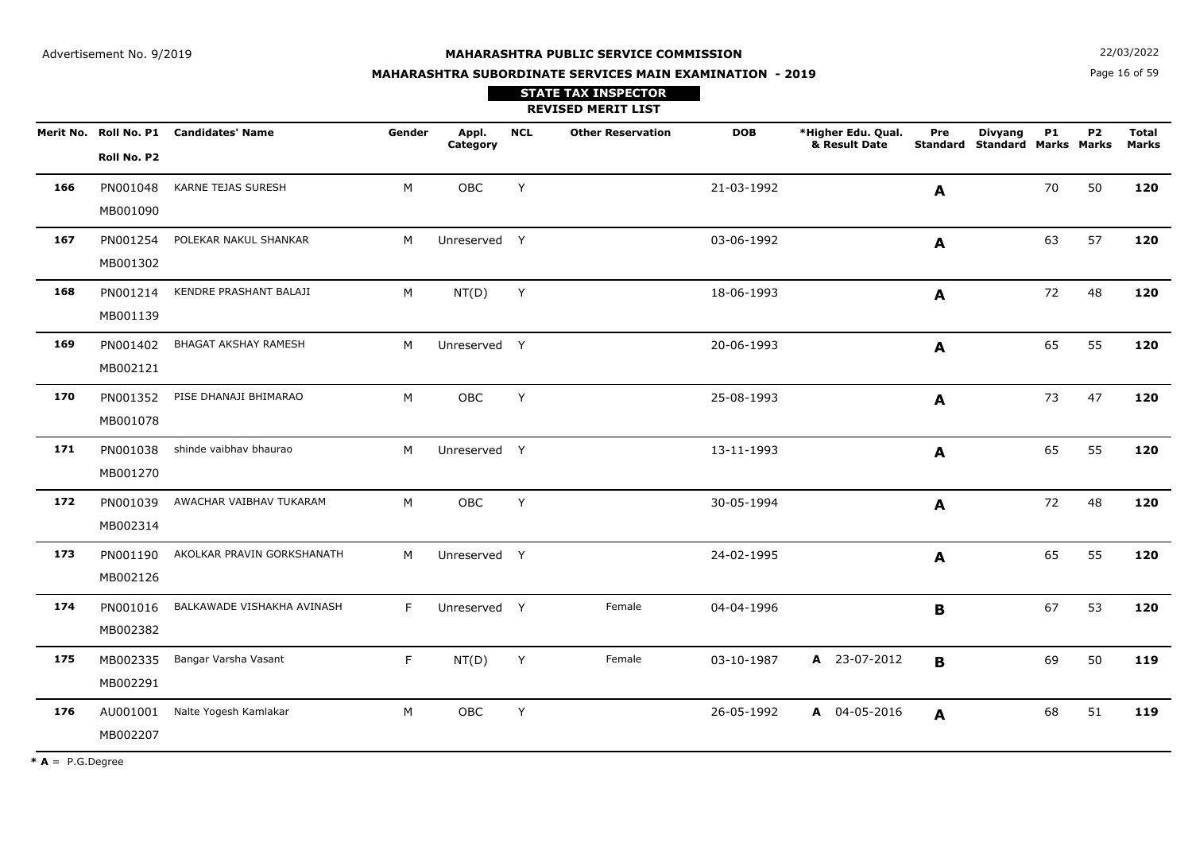Advertisement No. 9/2019

**MAHARASHTRA PUBLIC SERVICE COMMISSION**

**MAHARASHTRA SUBORDINATE SERVICES MAIN EXAMINATION - 2019**

22/03/2022

**STATE TAX INSPECTOR**

**REVISED MERIT LIST**

| Merit No. | Roll No. P1 / Roll No. P2 | Candidates' Name | Gender | Appl. Category | NCL | Other Reservation | DOB | *Higher Edu. Qual. & Result Date | Pre Standard | Divyang Standard | P1 Marks | P2 Marks | Total Marks |
|---|---|---|---|---|---|---|---|---|---|---|---|---|---|
| **166** | PN001048 MB001090 | KARNE TEJAS SURESH | M | OBC | Y | | 21-03-1992 | | **A** | | 70 | 50 | **120** |
| **167** | PN001254 MB001302 | POLEKAR NAKUL SHANKAR | M | Unreserved | Y | | 03-06-1992 | | **A** | | 63 | 57 | **120** |
| **168** | PN001214 MB001139 | KENDRE PRASHANT BALAJI | M | NT(D) | Y | | 18-06-1993 | | **A** | | 72 | 48 | **120** |
| **169** | PN001402 MB002121 | BHAGAT AKSHAY RAMESH | M | Unreserved | Y | | 20-06-1993 | | **A** | | 65 | 55 | **120** |
| **170** | PN001352 MB001078 | PISE DHANAJI BHIMARAO | M | OBC | Y | | 25-08-1993 | | **A** | | 73 | 47 | **120** |
| **171** | PN001038 MB001270 | shinde vaibhav bhaurao | M | Unreserved | Y | | 13-11-1993 | | **A** | | 65 | 55 | **120** |
| **172** | PN001039 MB002314 | AWACHAR VAIBHAV TUKARAM | M | OBC | Y | | 30-05-1994 | | **A** | | 72 | 48 | **120** |
| **173** | PN001190 MB002126 | AKOLKAR PRAVIN GORKSHANATH | M | Unreserved | Y | | 24-02-1995 | | **A** | | 65 | 55 | **120** |
| **174** | PN001016 MB002382 | BALKAWADE VISHAKHA AVINASH | F | Unreserved | Y | Female | 04-04-1996 | | **B** | | 67 | 53 | **120** |
| **175** | MB002335 MB002291 | Bangar Varsha Vasant | F | NT(D) | Y | Female | 03-10-1987 | **A** 23-07-2012 | **B** | | 69 | 50 | **119** |
| **176** | AU001001 MB002207 | Nalte Yogesh Kamlakar | M | OBC | Y | | 26-05-1992 | **A** 04-05-2016 | **A** | | 68 | 51 | **119** |

**\* A** = P.G.Degree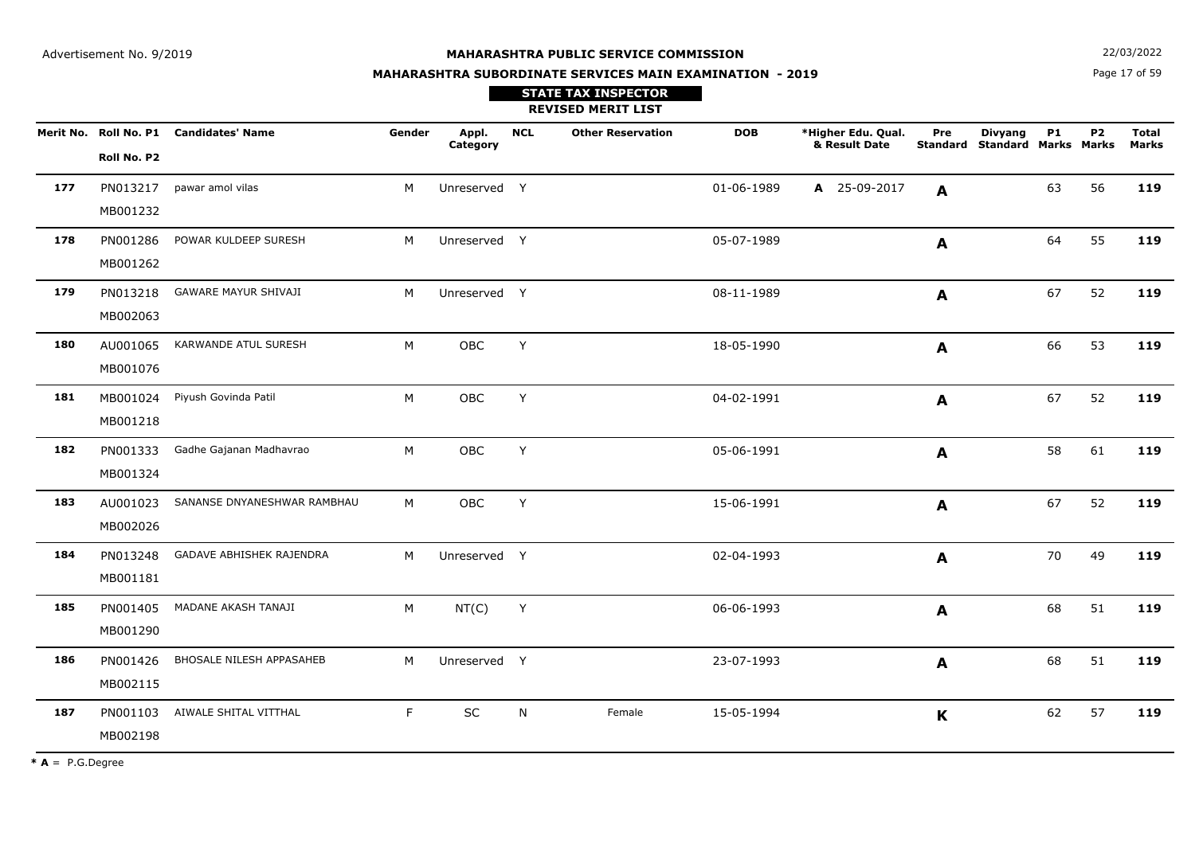Advertisement No. 9/2019

**MAHARASHTRA PUBLIC SERVICE COMMISSION**

**MAHARASHTRA SUBORDINATE SERVICES MAIN EXAMINATION - 2019**

22/03/2022

**STATE TAX INSPECTOR**

**REVISED MERIT LIST**

| Merit No. | Roll No. P1 / Roll No. P2 | Candidates' Name | Gender | Appl. Category | NCL | Other Reservation | DOB | *Higher Edu. Qual. & Result Date | Pre Standard | Divyang Standard | P1 Marks | P2 Marks | Total Marks |
|---|---|---|---|---|---|---|---|---|---|---|---|---|---|
| **177** | PN013217 MB001232 | pawar amol vilas | M | Unreserved | Y | | 01-06-1989 | **A** 25-09-2017 | **A** | | 63 | 56 | **119** |
| **178** | PN001286 MB001262 | POWAR KULDEEP SURESH | M | Unreserved | Y | | 05-07-1989 | | **A** | | 64 | 55 | **119** |
| **179** | PN013218 MB002063 | GAWARE MAYUR SHIVAJI | M | Unreserved | Y | | 08-11-1989 | | **A** | | 67 | 52 | **119** |
| **180** | AU001065 MB001076 | KARWANDE ATUL SURESH | M | OBC | Y | | 18-05-1990 | | **A** | | 66 | 53 | **119** |
| **181** | MB001024 MB001218 | Piyush Govinda Patil | M | OBC | Y | | 04-02-1991 | | **A** | | 67 | 52 | **119** |
| **182** | PN001333 MB001324 | Gadhe Gajanan Madhavrao | M | OBC | Y | | 05-06-1991 | | **A** | | 58 | 61 | **119** |
| **183** | AU001023 MB002026 | SANANSE DNYANESHWAR RAMBHAU | M | OBC | Y | | 15-06-1991 | | **A** | | 67 | 52 | **119** |
| **184** | PN013248 MB001181 | GADAVE ABHISHEK RAJENDRA | M | Unreserved | Y | | 02-04-1993 | | **A** | | 70 | 49 | **119** |
| **185** | PN001405 MB001290 | MADANE AKASH TANAJI | M | NT(C) | Y | | 06-06-1993 | | **A** | | 68 | 51 | **119** |
| **186** | PN001426 MB002115 | BHOSALE NILESH APPASAHEB | M | Unreserved | Y | | 23-07-1993 | | **A** | | 68 | 51 | **119** |
| **187** | PN001103 MB002198 | AIWALE SHITAL VITTHAL | F | SC | N | Female | 15-05-1994 | | **K** | | 62 | 57 | **119** |

* **A** = P.G.Degree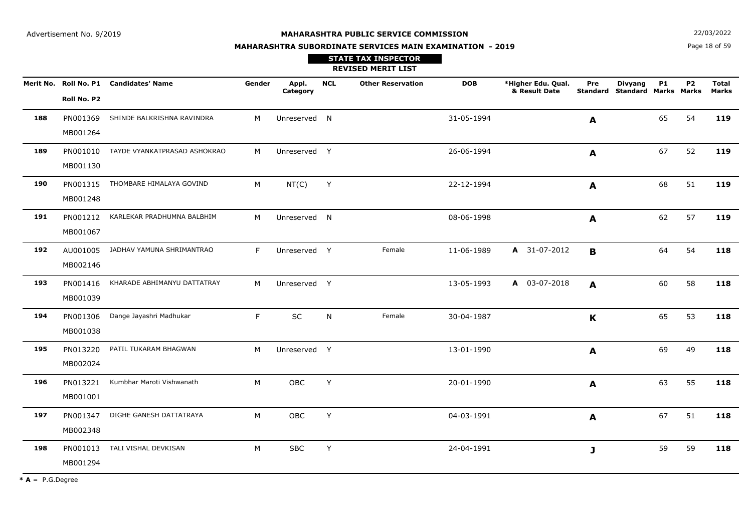Advertisement No. 9/2019

**MAHARASHTRA PUBLIC SERVICE COMMISSION**

**MAHARASHTRA SUBORDINATE SERVICES MAIN EXAMINATION - 2019**

22/03/2022

**STATE TAX INSPECTOR**

**REVISED MERIT LIST**

| Merit No. | Roll No. P1 / Roll No. P2 | Candidates' Name | Gender | Appl. Category | NCL | Other Reservation | DOB | *Higher Edu. Qual. & Result Date | Pre Standard | Divyang Standard | P1 Marks | P2 Marks | Total Marks |
|---|---|---|---|---|---|---|---|---|---|---|---|---|---|
| **188** | PN001369 MB001264 | SHINDE BALKRISHNA RAVINDRA | M | Unreserved | N | | 31-05-1994 | | **A** | | 65 | 54 | **119** |
| **189** | PN001010 MB001130 | TAYDE VYANKATPRASAD ASHOKRAO | M | Unreserved | Y | | 26-06-1994 | | **A** | | 67 | 52 | **119** |
| **190** | PN001315 MB001248 | THOMBARE HIMALAYA GOVIND | M | NT(C) | Y | | 22-12-1994 | | **A** | | 68 | 51 | **119** |
| **191** | PN001212 MB001067 | KARLEKAR PRADHUMNA BALBHIM | M | Unreserved | N | | 08-06-1998 | | **A** | | 62 | 57 | **119** |
| **192** | AU001005 MB002146 | JADHAV YAMUNA SHRIMANTRAO | F | Unreserved | Y | Female | 11-06-1989 | **A** 31-07-2012 | **B** | | 64 | 54 | **118** |
| **193** | PN001416 MB001039 | KHARADE ABHIMANYU DATTATRAY | M | Unreserved | Y | | 13-05-1993 | **A** 03-07-2018 | **A** | | 60 | 58 | **118** |
| **194** | PN001306 MB001038 | Dange Jayashri Madhukar | F | SC | N | Female | 30-04-1987 | | **K** | | 65 | 53 | **118** |
| **195** | PN013220 MB002024 | PATIL TUKARAM BHAGWAN | M | Unreserved | Y | | 13-01-1990 | | **A** | | 69 | 49 | **118** |
| **196** | PN013221 MB001001 | Kumbhar Maroti Vishwanath | M | OBC | Y | | 20-01-1990 | | **A** | | 63 | 55 | **118** |
| **197** | PN001347 MB002348 | DIGHE GANESH DATTATRAYA | M | OBC | Y | | 04-03-1991 | | **A** | | 67 | 51 | **118** |
| **198** | PN001013 MB001294 | TALI VISHAL DEVKISAN | M | SBC | Y | | 24-04-1991 | | **J** | | 59 | 59 | **118** |

* **A** = P.G.Degree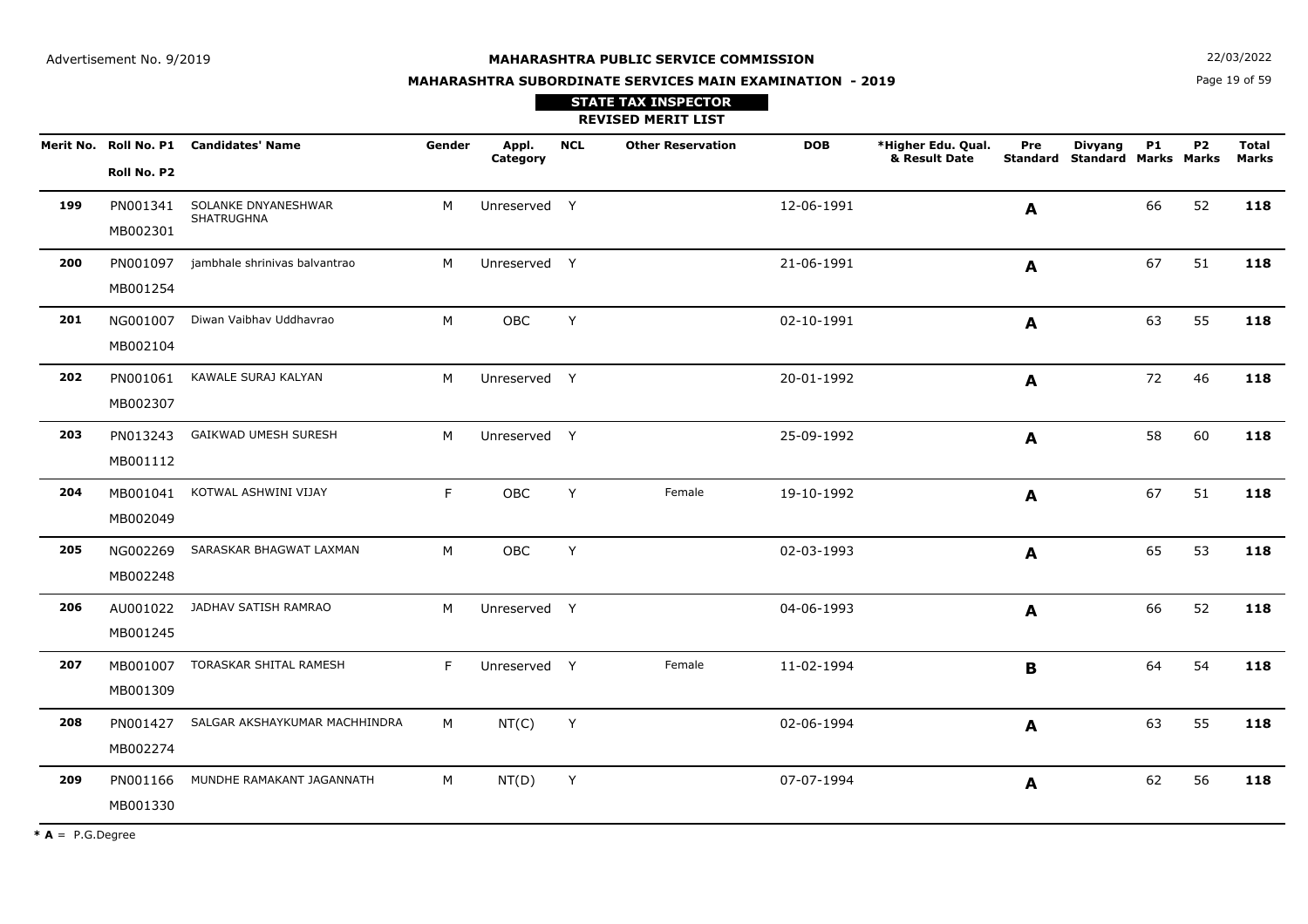Advertisement No. 9/2019

**MAHARASHTRA PUBLIC SERVICE COMMISSION**

**MAHARASHTRA SUBORDINATE SERVICES MAIN EXAMINATION - 2019**

22/03/2022

**STATE TAX INSPECTOR**

**REVISED MERIT LIST**

| Merit No. | Roll No. P1 / Roll No. P2 | Candidates' Name | Gender | Appl. Category | NCL | Other Reservation | DOB | *Higher Edu. Qual. & Result Date | Pre Standard | Divyang Standard | P1 Marks | P2 Marks | Total Marks |
|---|---|---|---|---|---|---|---|---|---|---|---|---|---|
| **199** | PN001341 / MB002301 | SOLANKE DNYANESHWAR SHATRUGHNA | M | Unreserved | Y | | 12-06-1991 | | **A** | | 66 | 52 | **118** |
| **200** | PN001097 / MB001254 | jambhale shrinivas balvantrao | M | Unreserved | Y | | 21-06-1991 | | **A** | | 67 | 51 | **118** |
| **201** | NG001007 / MB002104 | Diwan Vaibhav Uddhavrao | M | OBC | Y | | 02-10-1991 | | **A** | | 63 | 55 | **118** |
| **202** | PN001061 / MB002307 | KAWALE SURAJ KALYAN | M | Unreserved | Y | | 20-01-1992 | | **A** | | 72 | 46 | **118** |
| **203** | PN013243 / MB001112 | GAIKWAD UMESH SURESH | M | Unreserved | Y | | 25-09-1992 | | **A** | | 58 | 60 | **118** |
| **204** | MB001041 / MB002049 | KOTWAL ASHWINI VIJAY | F | OBC | Y | Female | 19-10-1992 | | **A** | | 67 | 51 | **118** |
| **205** | NG002269 / MB002248 | SARASKAR BHAGWAT LAXMAN | M | OBC | Y | | 02-03-1993 | | **A** | | 65 | 53 | **118** |
| **206** | AU001022 / MB001245 | JADHAV SATISH RAMRAO | M | Unreserved | Y | | 04-06-1993 | | **A** | | 66 | 52 | **118** |
| **207** | MB001007 / MB001309 | TORASKAR SHITAL RAMESH | F | Unreserved | Y | Female | 11-02-1994 | | **B** | | 64 | 54 | **118** |
| **208** | PN001427 / MB002274 | SALGAR AKSHAYKUMAR MACHHINDRA | M | NT(C) | Y | | 02-06-1994 | | **A** | | 63 | 55 | **118** |
| **209** | PN001166 / MB001330 | MUNDHE RAMAKANT JAGANNATH | M | NT(D) | Y | | 07-07-1994 | | **A** | | 62 | 56 | **118** |

* **A** = P.G.Degree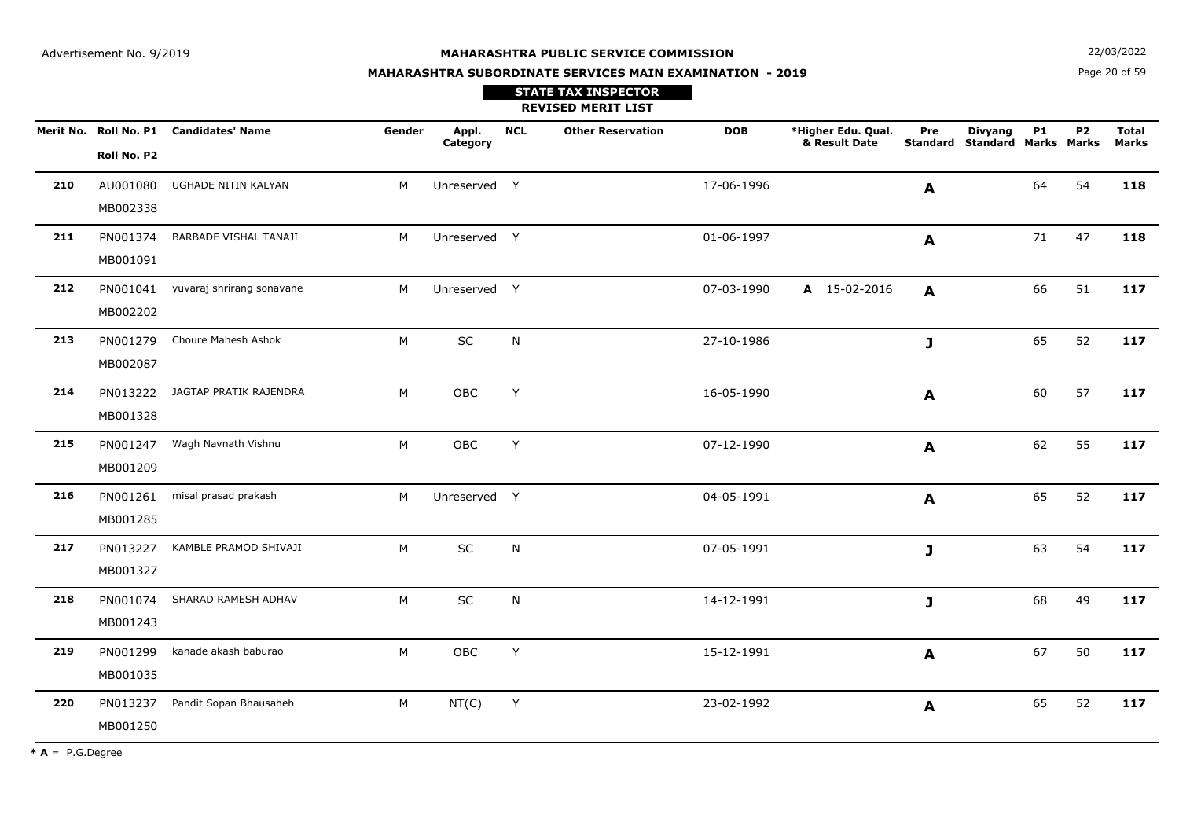Advertisement No. 9/2019

**MAHARASHTRA PUBLIC SERVICE COMMISSION**

**MAHARASHTRA SUBORDINATE SERVICES MAIN EXAMINATION - 2019**

22/03/2022

**STATE TAX INSPECTOR**

**REVISED MERIT LIST**

| Merit No. | Roll No. P1 / Roll No. P2 | Candidates' Name | Gender | Appl. Category | NCL | Other Reservation | DOB | *Higher Edu. Qual. & Result Date | Pre Standard | Divyang Standard | P1 Marks | P2 Marks | Total Marks |
|---|---|---|---|---|---|---|---|---|---|---|---|---|---|
| **210** | AU001080 MB002338 | UGHADE NITIN KALYAN | M | Unreserved | Y | | 17-06-1996 | | **A** | | 64 | 54 | **118** |
| **211** | PN001374 MB001091 | BARBADE VISHAL TANAJI | M | Unreserved | Y | | 01-06-1997 | | **A** | | 71 | 47 | **118** |
| **212** | PN001041 MB002202 | yuvaraj shrirang sonavane | M | Unreserved | Y | | 07-03-1990 | **A** 15-02-2016 | **A** | | 66 | 51 | **117** |
| **213** | PN001279 MB002087 | Choure Mahesh Ashok | M | SC | N | | 27-10-1986 | | **J** | | 65 | 52 | **117** |
| **214** | PN013222 MB001328 | JAGTAP PRATIK RAJENDRA | M | OBC | Y | | 16-05-1990 | | **A** | | 60 | 57 | **117** |
| **215** | PN001247 MB001209 | Wagh Navnath Vishnu | M | OBC | Y | | 07-12-1990 | | **A** | | 62 | 55 | **117** |
| **216** | PN001261 MB001285 | misal prasad prakash | M | Unreserved | Y | | 04-05-1991 | | **A** | | 65 | 52 | **117** |
| **217** | PN013227 MB001327 | KAMBLE PRAMOD SHIVAJI | M | SC | N | | 07-05-1991 | | **J** | | 63 | 54 | **117** |
| **218** | PN001074 MB001243 | SHARAD RAMESH ADHAV | M | SC | N | | 14-12-1991 | | **J** | | 68 | 49 | **117** |
| **219** | PN001299 MB001035 | kanade akash baburao | M | OBC | Y | | 15-12-1991 | | **A** | | 67 | 50 | **117** |
| **220** | PN013237 MB001250 | Pandit Sopan Bhausaheb | M | NT(C) | Y | | 23-02-1992 | | **A** | | 65 | 52 | **117** |

**\* A** = P.G.Degree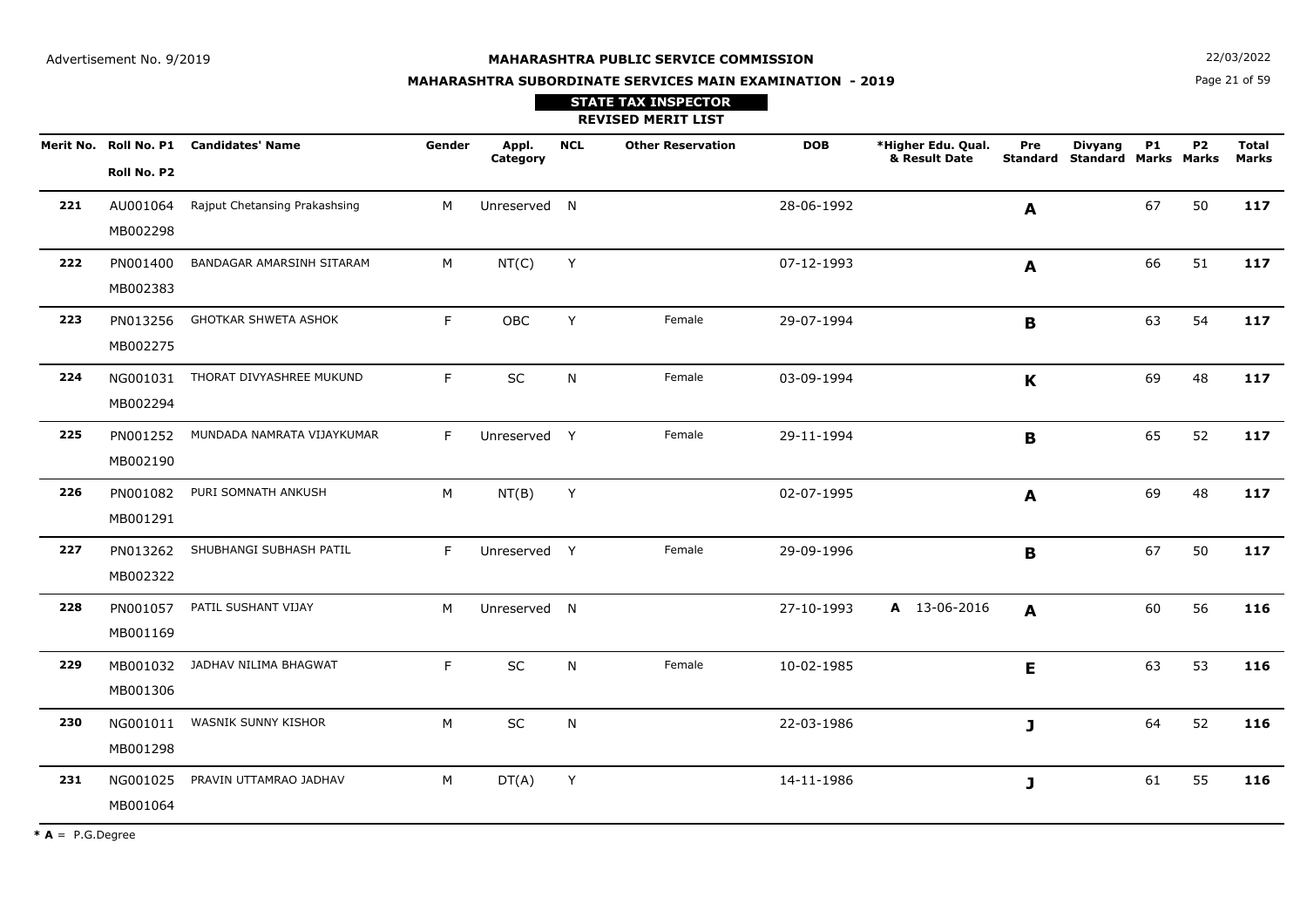Advertisement No. 9/2019

**MAHARASHTRA PUBLIC SERVICE COMMISSION**

**MAHARASHTRA SUBORDINATE SERVICES MAIN EXAMINATION - 2019**

22/03/2022

**STATE TAX INSPECTOR**

**REVISED MERIT LIST**

| Merit No. | Roll No. P1 / Roll No. P2 | Candidates' Name | Gender | Appl. Category | NCL | Other Reservation | DOB | *Higher Edu. Qual. & Result Date | Pre Standard | Divyang Standard | P1 Marks | P2 Marks | Total Marks |
|---|---|---|---|---|---|---|---|---|---|---|---|---|---|
| **221** | AU001064 MB002298 | Rajput Chetansing Prakashsing | M | Unreserved | N | | 28-06-1992 | | **A** | | 67 | 50 | **117** |
| **222** | PN001400 MB002383 | BANDAGAR AMARSINH SITARAM | M | NT(C) | Y | | 07-12-1993 | | **A** | | 66 | 51 | **117** |
| **223** | PN013256 MB002275 | GHOTKAR SHWETA ASHOK | F | OBC | Y | Female | 29-07-1994 | | **B** | | 63 | 54 | **117** |
| **224** | NG001031 MB002294 | THORAT DIVYASHREE MUKUND | F | SC | N | Female | 03-09-1994 | | **K** | | 69 | 48 | **117** |
| **225** | PN001252 MB002190 | MUNDADA NAMRATA VIJAYKUMAR | F | Unreserved | Y | Female | 29-11-1994 | | **B** | | 65 | 52 | **117** |
| **226** | PN001082 MB001291 | PURI SOMNATH ANKUSH | M | NT(B) | Y | | 02-07-1995 | | **A** | | 69 | 48 | **117** |
| **227** | PN013262 MB002322 | SHUBHANGI SUBHASH PATIL | F | Unreserved | Y | Female | 29-09-1996 | | **B** | | 67 | 50 | **117** |
| **228** | PN001057 MB001169 | PATIL SUSHANT VIJAY | M | Unreserved | N | | 27-10-1993 | **A** 13-06-2016 | **A** | | 60 | 56 | **116** |
| **229** | MB001032 MB001306 | JADHAV NILIMA BHAGWAT | F | SC | N | Female | 10-02-1985 | | **E** | | 63 | 53 | **116** |
| **230** | NG001011 MB001298 | WASNIK SUNNY KISHOR | M | SC | N | | 22-03-1986 | | **J** | | 64 | 52 | **116** |
| **231** | NG001025 MB001064 | PRAVIN UTTAMRAO JADHAV | M | DT(A) | Y | | 14-11-1986 | | **J** | | 61 | 55 | **116** |

*** A** = P.G.Degree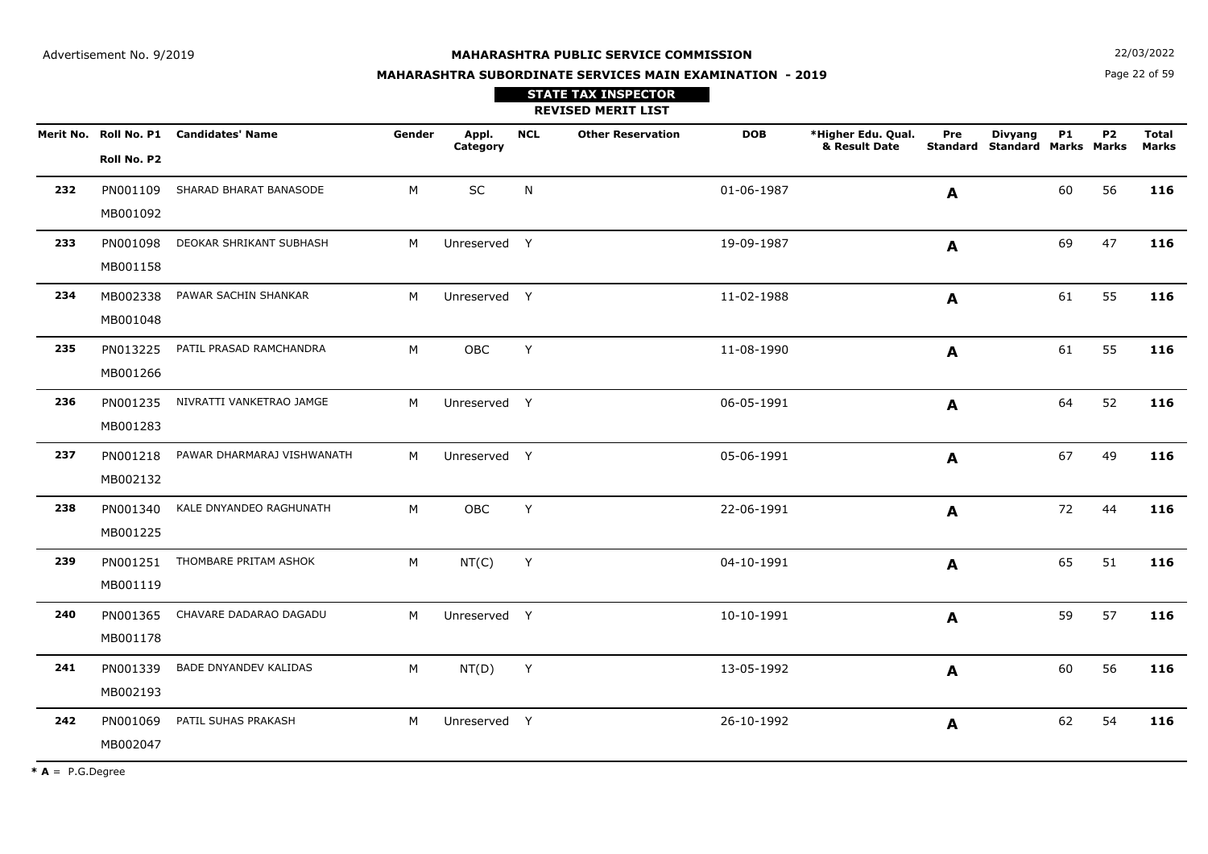Advertisement No. 9/2019

**MAHARASHTRA PUBLIC SERVICE COMMISSION**

**MAHARASHTRA SUBORDINATE SERVICES MAIN EXAMINATION - 2019**

22/03/2022

**STATE TAX INSPECTOR**

**REVISED MERIT LIST**

| Merit No. | Roll No. P1 / Roll No. P2 | Candidates' Name | Gender | Appl. Category | NCL | Other Reservation | DOB | *Higher Edu. Qual. & Result Date | Pre Standard | Divyang Standard | P1 Marks | P2 Marks | Total Marks |
|---|---|---|---|---|---|---|---|---|---|---|---|---|---|
| **232** | PN001109 / MB001092 | SHARAD BHARAT BANASODE | M | SC | N | | 01-06-1987 | | **A** | | 60 | 56 | **116** |
| **233** | PN001098 / MB001158 | DEOKAR SHRIKANT SUBHASH | M | Unreserved | Y | | 19-09-1987 | | **A** | | 69 | 47 | **116** |
| **234** | MB002338 / MB001048 | PAWAR SACHIN SHANKAR | M | Unreserved | Y | | 11-02-1988 | | **A** | | 61 | 55 | **116** |
| **235** | PN013225 / MB001266 | PATIL PRASAD RAMCHANDRA | M | OBC | Y | | 11-08-1990 | | **A** | | 61 | 55 | **116** |
| **236** | PN001235 / MB001283 | NIVRATTI VANKETRAO JAMGE | M | Unreserved | Y | | 06-05-1991 | | **A** | | 64 | 52 | **116** |
| **237** | PN001218 / MB002132 | PAWAR DHARMARAJ VISHWANATH | M | Unreserved | Y | | 05-06-1991 | | **A** | | 67 | 49 | **116** |
| **238** | PN001340 / MB001225 | KALE DNYANDEO RAGHUNATH | M | OBC | Y | | 22-06-1991 | | **A** | | 72 | 44 | **116** |
| **239** | PN001251 / MB001119 | THOMBARE PRITAM ASHOK | M | NT(C) | Y | | 04-10-1991 | | **A** | | 65 | 51 | **116** |
| **240** | PN001365 / MB001178 | CHAVARE DADARAO DAGADU | M | Unreserved | Y | | 10-10-1991 | | **A** | | 59 | 57 | **116** |
| **241** | PN001339 / MB002193 | BADE DNYANDEV KALIDAS | M | NT(D) | Y | | 13-05-1992 | | **A** | | 60 | 56 | **116** |
| **242** | PN001069 / MB002047 | PATIL SUHAS PRAKASH | M | Unreserved | Y | | 26-10-1992 | | **A** | | 62 | 54 | **116** |

*** A** = P.G.Degree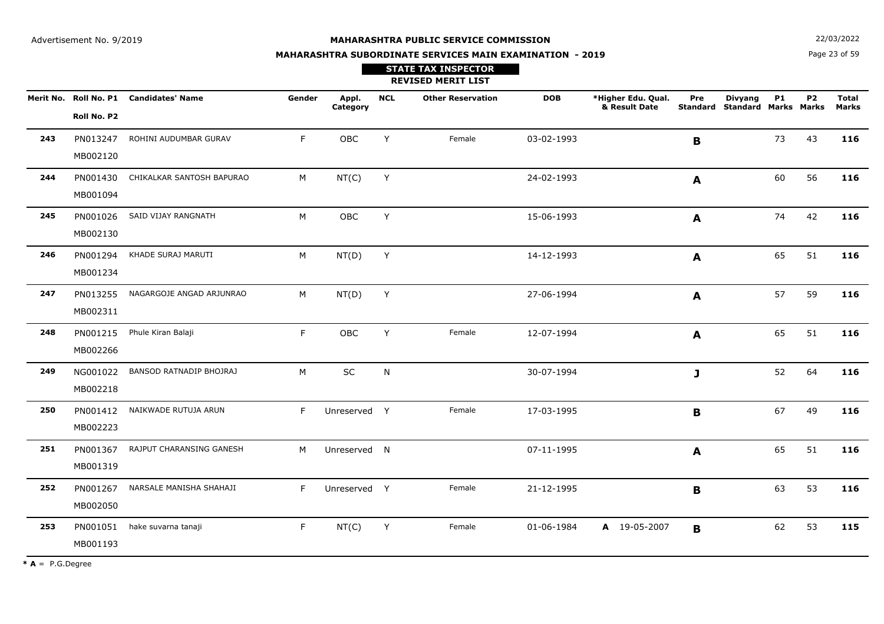**MAHARASHTRA PUBLIC SERVICE COMMISSION**

**MAHARASHTRA SUBORDINATE SERVICES MAIN EXAMINATION - 2019**

**STATE TAX INSPECTOR**

**REVISED MERIT LIST**

| Merit No. | Roll No. P1 / Roll No. P2 | Candidates' Name | Gender | Appl. Category | NCL | Other Reservation | DOB | *Higher Edu. Qual. & Result Date | Pre Standard | Divyang Standard | P1 Marks | P2 Marks | Total Marks |
|---|---|---|---|---|---|---|---|---|---|---|---|---|---|
| **243** | PN013247 MB002120 | ROHINI AUDUMBAR GURAV | F | OBC | Y | Female | 03-02-1993 | | **B** | | 73 | 43 | **116** |
| **244** | PN001430 MB001094 | CHIKALKAR SANTOSH BAPURAO | M | NT(C) | Y | | 24-02-1993 | | **A** | | 60 | 56 | **116** |
| **245** | PN001026 MB002130 | SAID VIJAY RANGNATH | M | OBC | Y | | 15-06-1993 | | **A** | | 74 | 42 | **116** |
| **246** | PN001294 MB001234 | KHADE SURAJ MARUTI | M | NT(D) | Y | | 14-12-1993 | | **A** | | 65 | 51 | **116** |
| **247** | PN013255 MB002311 | NAGARGOJE ANGAD ARJUNRAO | M | NT(D) | Y | | 27-06-1994 | | **A** | | 57 | 59 | **116** |
| **248** | PN001215 MB002266 | Phule Kiran Balaji | F | OBC | Y | Female | 12-07-1994 | | **A** | | 65 | 51 | **116** |
| **249** | NG001022 MB002218 | BANSOD RATNADIP BHOJRAJ | M | SC | N | | 30-07-1994 | | **J** | | 52 | 64 | **116** |
| **250** | PN001412 MB002223 | NAIKWADE RUTUJA ARUN | F | Unreserved | Y | Female | 17-03-1995 | | **B** | | 67 | 49 | **116** |
| **251** | PN001367 MB001319 | RAJPUT CHARANSING GANESH | M | Unreserved | N | | 07-11-1995 | | **A** | | 65 | 51 | **116** |
| **252** | PN001267 MB002050 | NARSALE MANISHA SHAHAJI | F | Unreserved | Y | Female | 21-12-1995 | | **B** | | 63 | 53 | **116** |
| **253** | PN001051 MB001193 | hake suvarna tanaji | F | NT(C) | Y | Female | 01-06-1984 | **A** 19-05-2007 | **B** | | 62 | 53 | **115** |

**\* A** = P.G.Degree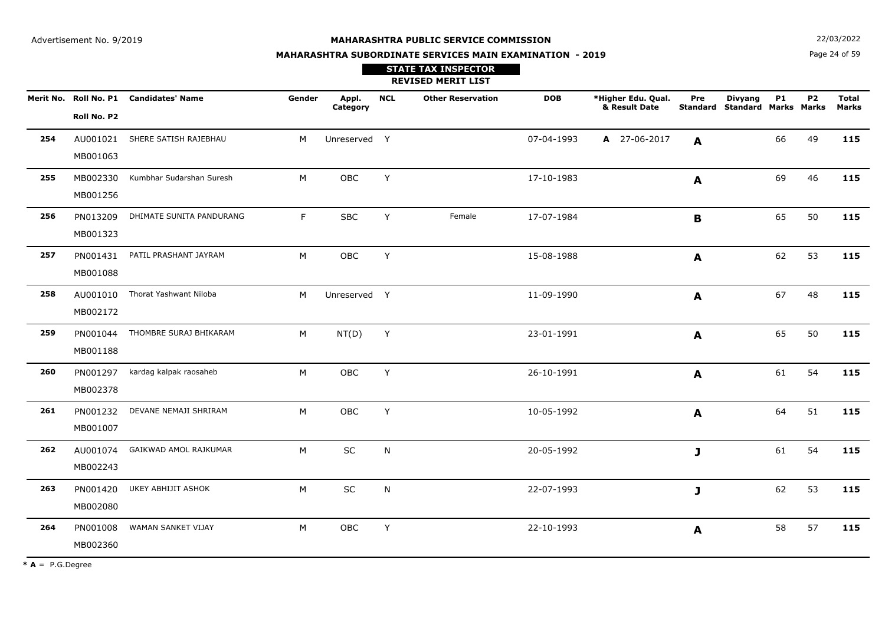Advertisement No. 9/2019

**MAHARASHTRA PUBLIC SERVICE COMMISSION**

22/03/2022

**MAHARASHTRA SUBORDINATE SERVICES MAIN EXAMINATION - 2019**

**STATE TAX INSPECTOR**

**REVISED MERIT LIST**

| Merit No. | Roll No. P1 / Roll No. P2 | Candidates' Name | Gender | Appl. Category | NCL | Other Reservation | DOB | *Higher Edu. Qual. & Result Date | Pre Standard | Divyang Standard | P1 Marks | P2 Marks | Total Marks |
|---|---|---|---|---|---|---|---|---|---|---|---|---|---|
| 254 | AU001021 MB001063 | SHERE SATISH RAJEBHAU | M | Unreserved | Y | | 07-04-1993 | A 27-06-2017 | A | | 66 | 49 | 115 |
| 255 | MB002330 MB001256 | Kumbhar Sudarshan Suresh | M | OBC | Y | | 17-10-1983 | | A | | 69 | 46 | 115 |
| 256 | PN013209 MB001323 | DHIMATE SUNITA PANDURANG | F | SBC | Y | Female | 17-07-1984 | | B | | 65 | 50 | 115 |
| 257 | PN001431 MB001088 | PATIL PRASHANT JAYRAM | M | OBC | Y | | 15-08-1988 | | A | | 62 | 53 | 115 |
| 258 | AU001010 MB002172 | Thorat Yashwant Niloba | M | Unreserved | Y | | 11-09-1990 | | A | | 67 | 48 | 115 |
| 259 | PN001044 MB001188 | THOMBRE SURAJ BHIKARAM | M | NT(D) | Y | | 23-01-1991 | | A | | 65 | 50 | 115 |
| 260 | PN001297 MB002378 | kardag kalpak raosaheb | M | OBC | Y | | 26-10-1991 | | A | | 61 | 54 | 115 |
| 261 | PN001232 MB001007 | DEVANE NEMAJI SHRIRAM | M | OBC | Y | | 10-05-1992 | | A | | 64 | 51 | 115 |
| 262 | AU001074 MB002243 | GAIKWAD AMOL RAJKUMAR | M | SC | N | | 20-05-1992 | | J | | 61 | 54 | 115 |
| 263 | PN001420 MB002080 | UKEY ABHIJIT ASHOK | M | SC | N | | 22-07-1993 | | J | | 62 | 53 | 115 |
| 264 | PN001008 MB002360 | WAMAN SANKET VIJAY | M | OBC | Y | | 22-10-1993 | | A | | 58 | 57 | 115 |

* **A** = P.G.Degree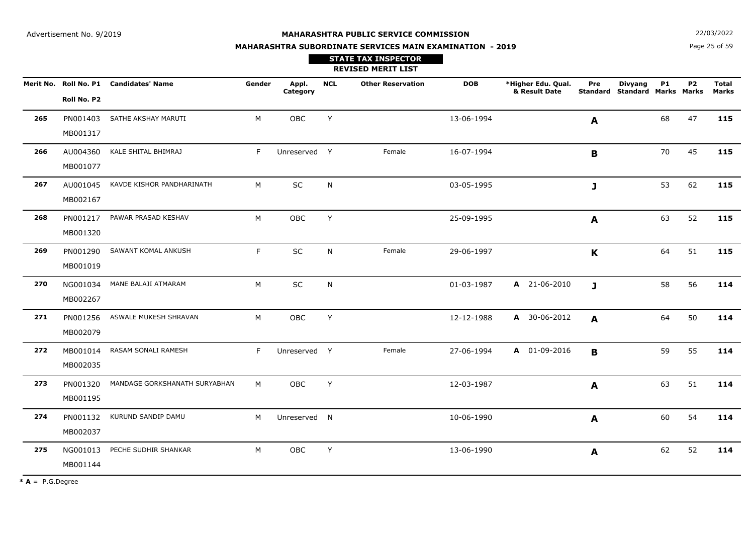Advertisement No. 9/2019

**MAHARASHTRA PUBLIC SERVICE COMMISSION**

**MAHARASHTRA SUBORDINATE SERVICES MAIN EXAMINATION - 2019**

22/03/2022

**STATE TAX INSPECTOR**

**REVISED MERIT LIST**

| Merit No. | Roll No. P1 / Roll No. P2 | Candidates' Name | Gender | Appl. Category | NCL | Other Reservation | DOB | *Higher Edu. Qual. & Result Date | Pre Standard | Divyang Standard | P1 Marks | P2 Marks | Total Marks |
|---|---|---|---|---|---|---|---|---|---|---|---|---|---|
| **265** | PN001403 MB001317 | SATHE AKSHAY MARUTI | M | OBC | Y | | 13-06-1994 | | **A** | | 68 | 47 | **115** |
| **266** | AU004360 MB001077 | KALE SHITAL BHIMRAJ | F | Unreserved | Y | Female | 16-07-1994 | | **B** | | 70 | 45 | **115** |
| **267** | AU001045 MB002167 | KAVDE KISHOR PANDHARINATH | M | SC | N | | 03-05-1995 | | **J** | | 53 | 62 | **115** |
| **268** | PN001217 MB001320 | PAWAR PRASAD KESHAV | M | OBC | Y | | 25-09-1995 | | **A** | | 63 | 52 | **115** |
| **269** | PN001290 MB001019 | SAWANT KOMAL ANKUSH | F | SC | N | Female | 29-06-1997 | | **K** | | 64 | 51 | **115** |
| **270** | NG001034 MB002267 | MANE BALAJI ATMARAM | M | SC | N | | 01-03-1987 | **A** 21-06-2010 | **J** | | 58 | 56 | **114** |
| **271** | PN001256 MB002079 | ASWALE MUKESH SHRAVAN | M | OBC | Y | | 12-12-1988 | **A** 30-06-2012 | **A** | | 64 | 50 | **114** |
| **272** | MB001014 MB002035 | RASAM SONALI RAMESH | F | Unreserved | Y | Female | 27-06-1994 | **A** 01-09-2016 | **B** | | 59 | 55 | **114** |
| **273** | PN001320 MB001195 | MANDAGE GORKSHANATH SURYABHAN | M | OBC | Y | | 12-03-1987 | | **A** | | 63 | 51 | **114** |
| **274** | PN001132 MB002037 | KURUND SANDIP DAMU | M | Unreserved | N | | 10-06-1990 | | **A** | | 60 | 54 | **114** |
| **275** | NG001013 MB001144 | PECHE SUDHIR SHANKAR | M | OBC | Y | | 13-06-1990 | | **A** | | 62 | 52 | **114** |

**\* A** = P.G.Degree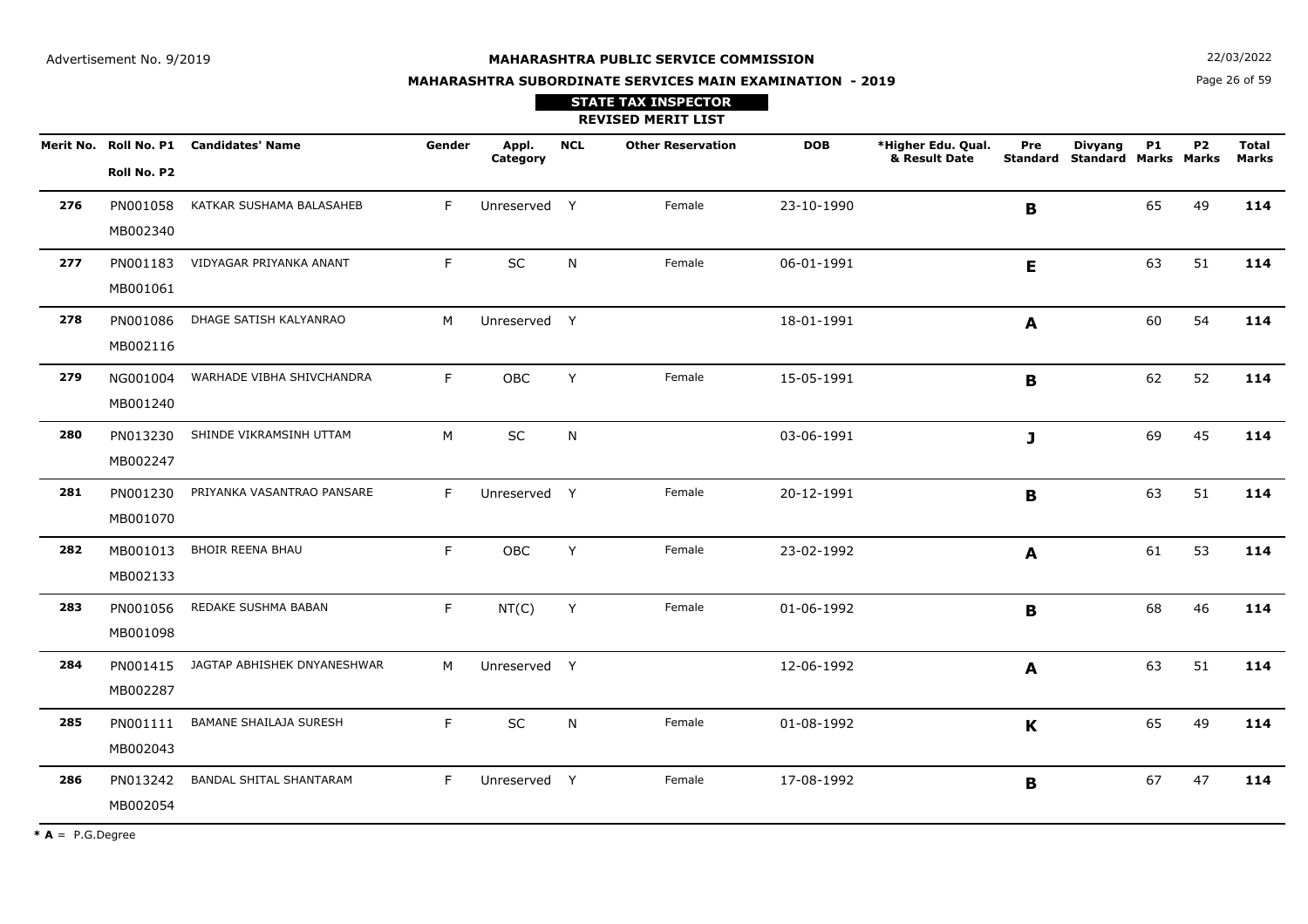Advertisement No. 9/2019

**MAHARASHTRA PUBLIC SERVICE COMMISSION**

**MAHARASHTRA SUBORDINATE SERVICES MAIN EXAMINATION - 2019**

22/03/2022

**STATE TAX INSPECTOR**

**REVISED MERIT LIST**

| Merit No. | Roll No. P1 / Roll No. P2 | Candidates' Name | Gender | Appl. Category | NCL | Other Reservation | DOB | *Higher Edu. Qual. & Result Date | Pre Standard | Divyang Standard | P1 Marks | P2 Marks | Total Marks |
|---|---|---|---|---|---|---|---|---|---|---|---|---|---|
| **276** | PN001058 MB002340 | KATKAR SUSHAMA BALASAHEB | F | Unreserved | Y | Female | 23-10-1990 | | **B** | | 65 | 49 | **114** |
| **277** | PN001183 MB001061 | VIDYAGAR PRIYANKA ANANT | F | SC | N | Female | 06-01-1991 | | **E** | | 63 | 51 | **114** |
| **278** | PN001086 MB002116 | DHAGE SATISH KALYANRAO | M | Unreserved | Y | | 18-01-1991 | | **A** | | 60 | 54 | **114** |
| **279** | NG001004 MB001240 | WARHADE VIBHA SHIVCHANDRA | F | OBC | Y | Female | 15-05-1991 | | **B** | | 62 | 52 | **114** |
| **280** | PN013230 MB002247 | SHINDE VIKRAMSINH UTTAM | M | SC | N | | 03-06-1991 | | **J** | | 69 | 45 | **114** |
| **281** | PN001230 MB001070 | PRIYANKA VASANTRAO PANSARE | F | Unreserved | Y | Female | 20-12-1991 | | **B** | | 63 | 51 | **114** |
| **282** | MB001013 MB002133 | BHOIR REENA BHAU | F | OBC | Y | Female | 23-02-1992 | | **A** | | 61 | 53 | **114** |
| **283** | PN001056 MB001098 | REDAKE SUSHMA BABAN | F | NT(C) | Y | Female | 01-06-1992 | | **B** | | 68 | 46 | **114** |
| **284** | PN001415 MB002287 | JAGTAP ABHISHEK DNYANESHWAR | M | Unreserved | Y | | 12-06-1992 | | **A** | | 63 | 51 | **114** |
| **285** | PN001111 MB002043 | BAMANE SHAILAJA SURESH | F | SC | N | Female | 01-08-1992 | | **K** | | 65 | 49 | **114** |
| **286** | PN013242 MB002054 | BANDAL SHITAL SHANTARAM | F | Unreserved | Y | Female | 17-08-1992 | | **B** | | 67 | 47 | **114** |

* **A** = P.G.Degree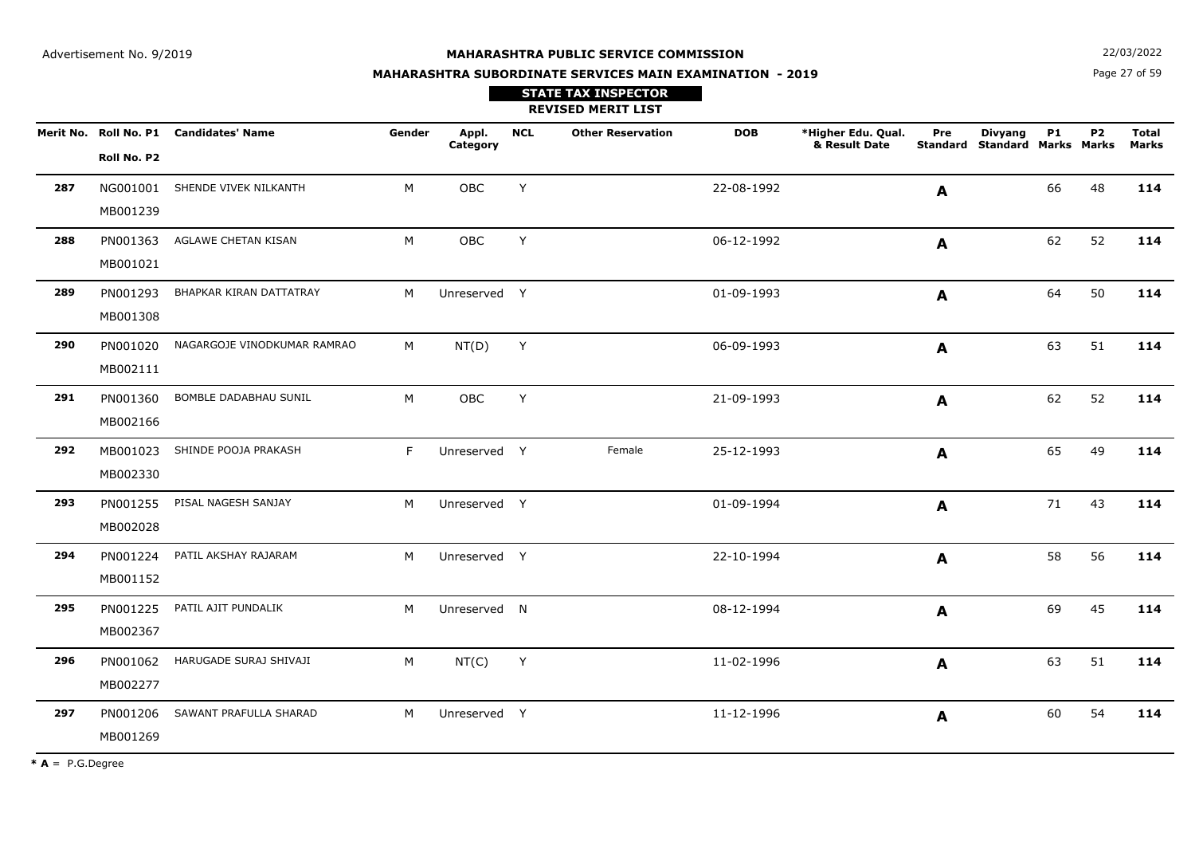Advertisement No. 9/2019

# MAHARASHTRA PUBLIC SERVICE COMMISSION

## MAHARASHTRA SUBORDINATE SERVICES MAIN EXAMINATION - 2019

### STATE TAX INSPECTOR

### REVISED MERIT LIST

22/03/2022

| Merit No. | Roll No. P1 / Roll No. P2 | Candidates' Name | Gender | Appl. Category | NCL | Other Reservation | DOB | *Higher Edu. Qual. & Result Date | Pre Standard | Divyang Standard | P1 Marks | P2 Marks | Total Marks |
|---|---|---|---|---|---|---|---|---|---|---|---|---|---|
| 287 | NG001001 / MB001239 | SHENDE VIVEK NILKANTH | M | OBC | Y | | 22-08-1992 | | **A** | | 66 | 48 | **114** |
| 288 | PN001363 / MB001021 | AGLAWE CHETAN KISAN | M | OBC | Y | | 06-12-1992 | | **A** | | 62 | 52 | **114** |
| 289 | PN001293 / MB001308 | BHAPKAR KIRAN DATTATRAY | M | Unreserved | Y | | 01-09-1993 | | **A** | | 64 | 50 | **114** |
| 290 | PN001020 / MB002111 | NAGARGOJE VINODKUMAR RAMRAO | M | NT(D) | Y | | 06-09-1993 | | **A** | | 63 | 51 | **114** |
| 291 | PN001360 / MB002166 | BOMBLE DADABHAU SUNIL | M | OBC | Y | | 21-09-1993 | | **A** | | 62 | 52 | **114** |
| 292 | MB001023 / MB002330 | SHINDE POOJA PRAKASH | F | Unreserved | Y | Female | 25-12-1993 | | **A** | | 65 | 49 | **114** |
| 293 | PN001255 / MB002028 | PISAL NAGESH SANJAY | M | Unreserved | Y | | 01-09-1994 | | **A** | | 71 | 43 | **114** |
| 294 | PN001224 / MB001152 | PATIL AKSHAY RAJARAM | M | Unreserved | Y | | 22-10-1994 | | **A** | | 58 | 56 | **114** |
| 295 | PN001225 / MB002367 | PATIL AJIT PUNDALIK | M | Unreserved | N | | 08-12-1994 | | **A** | | 69 | 45 | **114** |
| 296 | PN001062 / MB002277 | HARUGADE SURAJ SHIVAJI | M | NT(C) | Y | | 11-02-1996 | | **A** | | 63 | 51 | **114** |
| 297 | PN001206 / MB001269 | SAWANT PRAFULLA SHARAD | M | Unreserved | Y | | 11-12-1996 | | **A** | | 60 | 54 | **114** |

* **A** = P.G.Degree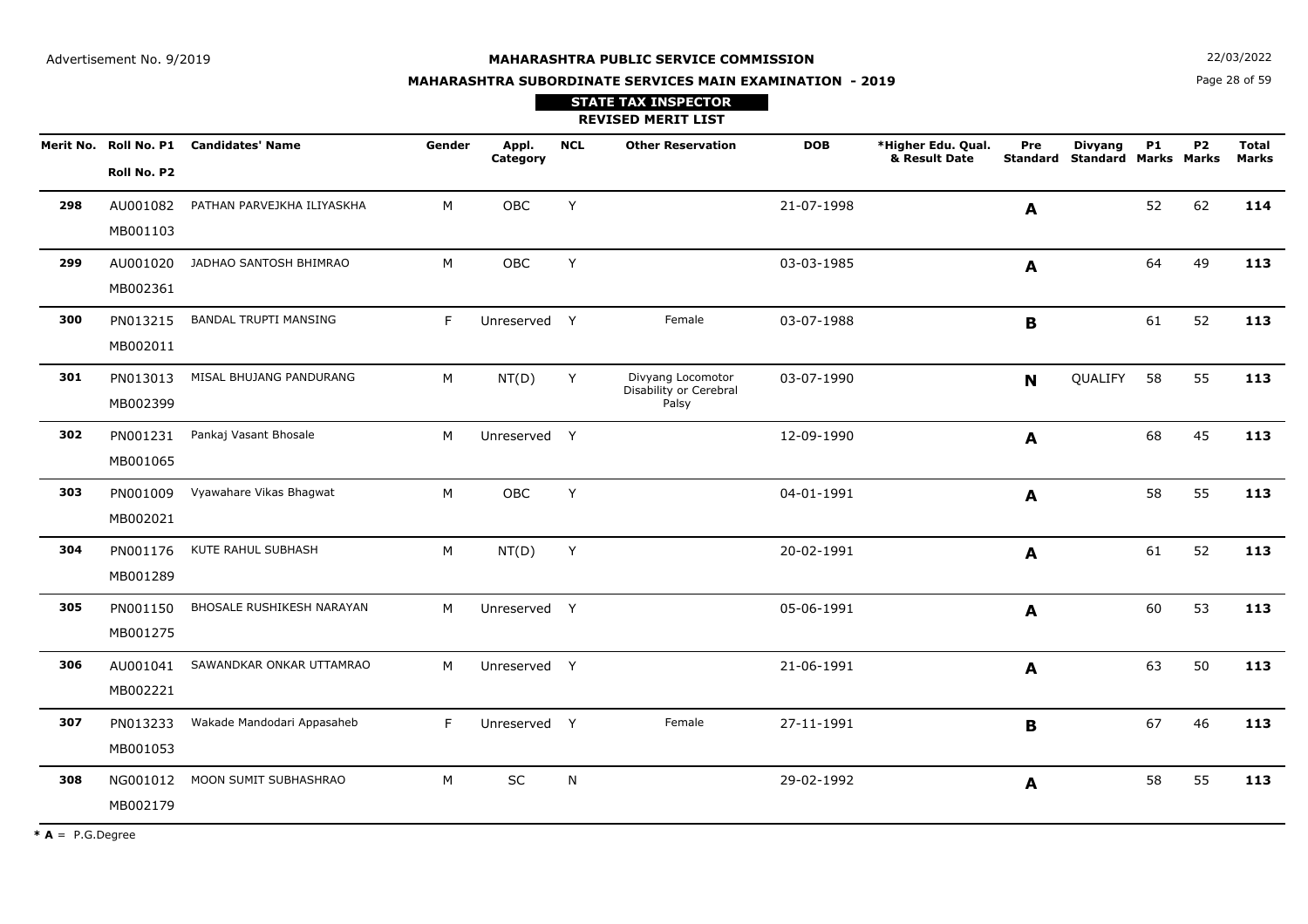Advertisement No. 9/2019

**MAHARASHTRA PUBLIC SERVICE COMMISSION**

**MAHARASHTRA SUBORDINATE SERVICES MAIN EXAMINATION - 2019**

22/03/2022

**STATE TAX INSPECTOR**

**REVISED MERIT LIST**

| Merit No. | Roll No. P1 / Roll No. P2 | Candidates' Name | Gender | Appl. Category | NCL | Other Reservation | DOB | *Higher Edu. Qual. & Result Date | Pre Standard | Divyang Standard | P1 Marks | P2 Marks | Total Marks |
|---|---|---|---|---|---|---|---|---|---|---|---|---|---|
| **298** | AU001082 MB001103 | PATHAN PARVEJKHA ILIYASKHA | M | OBC | Y | | 21-07-1998 | | **A** | | 52 | 62 | **114** |
| **299** | AU001020 MB002361 | JADHAO SANTOSH BHIMRAO | M | OBC | Y | | 03-03-1985 | | **A** | | 64 | 49 | **113** |
| **300** | PN013215 MB002011 | BANDAL TRUPTI MANSING | F | Unreserved | Y | Female | 03-07-1988 | | **B** | | 61 | 52 | **113** |
| **301** | PN013013 MB002399 | MISAL BHUJANG PANDURANG | M | NT(D) | Y | Divyang Locomotor Disability or Cerebral Palsy | 03-07-1990 | | **N** | QUALIFY | 58 | 55 | **113** |
| **302** | PN001231 MB001065 | Pankaj Vasant Bhosale | M | Unreserved | Y | | 12-09-1990 | | **A** | | 68 | 45 | **113** |
| **303** | PN001009 MB002021 | Vyawahare Vikas Bhagwat | M | OBC | Y | | 04-01-1991 | | **A** | | 58 | 55 | **113** |
| **304** | PN001176 MB001289 | KUTE RAHUL SUBHASH | M | NT(D) | Y | | 20-02-1991 | | **A** | | 61 | 52 | **113** |
| **305** | PN001150 MB001275 | BHOSALE RUSHIKESH NARAYAN | M | Unreserved | Y | | 05-06-1991 | | **A** | | 60 | 53 | **113** |
| **306** | AU001041 MB002221 | SAWANDKAR ONKAR UTTAMRAO | M | Unreserved | Y | | 21-06-1991 | | **A** | | 63 | 50 | **113** |
| **307** | PN013233 MB001053 | Wakade Mandodari Appasaheb | F | Unreserved | Y | Female | 27-11-1991 | | **B** | | 67 | 46 | **113** |
| **308** | NG001012 MB002179 | MOON SUMIT SUBHASHRAO | M | SC | N | | 29-02-1992 | | **A** | | 58 | 55 | **113** |

* **A** = P.G.Degree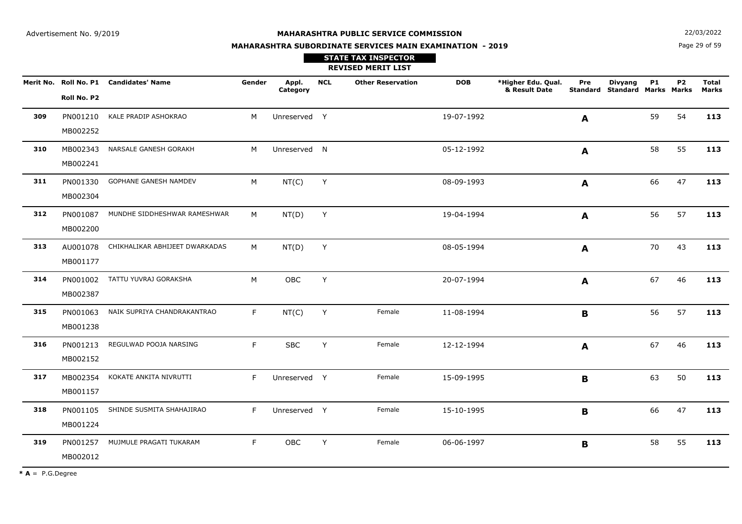Advertisement No. 9/2019

**MAHARASHTRA PUBLIC SERVICE COMMISSION**

**MAHARASHTRA SUBORDINATE SERVICES MAIN EXAMINATION - 2019**

22/03/2022

**STATE TAX INSPECTOR**

**REVISED MERIT LIST**

| Merit No. | Roll No. P1 / Roll No. P2 | Candidates' Name | Gender | Appl. Category | NCL | Other Reservation | DOB | *Higher Edu. Qual. & Result Date | Pre Standard | Divyang Standard | P1 Marks | P2 Marks | Total Marks |
|---|---|---|---|---|---|---|---|---|---|---|---|---|---|
| **309** | PN001210 MB002252 | KALE PRADIP ASHOKRAO | M | Unreserved | Y | | 19-07-1992 | | **A** | | 59 | 54 | **113** |
| **310** | MB002343 MB002241 | NARSALE GANESH GORAKH | M | Unreserved | N | | 05-12-1992 | | **A** | | 58 | 55 | **113** |
| **311** | PN001330 MB002304 | GOPHANE GANESH NAMDEV | M | NT(C) | Y | | 08-09-1993 | | **A** | | 66 | 47 | **113** |
| **312** | PN001087 MB002200 | MUNDHE SIDDHESHWAR RAMESHWAR | M | NT(D) | Y | | 19-04-1994 | | **A** | | 56 | 57 | **113** |
| **313** | AU001078 MB001177 | CHIKHALIKAR ABHIJEET DWARKADAS | M | NT(D) | Y | | 08-05-1994 | | **A** | | 70 | 43 | **113** |
| **314** | PN001002 MB002387 | TATTU YUVRAJ GORAKSHA | M | OBC | Y | | 20-07-1994 | | **A** | | 67 | 46 | **113** |
| **315** | PN001063 MB001238 | NAIK SUPRIYA CHANDRAKANTRAO | F | NT(C) | Y | Female | 11-08-1994 | | **B** | | 56 | 57 | **113** |
| **316** | PN001213 MB002152 | REGULWAD POOJA NARSING | F | SBC | Y | Female | 12-12-1994 | | **A** | | 67 | 46 | **113** |
| **317** | MB002354 MB001157 | KOKATE ANKITA NIVRUTTI | F | Unreserved | Y | Female | 15-09-1995 | | **B** | | 63 | 50 | **113** |
| **318** | PN001105 MB001224 | SHINDE SUSMITA SHAHAJIRAO | F | Unreserved | Y | Female | 15-10-1995 | | **B** | | 66 | 47 | **113** |
| **319** | PN001257 MB002012 | MUJMULE PRAGATI TUKARAM | F | OBC | Y | Female | 06-06-1997 | | **B** | | 58 | 55 | **113** |

***A** = P.G.Degree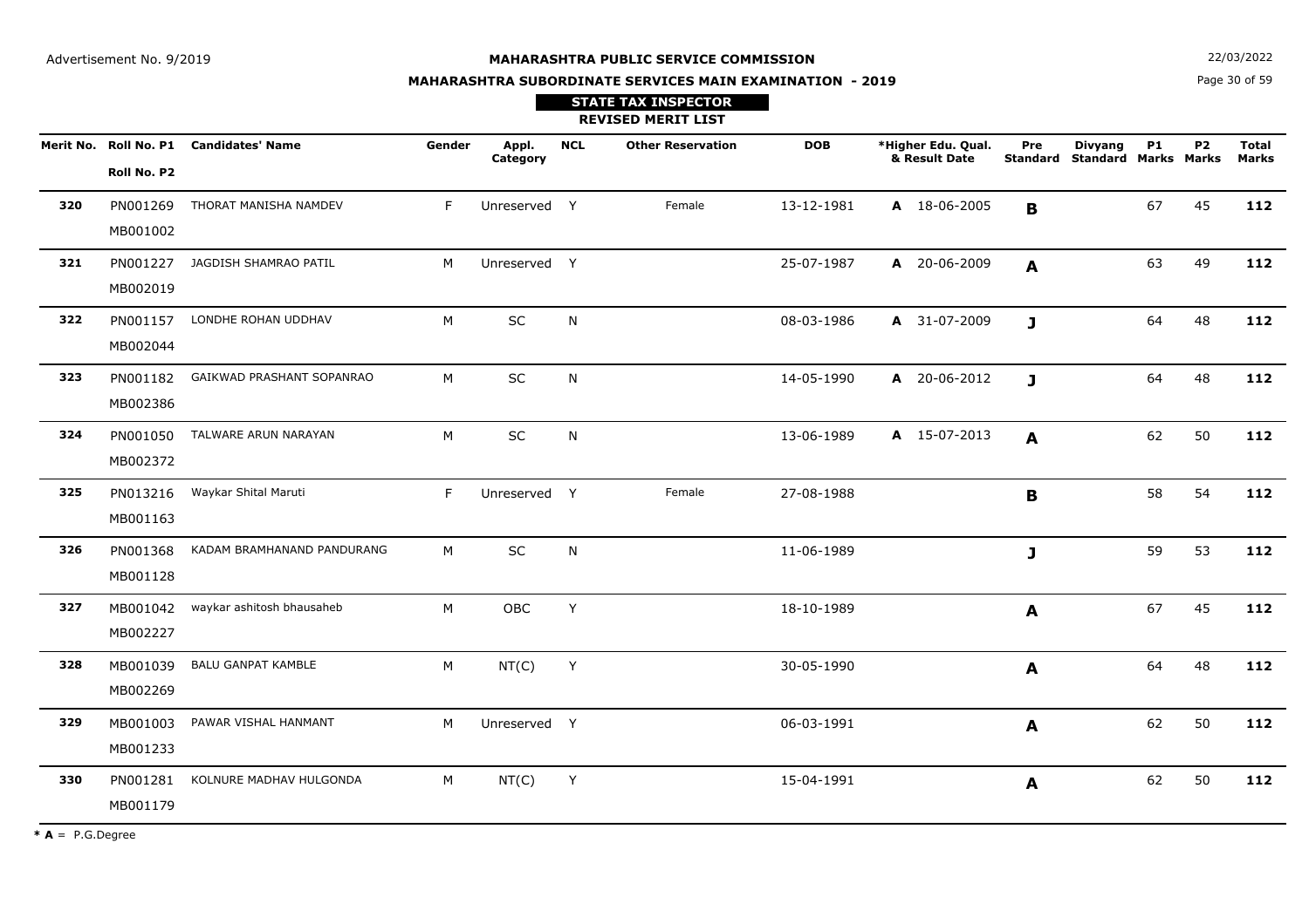Advertisement No. 9/2019

**MAHARASHTRA PUBLIC SERVICE COMMISSION**

**MAHARASHTRA SUBORDINATE SERVICES MAIN EXAMINATION - 2019**

22/03/2022

**STATE TAX INSPECTOR**

**REVISED MERIT LIST**

| Merit No. | Roll No. P1 / Roll No. P2 | Candidates' Name | Gender | Appl. Category | NCL | Other Reservation | DOB | *Higher Edu. Qual. & Result Date | Pre Standard | Divyang Standard | P1 Marks | P2 Marks | Total Marks |
|---|---|---|---|---|---|---|---|---|---|---|---|---|---|
| **320** | PN001269 / MB001002 | THORAT MANISHA NAMDEV | F | Unreserved | Y | Female | 13-12-1981 | **A** 18-06-2005 | **B** | | 67 | 45 | **112** |
| **321** | PN001227 / MB002019 | JAGDISH SHAMRAO PATIL | M | Unreserved | Y | | 25-07-1987 | **A** 20-06-2009 | **A** | | 63 | 49 | **112** |
| **322** | PN001157 / MB002044 | LONDHE ROHAN UDDHAV | M | SC | N | | 08-03-1986 | **A** 31-07-2009 | **J** | | 64 | 48 | **112** |
| **323** | PN001182 / MB002386 | GAIKWAD PRASHANT SOPANRAO | M | SC | N | | 14-05-1990 | **A** 20-06-2012 | **J** | | 64 | 48 | **112** |
| **324** | PN001050 / MB002372 | TALWARE ARUN NARAYAN | M | SC | N | | 13-06-1989 | **A** 15-07-2013 | **A** | | 62 | 50 | **112** |
| **325** | PN013216 / MB001163 | Waykar Shital Maruti | F | Unreserved | Y | Female | 27-08-1988 | | **B** | | 58 | 54 | **112** |
| **326** | PN001368 / MB001128 | KADAM BRAMHANAND PANDURANG | M | SC | N | | 11-06-1989 | | **J** | | 59 | 53 | **112** |
| **327** | MB001042 / MB002227 | waykar ashitosh bhausaheb | M | OBC | Y | | 18-10-1989 | | **A** | | 67 | 45 | **112** |
| **328** | MB001039 / MB002269 | BALU GANPAT KAMBLE | M | NT(C) | Y | | 30-05-1990 | | **A** | | 64 | 48 | **112** |
| **329** | MB001003 / MB001233 | PAWAR VISHAL HANMANT | M | Unreserved | Y | | 06-03-1991 | | **A** | | 62 | 50 | **112** |
| **330** | PN001281 / MB001179 | KOLNURE MADHAV HULGONDA | M | NT(C) | Y | | 15-04-1991 | | **A** | | 62 | 50 | **112** |

**\* A** = P.G.Degree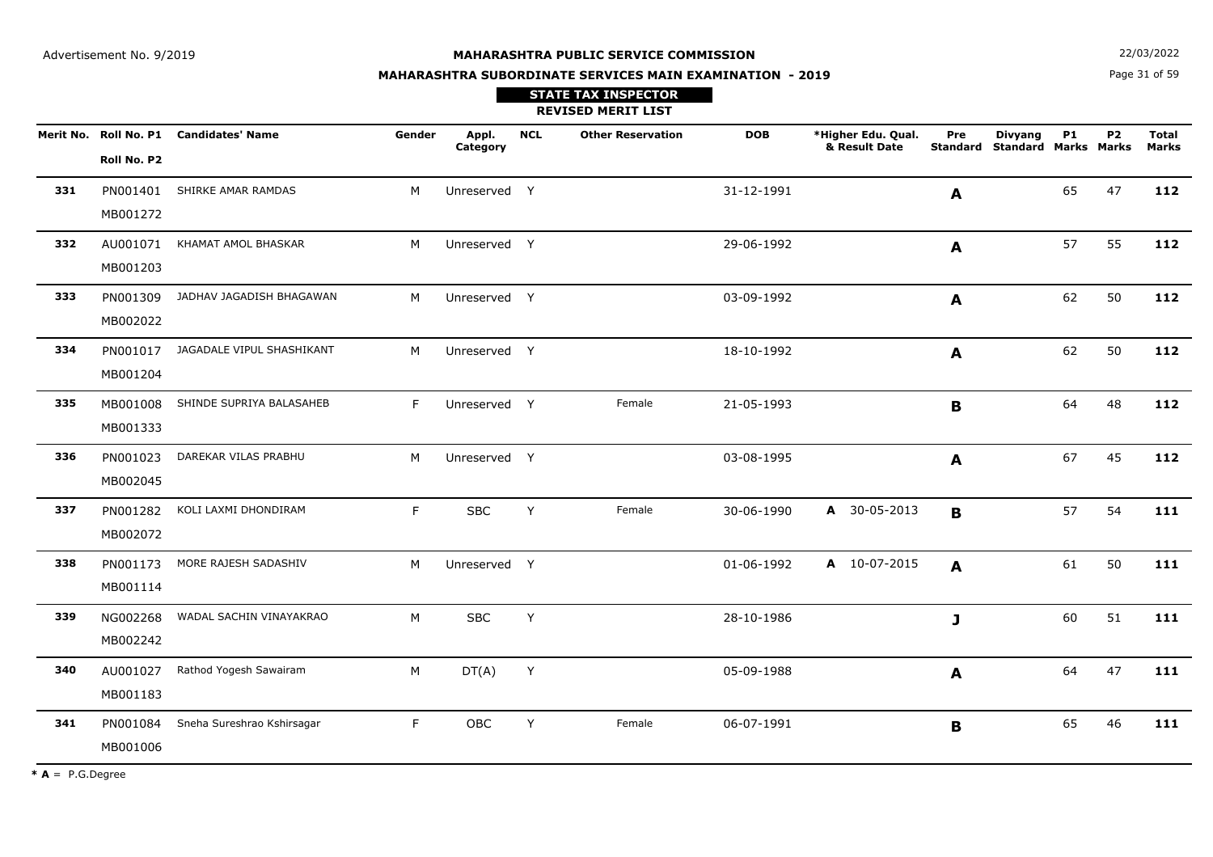Advertisement No. 9/2019

**MAHARASHTRA PUBLIC SERVICE COMMISSION**

**MAHARASHTRA SUBORDINATE SERVICES MAIN EXAMINATION - 2019**

**STATE TAX INSPECTOR**

**REVISED MERIT LIST**

22/03/2022

| Merit No. | Roll No. P1 / Roll No. P2 | Candidates' Name | Gender | Appl. Category | NCL | Other Reservation | DOB | *Higher Edu. Qual. & Result Date | Pre Standard | Divyang Standard | P1 Marks | P2 Marks | Total Marks |
|---|---|---|---|---|---|---|---|---|---|---|---|---|---|
| **331** | PN001401 MB001272 | SHIRKE AMAR RAMDAS | M | Unreserved | Y | | 31-12-1991 | | **A** | | 65 | 47 | **112** |
| **332** | AU001071 MB001203 | KHAMAT AMOL BHASKAR | M | Unreserved | Y | | 29-06-1992 | | **A** | | 57 | 55 | **112** |
| **333** | PN001309 MB002022 | JADHAV JAGADISH BHAGAWAN | M | Unreserved | Y | | 03-09-1992 | | **A** | | 62 | 50 | **112** |
| **334** | PN001017 MB001204 | JAGADALE VIPUL SHASHIKANT | M | Unreserved | Y | | 18-10-1992 | | **A** | | 62 | 50 | **112** |
| **335** | MB001008 MB001333 | SHINDE SUPRIYA BALASAHEB | F | Unreserved | Y | Female | 21-05-1993 | | **B** | | 64 | 48 | **112** |
| **336** | PN001023 MB002045 | DAREKAR VILAS PRABHU | M | Unreserved | Y | | 03-08-1995 | | **A** | | 67 | 45 | **112** |
| **337** | PN001282 MB002072 | KOLI LAXMI DHONDIRAM | F | SBC | Y | Female | 30-06-1990 | **A** 30-05-2013 | **B** | | 57 | 54 | **111** |
| **338** | PN001173 MB001114 | MORE RAJESH SADASHIV | M | Unreserved | Y | | 01-06-1992 | **A** 10-07-2015 | **A** | | 61 | 50 | **111** |
| **339** | NG002268 MB002242 | WADAL SACHIN VINAYAKRAO | M | SBC | Y | | 28-10-1986 | | **J** | | 60 | 51 | **111** |
| **340** | AU001027 MB001183 | Rathod Yogesh Sawairam | M | DT(A) | Y | | 05-09-1988 | | **A** | | 64 | 47 | **111** |
| **341** | PN001084 MB001006 | Sneha Sureshrao Kshirsagar | F | OBC | Y | Female | 06-07-1991 | | **B** | | 65 | 46 | **111** |

**\* A** = P.G.Degree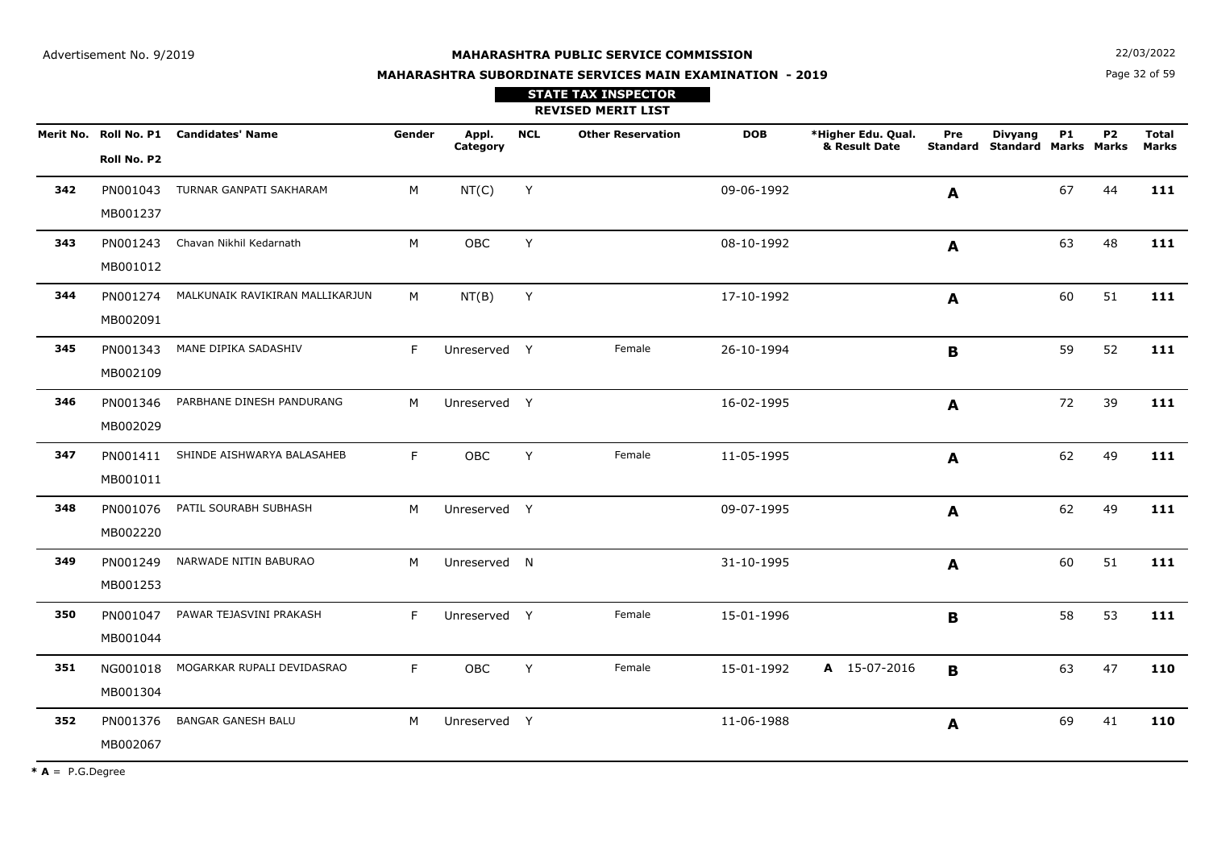Advertisement No. 9/2019

**MAHARASHTRA PUBLIC SERVICE COMMISSION**

**MAHARASHTRA SUBORDINATE SERVICES MAIN EXAMINATION - 2019**

22/03/2022

**STATE TAX INSPECTOR**

**REVISED MERIT LIST**

| Merit No. | Roll No. P1 / Roll No. P2 | Candidates' Name | Gender | Appl. Category | NCL | Other Reservation | DOB | *Higher Edu. Qual. & Result Date | Pre Standard | Divyang Standard | P1 Marks | P2 Marks | Total Marks |
|---|---|---|---|---|---|---|---|---|---|---|---|---|---|
| **342** | PN001043 MB001237 | TURNAR GANPATI SAKHARAM | M | NT(C) | Y | | 09-06-1992 | | **A** | | 67 | 44 | **111** |
| **343** | PN001243 MB001012 | Chavan Nikhil Kedarnath | M | OBC | Y | | 08-10-1992 | | **A** | | 63 | 48 | **111** |
| **344** | PN001274 MB002091 | MALKUNAIK RAVIKIRAN MALLIKARJUN | M | NT(B) | Y | | 17-10-1992 | | **A** | | 60 | 51 | **111** |
| **345** | PN001343 MB002109 | MANE DIPIKA SADASHIV | F | Unreserved | Y | Female | 26-10-1994 | | **B** | | 59 | 52 | **111** |
| **346** | PN001346 MB002029 | PARBHANE DINESH PANDURANG | M | Unreserved | Y | | 16-02-1995 | | **A** | | 72 | 39 | **111** |
| **347** | PN001411 MB001011 | SHINDE AISHWARYA BALASAHEB | F | OBC | Y | Female | 11-05-1995 | | **A** | | 62 | 49 | **111** |
| **348** | PN001076 MB002220 | PATIL SOURABH SUBHASH | M | Unreserved | Y | | 09-07-1995 | | **A** | | 62 | 49 | **111** |
| **349** | PN001249 MB001253 | NARWADE NITIN BABURAO | M | Unreserved | N | | 31-10-1995 | | **A** | | 60 | 51 | **111** |
| **350** | PN001047 MB001044 | PAWAR TEJASVINI PRAKASH | F | Unreserved | Y | Female | 15-01-1996 | | **B** | | 58 | 53 | **111** |
| **351** | NG001018 MB001304 | MOGARKAR RUPALI DEVIDASRAO | F | OBC | Y | Female | 15-01-1992 | **A** 15-07-2016 | **B** | | 63 | 47 | **110** |
| **352** | PN001376 MB002067 | BANGAR GANESH BALU | M | Unreserved | Y | | 11-06-1988 | | **A** | | 69 | 41 | **110** |

* **A** = P.G.Degree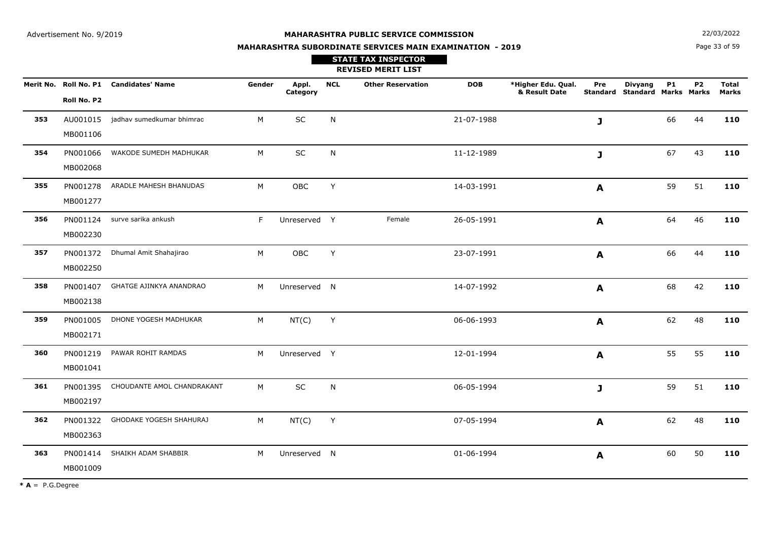Advertisement No. 9/2019

**MAHARASHTRA PUBLIC SERVICE COMMISSION**

**MAHARASHTRA SUBORDINATE SERVICES MAIN EXAMINATION - 2019**

22/03/2022

**STATE TAX INSPECTOR**

**REVISED MERIT LIST**

| Merit No. | Roll No. P1 / Roll No. P2 | Candidates' Name | Gender | Appl. Category | NCL | Other Reservation | DOB | *Higher Edu. Qual. & Result Date | Pre Standard | Divyang Standard | P1 Marks | P2 Marks | Total Marks |
|---|---|---|---|---|---|---|---|---|---|---|---|---|---|
| **353** | AU001015 MB001106 | jadhav sumedkumar bhimrao | M | SC | N | | 21-07-1988 | | **J** | | 66 | 44 | **110** |
| **354** | PN001066 MB002068 | WAKODE SUMEDH MADHUKAR | M | SC | N | | 11-12-1989 | | **J** | | 67 | 43 | **110** |
| **355** | PN001278 MB001277 | ARADLE MAHESH BHANUDAS | M | OBC | Y | | 14-03-1991 | | **A** | | 59 | 51 | **110** |
| **356** | PN001124 MB002230 | surve sarika ankush | F | Unreserved | Y | Female | 26-05-1991 | | **A** | | 64 | 46 | **110** |
| **357** | PN001372 MB002250 | Dhumal Amit Shahajirao | M | OBC | Y | | 23-07-1991 | | **A** | | 66 | 44 | **110** |
| **358** | PN001407 MB002138 | GHATGE AJINKYA ANANDRAO | M | Unreserved | N | | 14-07-1992 | | **A** | | 68 | 42 | **110** |
| **359** | PN001005 MB002171 | DHONE YOGESH MADHUKAR | M | NT(C) | Y | | 06-06-1993 | | **A** | | 62 | 48 | **110** |
| **360** | PN001219 MB001041 | PAWAR ROHIT RAMDAS | M | Unreserved | Y | | 12-01-1994 | | **A** | | 55 | 55 | **110** |
| **361** | PN001395 MB002197 | CHOUDANTE AMOL CHANDRAKANT | M | SC | N | | 06-05-1994 | | **J** | | 59 | 51 | **110** |
| **362** | PN001322 MB002363 | GHODAKE YOGESH SHAHURAJ | M | NT(C) | Y | | 07-05-1994 | | **A** | | 62 | 48 | **110** |
| **363** | PN001414 MB001009 | SHAIKH ADAM SHABBIR | M | Unreserved | N | | 01-06-1994 | | **A** | | 60 | 50 | **110** |

**\* A** = P.G.Degree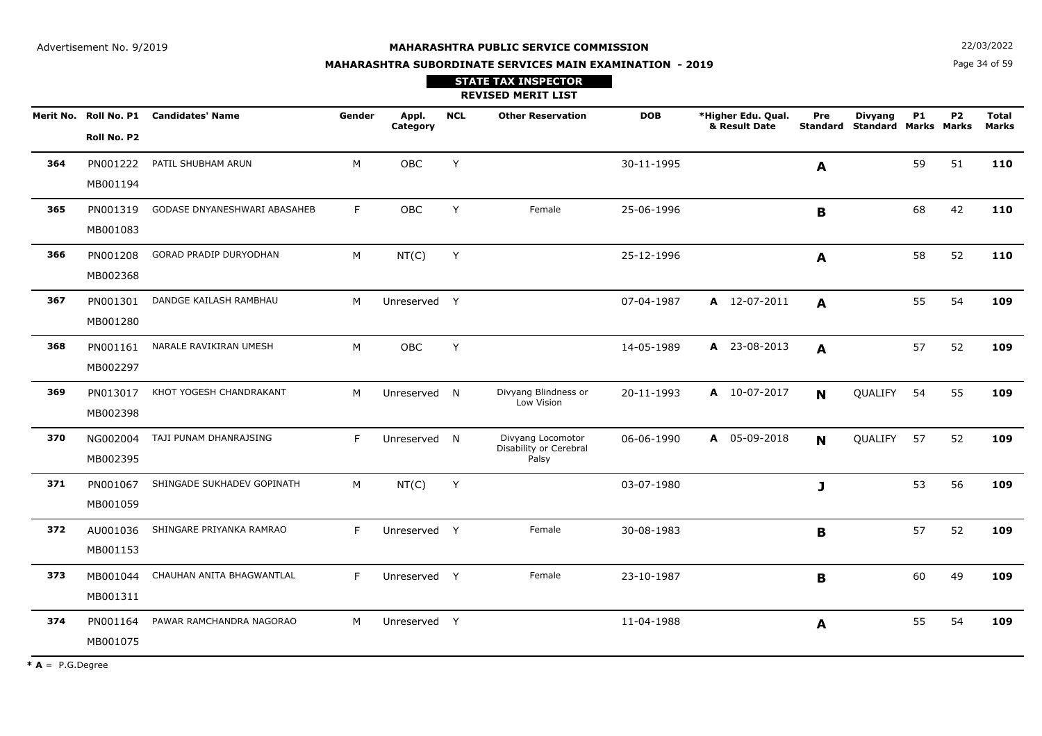Advertisement No. 9/2019

**MAHARASHTRA PUBLIC SERVICE COMMISSION**

22/03/2022

**MAHARASHTRA SUBORDINATE SERVICES MAIN EXAMINATION - 2019**

**STATE TAX INSPECTOR**

**REVISED MERIT LIST**

| Merit No. | Roll No. P1 / Roll No. P2 | Candidates' Name | Gender | Appl. Category | NCL | Other Reservation | DOB | *Higher Edu. Qual. & Result Date | Pre Standard | Divyang Standard | P1 Marks | P2 Marks | Total Marks |
|---|---|---|---|---|---|---|---|---|---|---|---|---|---|
| **364** | PN001222 MB001194 | PATIL SHUBHAM ARUN | M | OBC | Y | | 30-11-1995 | | **A** | | 59 | 51 | **110** |
| **365** | PN001319 MB001083 | GODASE DNYANESHWARI ABASAHEB | F | OBC | Y | Female | 25-06-1996 | | **B** | | 68 | 42 | **110** |
| **366** | PN001208 MB002368 | GORAD PRADIP DURYODHAN | M | NT(C) | Y | | 25-12-1996 | | **A** | | 58 | 52 | **110** |
| **367** | PN001301 MB001280 | DANDGE KAILASH RAMBHAU | M | Unreserved | Y | | 07-04-1987 | **A** 12-07-2011 | **A** | | 55 | 54 | **109** |
| **368** | PN001161 MB002297 | NARALE RAVIKIRAN UMESH | M | OBC | Y | | 14-05-1989 | **A** 23-08-2013 | **A** | | 57 | 52 | **109** |
| **369** | PN013017 MB002398 | KHOT YOGESH CHANDRAKANT | M | Unreserved | N | Divyang Blindness or Low Vision | 20-11-1993 | **A** 10-07-2017 | **N** | QUALIFY | 54 | 55 | **109** |
| **370** | NG002004 MB002395 | TAJI PUNAM DHANRAJSING | F | Unreserved | N | Divyang Locomotor Disability or Cerebral Palsy | 06-06-1990 | **A** 05-09-2018 | **N** | QUALIFY | 57 | 52 | **109** |
| **371** | PN001067 MB001059 | SHINGADE SUKHADEV GOPINATH | M | NT(C) | Y | | 03-07-1980 | | **J** | | 53 | 56 | **109** |
| **372** | AU001036 MB001153 | SHINGARE PRIYANKA RAMRAO | F | Unreserved | Y | Female | 30-08-1983 | | **B** | | 57 | 52 | **109** |
| **373** | MB001044 MB001311 | CHAUHAN ANITA BHAGWANTLAL | F | Unreserved | Y | Female | 23-10-1987 | | **B** | | 60 | 49 | **109** |
| **374** | PN001164 MB001075 | PAWAR RAMCHANDRA NAGORAO | M | Unreserved | Y | | 11-04-1988 | | **A** | | 55 | 54 | **109** |

**\* A** = P.G.Degree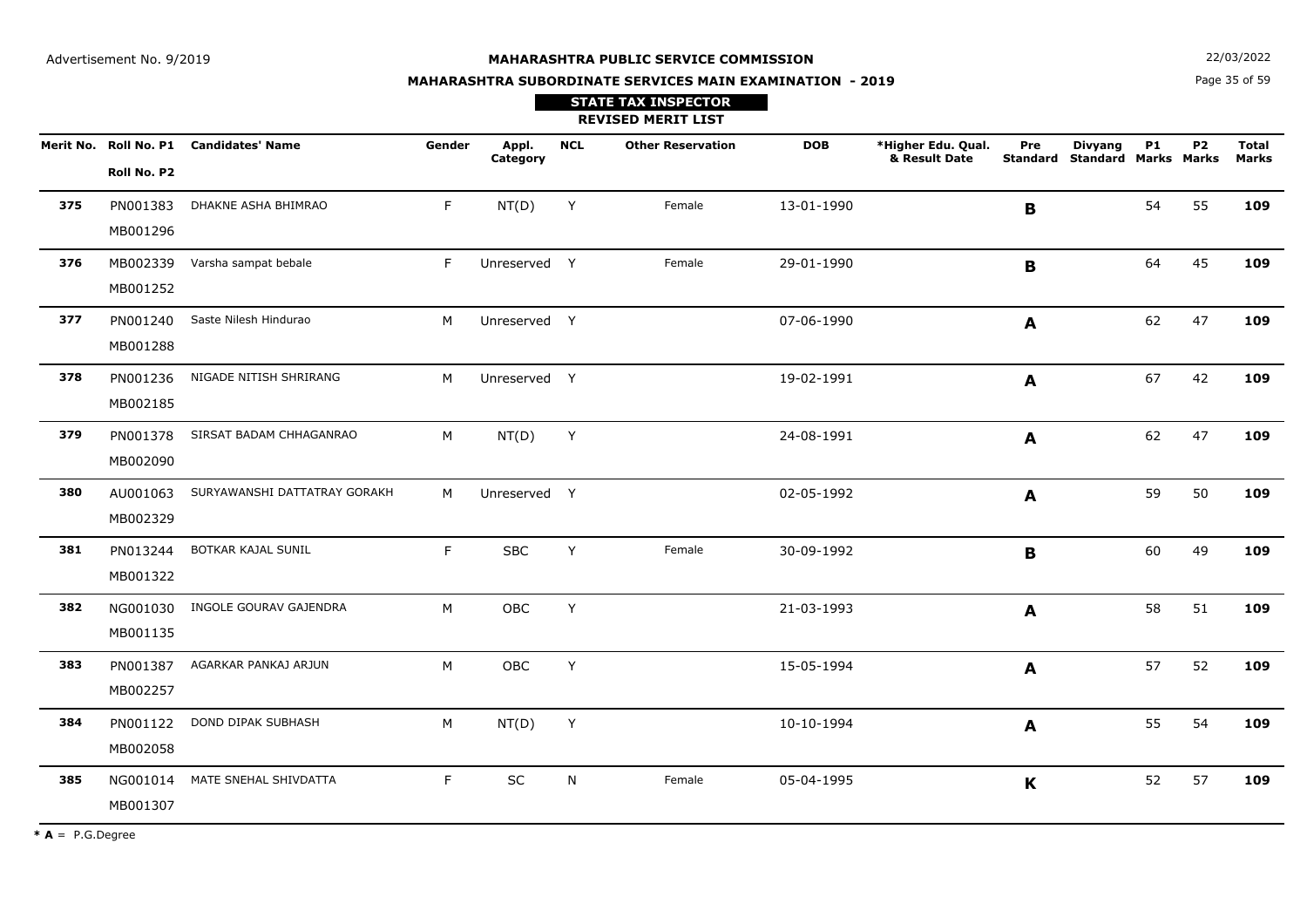Advertisement No. 9/2019

**MAHARASHTRA PUBLIC SERVICE COMMISSION**

22/03/2022

**MAHARASHTRA SUBORDINATE SERVICES MAIN EXAMINATION - 2019**

**STATE TAX INSPECTOR**

**REVISED MERIT LIST**

| Merit No. | Roll No. P1 / Roll No. P2 | Candidates' Name | Gender | Appl. Category | NCL | Other Reservation | DOB | *Higher Edu. Qual. & Result Date | Pre Standard | Divyang Standard | P1 Marks | P2 Marks | Total Marks |
|---|---|---|---|---|---|---|---|---|---|---|---|---|---|
| **375** | PN001383 / MB001296 | DHAKNE ASHA BHIMRAO | F | NT(D) | Y | Female | 13-01-1990 | | **B** | | 54 | 55 | **109** |
| **376** | MB002339 / MB001252 | Varsha sampat bebale | F | Unreserved | Y | Female | 29-01-1990 | | **B** | | 64 | 45 | **109** |
| **377** | PN001240 / MB001288 | Saste Nilesh Hindurao | M | Unreserved | Y | | 07-06-1990 | | **A** | | 62 | 47 | **109** |
| **378** | PN001236 / MB002185 | NIGADE NITISH SHRIRANG | M | Unreserved | Y | | 19-02-1991 | | **A** | | 67 | 42 | **109** |
| **379** | PN001378 / MB002090 | SIRSAT BADAM CHHAGANRAO | M | NT(D) | Y | | 24-08-1991 | | **A** | | 62 | 47 | **109** |
| **380** | AU001063 / MB002329 | SURYAWANSHI DATTATRAY GORAKH | M | Unreserved | Y | | 02-05-1992 | | **A** | | 59 | 50 | **109** |
| **381** | PN013244 / MB001322 | BOTKAR KAJAL SUNIL | F | SBC | Y | Female | 30-09-1992 | | **B** | | 60 | 49 | **109** |
| **382** | NG001030 / MB001135 | INGOLE GOURAV GAJENDRA | M | OBC | Y | | 21-03-1993 | | **A** | | 58 | 51 | **109** |
| **383** | PN001387 / MB002257 | AGARKAR PANKAJ ARJUN | M | OBC | Y | | 15-05-1994 | | **A** | | 57 | 52 | **109** |
| **384** | PN001122 / MB002058 | DOND DIPAK SUBHASH | M | NT(D) | Y | | 10-10-1994 | | **A** | | 55 | 54 | **109** |
| **385** | NG001014 / MB001307 | MATE SNEHAL SHIVDATTA | F | SC | N | Female | 05-04-1995 | | **K** | | 52 | 57 | **109** |

**\* A** = P.G.Degree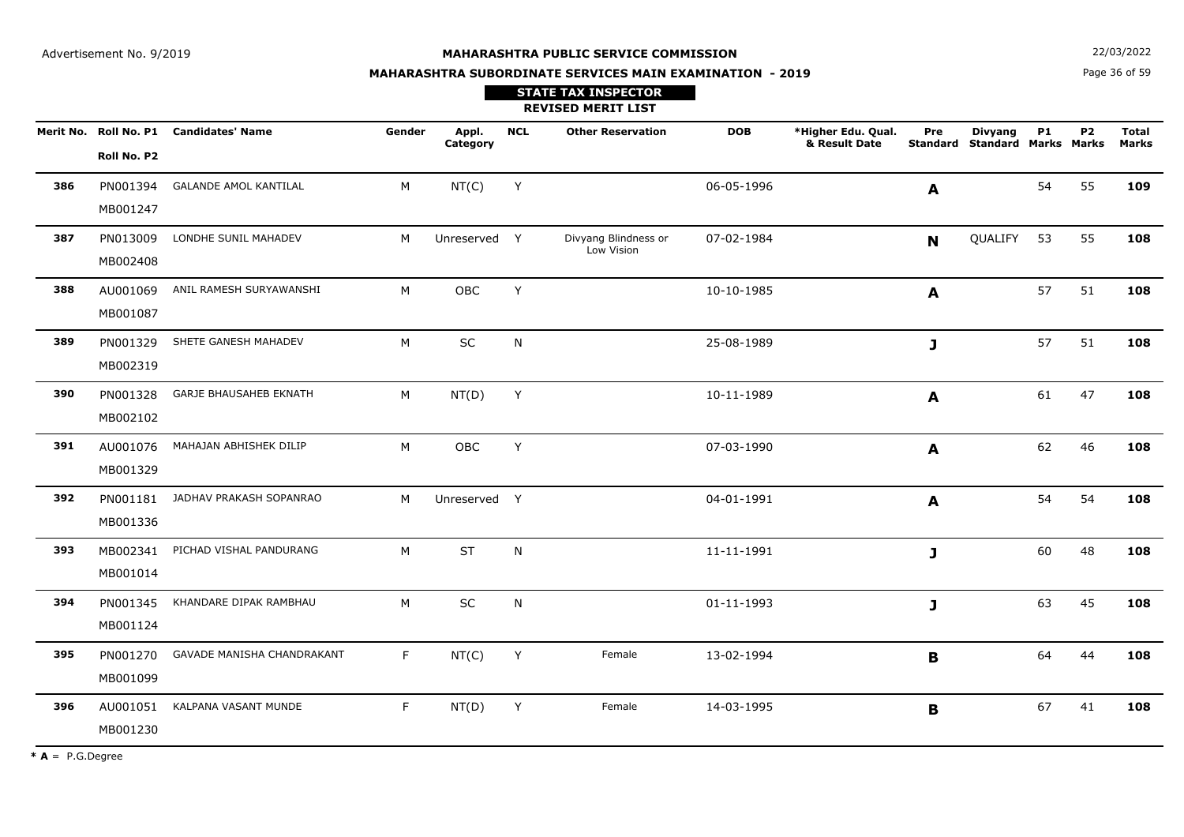Advertisement No. 9/2019

22/03/2022

**MAHARASHTRA PUBLIC SERVICE COMMISSION**

**MAHARASHTRA SUBORDINATE SERVICES MAIN EXAMINATION - 2019**

**STATE TAX INSPECTOR**

**REVISED MERIT LIST**

| Merit No. | Roll No. P1 / Roll No. P2 | Candidates' Name | Gender | Appl. Category | NCL | Other Reservation | DOB | *Higher Edu. Qual. & Result Date | Pre Standard | Divyang Standard | P1 Marks | P2 Marks | Total Marks |
|---|---|---|---|---|---|---|---|---|---|---|---|---|---|
| **386** | PN001394 MB001247 | GALANDE AMOL KANTILAL | M | NT(C) | Y | | 06-05-1996 | | **A** | | 54 | 55 | **109** |
| **387** | PN013009 MB002408 | LONDHE SUNIL MAHADEV | M | Unreserved | Y | Divyang Blindness or Low Vision | 07-02-1984 | | **N** | QUALIFY | 53 | 55 | **108** |
| **388** | AU001069 MB001087 | ANIL RAMESH SURYAWANSHI | M | OBC | Y | | 10-10-1985 | | **A** | | 57 | 51 | **108** |
| **389** | PN001329 MB002319 | SHETE GANESH MAHADEV | M | SC | N | | 25-08-1989 | | **J** | | 57 | 51 | **108** |
| **390** | PN001328 MB002102 | GARJE BHAUSAHEB EKNATH | M | NT(D) | Y | | 10-11-1989 | | **A** | | 61 | 47 | **108** |
| **391** | AU001076 MB001329 | MAHAJAN ABHISHEK DILIP | M | OBC | Y | | 07-03-1990 | | **A** | | 62 | 46 | **108** |
| **392** | PN001181 MB001336 | JADHAV PRAKASH SOPANRAO | M | Unreserved | Y | | 04-01-1991 | | **A** | | 54 | 54 | **108** |
| **393** | MB002341 MB001014 | PICHAD VISHAL PANDURANG | M | ST | N | | 11-11-1991 | | **J** | | 60 | 48 | **108** |
| **394** | PN001345 MB001124 | KHANDARE DIPAK RAMBHAU | M | SC | N | | 01-11-1993 | | **J** | | 63 | 45 | **108** |
| **395** | PN001270 MB001099 | GAVADE MANISHA CHANDRAKANT | F | NT(C) | Y | Female | 13-02-1994 | | **B** | | 64 | 44 | **108** |
| **396** | AU001051 MB001230 | KALPANA VASANT MUNDE | F | NT(D) | Y | Female | 14-03-1995 | | **B** | | 67 | 41 | **108** |

**\* A** = P.G.Degree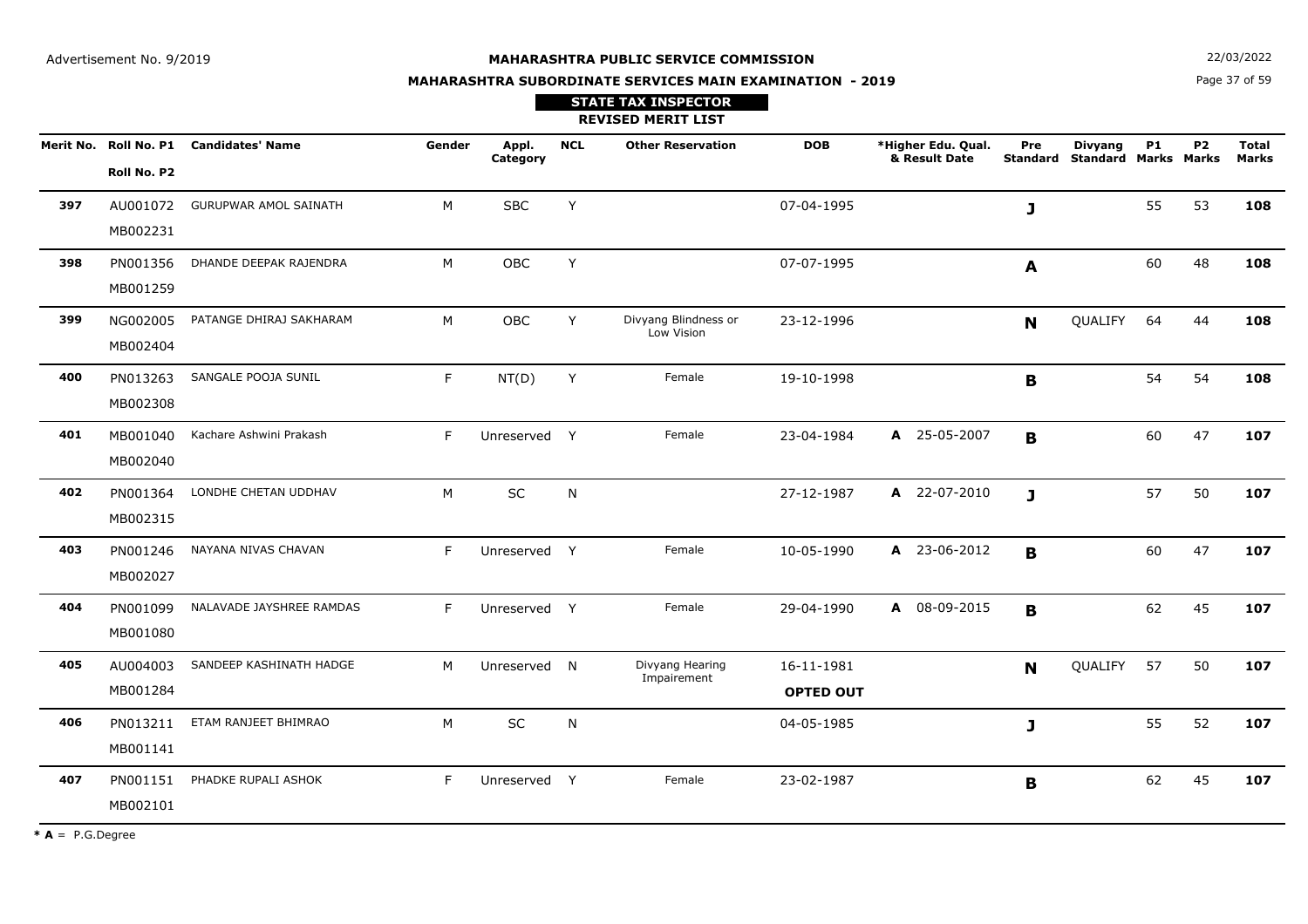Advertisement No. 9/2019

**MAHARASHTRA PUBLIC SERVICE COMMISSION**

**MAHARASHTRA SUBORDINATE SERVICES MAIN EXAMINATION - 2019**

22/03/2022

**STATE TAX INSPECTOR**

**REVISED MERIT LIST**

| Merit No. | Roll No. P1 / Roll No. P2 | Candidates' Name | Gender | Appl. Category | NCL | Other Reservation | DOB | *Higher Edu. Qual. & Result Date | Pre Standard | Divyang Standard | P1 Marks | P2 Marks | Total Marks |
|---|---|---|---|---|---|---|---|---|---|---|---|---|---|
| **397** | AU001072 MB002231 | GURUPWAR AMOL SAINATH | M | SBC | Y | | 07-04-1995 | | **J** | | 55 | 53 | **108** |
| **398** | PN001356 MB001259 | DHANDE DEEPAK RAJENDRA | M | OBC | Y | | 07-07-1995 | | **A** | | 60 | 48 | **108** |
| **399** | NG002005 MB002404 | PATANGE DHIRAJ SAKHARAM | M | OBC | Y | Divyang Blindness or Low Vision | 23-12-1996 | | **N** | QUALIFY | 64 | 44 | **108** |
| **400** | PN013263 MB002308 | SANGALE POOJA SUNIL | F | NT(D) | Y | Female | 19-10-1998 | | **B** | | 54 | 54 | **108** |
| **401** | MB001040 MB002040 | Kachare Ashwini Prakash | F | Unreserved | Y | Female | 23-04-1984 | **A** 25-05-2007 | **B** | | 60 | 47 | **107** |
| **402** | PN001364 MB002315 | LONDHE CHETAN UDDHAV | M | SC | N | | 27-12-1987 | **A** 22-07-2010 | **J** | | 57 | 50 | **107** |
| **403** | PN001246 MB002027 | NAYANA NIVAS CHAVAN | F | Unreserved | Y | Female | 10-05-1990 | **A** 23-06-2012 | **B** | | 60 | 47 | **107** |
| **404** | PN001099 MB001080 | NALAVADE JAYSHREE RAMDAS | F | Unreserved | Y | Female | 29-04-1990 | **A** 08-09-2015 | **B** | | 62 | 45 | **107** |
| **405** | AU004003 MB001284 | SANDEEP KASHINATH HADGE | M | Unreserved | N | Divyang Hearing Impairement | 16-11-1981 **OPTED OUT** | | **N** | QUALIFY | 57 | 50 | **107** |
| **406** | PN013211 MB001141 | ETAM RANJEET BHIMRAO | M | SC | N | | 04-05-1985 | | **J** | | 55 | 52 | **107** |
| **407** | PN001151 MB002101 | PHADKE RUPALI ASHOK | F | Unreserved | Y | Female | 23-02-1987 | | **B** | | 62 | 45 | **107** |

***A** = P.G.Degree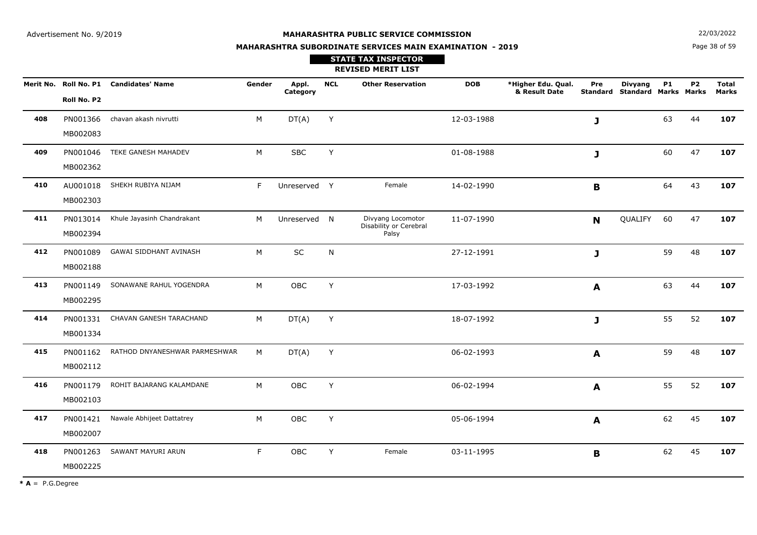Advertisement No. 9/2019

**MAHARASHTRA PUBLIC SERVICE COMMISSION**

**MAHARASHTRA SUBORDINATE SERVICES MAIN EXAMINATION - 2019**

22/03/2022

**STATE TAX INSPECTOR**

**REVISED MERIT LIST**

| Merit No. | Roll No. P1 / Roll No. P2 | Candidates' Name | Gender | Appl. Category | NCL | Other Reservation | DOB | *Higher Edu. Qual. & Result Date | Pre Standard | Divyang Standard | P1 Marks | P2 Marks | Total Marks |
|---|---|---|---|---|---|---|---|---|---|---|---|---|---|
| **408** | PN001366 MB002083 | chavan akash nivrutti | M | DT(A) | Y | | 12-03-1988 | | **J** | | 63 | 44 | **107** |
| **409** | PN001046 MB002362 | TEKE GANESH MAHADEV | M | SBC | Y | | 01-08-1988 | | **J** | | 60 | 47 | **107** |
| **410** | AU001018 MB002303 | SHEKH RUBIYA NIJAM | F | Unreserved | Y | Female | 14-02-1990 | | **B** | | 64 | 43 | **107** |
| **411** | PN013014 MB002394 | Khule Jayasinh Chandrakant | M | Unreserved | N | Divyang Locomotor Disability or Cerebral Palsy | 11-07-1990 | | **N** | QUALIFY | 60 | 47 | **107** |
| **412** | PN001089 MB002188 | GAWAI SIDDHANT AVINASH | M | SC | N | | 27-12-1991 | | **J** | | 59 | 48 | **107** |
| **413** | PN001149 MB002295 | SONAWANE RAHUL YOGENDRA | M | OBC | Y | | 17-03-1992 | | **A** | | 63 | 44 | **107** |
| **414** | PN001331 MB001334 | CHAVAN GANESH TARACHAND | M | DT(A) | Y | | 18-07-1992 | | **J** | | 55 | 52 | **107** |
| **415** | PN001162 MB002112 | RATHOD DNYANESHWAR PARMESHWAR | M | DT(A) | Y | | 06-02-1993 | | **A** | | 59 | 48 | **107** |
| **416** | PN001179 MB002103 | ROHIT BAJARANG KALAMDANE | M | OBC | Y | | 06-02-1994 | | **A** | | 55 | 52 | **107** |
| **417** | PN001421 MB002007 | Nawale Abhijeet Dattatrey | M | OBC | Y | | 05-06-1994 | | **A** | | 62 | 45 | **107** |
| **418** | PN001263 MB002225 | SAWANT MAYURI ARUN | F | OBC | Y | Female | 03-11-1995 | | **B** | | 62 | 45 | **107** |

* **A** = P.G.Degree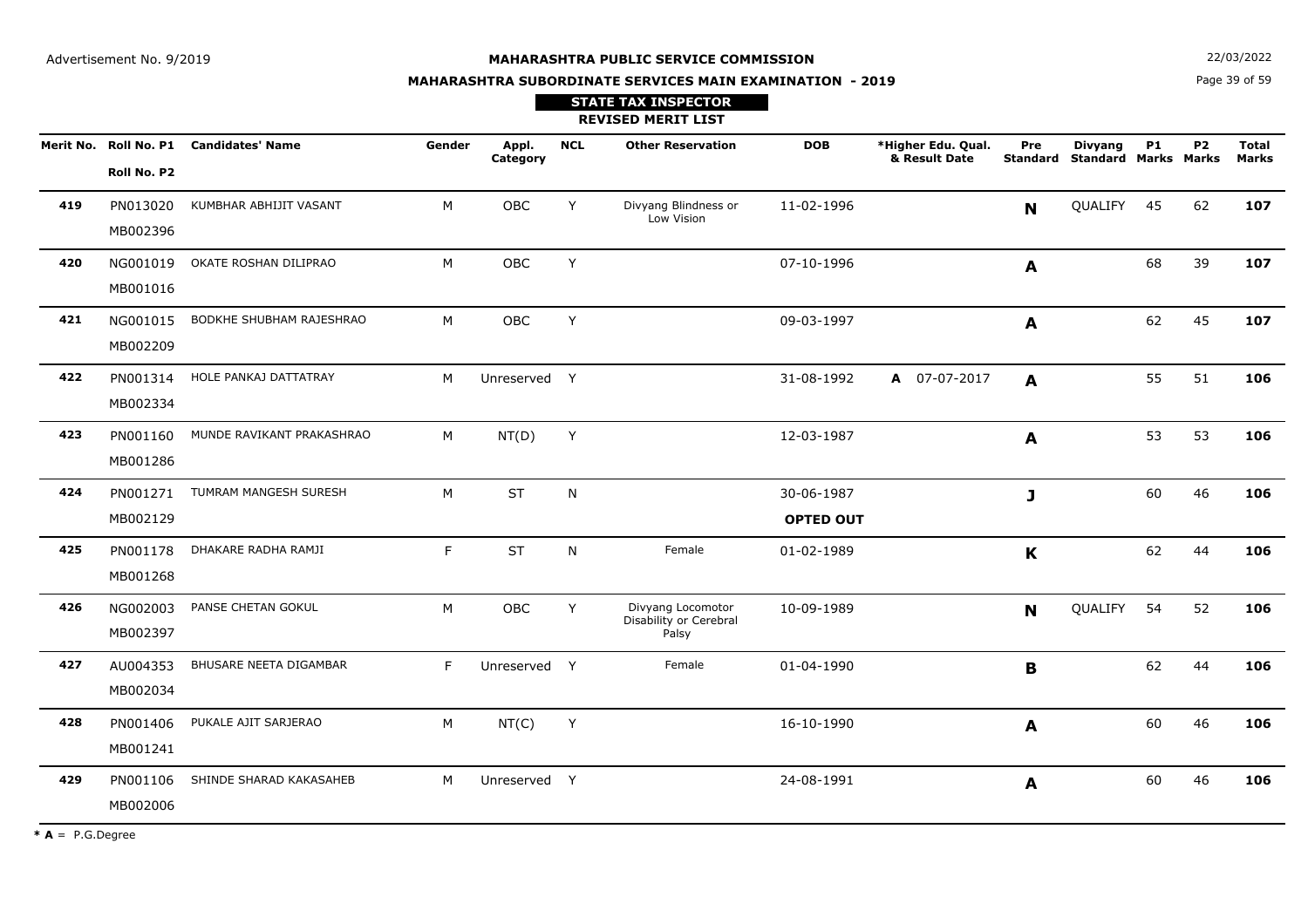Advertisement No. 9/2019

**MAHARASHTRA PUBLIC SERVICE COMMISSION**

**MAHARASHTRA SUBORDINATE SERVICES MAIN EXAMINATION - 2019**

22/03/2022

**STATE TAX INSPECTOR**

**REVISED MERIT LIST**

| Merit No. | Roll No. P1 / Roll No. P2 | Candidates' Name | Gender | Appl. Category | NCL | Other Reservation | DOB | *Higher Edu. Qual. & Result Date | Pre Standard | Divyang Standard | P1 Marks | P2 Marks | Total Marks |
|---|---|---|---|---|---|---|---|---|---|---|---|---|---|
| **419** | PN013020 MB002396 | KUMBHAR ABHIJIT VASANT | M | OBC | Y | Divyang Blindness or Low Vision | 11-02-1996 | | **N** | QUALIFY | 45 | 62 | **107** |
| **420** | NG001019 MB001016 | OKATE ROSHAN DILIPRAO | M | OBC | Y | | 07-10-1996 | | **A** | | 68 | 39 | **107** |
| **421** | NG001015 MB002209 | BODKHE SHUBHAM RAJESHRAO | M | OBC | Y | | 09-03-1997 | | **A** | | 62 | 45 | **107** |
| **422** | PN001314 MB002334 | HOLE PANKAJ DATTATRAY | M | Unreserved | Y | | 31-08-1992 | **A** 07-07-2017 | **A** | | 55 | 51 | **106** |
| **423** | PN001160 MB001286 | MUNDE RAVIKANT PRAKASHRAO | M | NT(D) | Y | | 12-03-1987 | | **A** | | 53 | 53 | **106** |
| **424** | PN001271 MB002129 | TUMRAM MANGESH SURESH | M | ST | N | | 30-06-1987 **OPTED OUT** | | **J** | | 60 | 46 | **106** |
| **425** | PN001178 MB001268 | DHAKARE RADHA RAMJI | F | ST | N | Female | 01-02-1989 | | **K** | | 62 | 44 | **106** |
| **426** | NG002003 MB002397 | PANSE CHETAN GOKUL | M | OBC | Y | Divyang Locomotor Disability or Cerebral Palsy | 10-09-1989 | | **N** | QUALIFY | 54 | 52 | **106** |
| **427** | AU004353 MB002034 | BHUSARE NEETA DIGAMBAR | F | Unreserved | Y | Female | 01-04-1990 | | **B** | | 62 | 44 | **106** |
| **428** | PN001406 MB001241 | PUKALE AJIT SARJERAO | M | NT(C) | Y | | 16-10-1990 | | **A** | | 60 | 46 | **106** |
| **429** | PN001106 MB002006 | SHINDE SHARAD KAKASAHEB | M | Unreserved | Y | | 24-08-1991 | | **A** | | 60 | 46 | **106** |

* **A** = P.G.Degree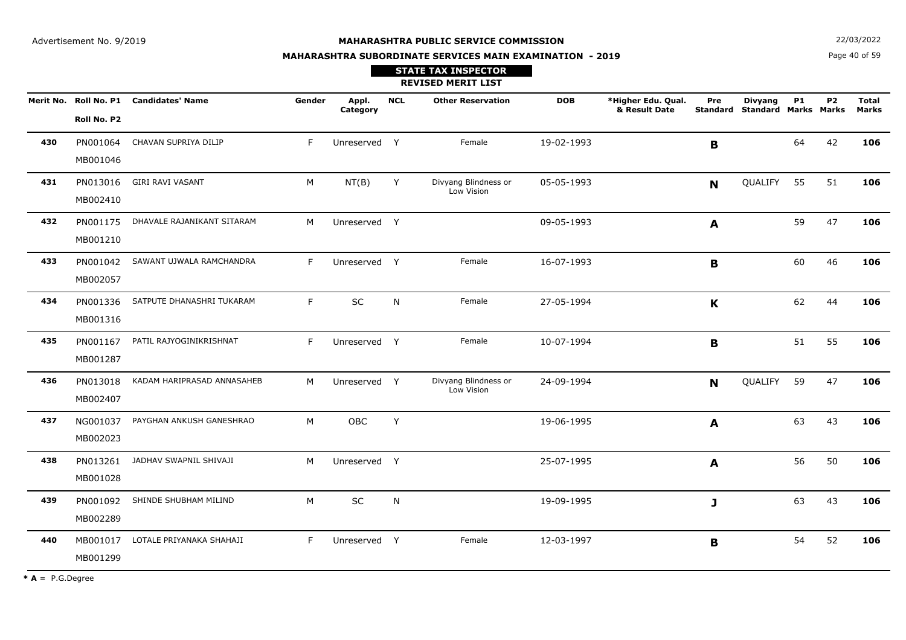Advertisement No. 9/2019

**MAHARASHTRA PUBLIC SERVICE COMMISSION**

**MAHARASHTRA SUBORDINATE SERVICES MAIN EXAMINATION - 2019**

22/03/2022

**STATE TAX INSPECTOR**

**REVISED MERIT LIST**

| Merit No. | Roll No. P1 / Roll No. P2 | Candidates' Name | Gender | Appl. Category | NCL | Other Reservation | DOB | *Higher Edu. Qual. & Result Date | Pre Standard | Divyang Standard | P1 Marks | P2 Marks | Total Marks |
|---|---|---|---|---|---|---|---|---|---|---|---|---|---|
| **430** | PN001064 / MB001046 | CHAVAN SUPRIYA DILIP | F | Unreserved | Y | Female | 19-02-1993 | | **B** | | 64 | 42 | **106** |
| **431** | PN013016 / MB002410 | GIRI RAVI VASANT | M | NT(B) | Y | Divyang Blindness or Low Vision | 05-05-1993 | | **N** | QUALIFY | 55 | 51 | **106** |
| **432** | PN001175 / MB001210 | DHAVALE RAJANIKANT SITARAM | M | Unreserved | Y | | 09-05-1993 | | **A** | | 59 | 47 | **106** |
| **433** | PN001042 / MB002057 | SAWANT UJWALA RAMCHANDRA | F | Unreserved | Y | Female | 16-07-1993 | | **B** | | 60 | 46 | **106** |
| **434** | PN001336 / MB001316 | SATPUTE DHANASHRI TUKARAM | F | SC | N | Female | 27-05-1994 | | **K** | | 62 | 44 | **106** |
| **435** | PN001167 / MB001287 | PATIL RAJYOGINIKRISHNAT | F | Unreserved | Y | Female | 10-07-1994 | | **B** | | 51 | 55 | **106** |
| **436** | PN013018 / MB002407 | KADAM HARIPRASAD ANNASAHEB | M | Unreserved | Y | Divyang Blindness or Low Vision | 24-09-1994 | | **N** | QUALIFY | 59 | 47 | **106** |
| **437** | NG001037 / MB002023 | PAYGHAN ANKUSH GANESHRAO | M | OBC | Y | | 19-06-1995 | | **A** | | 63 | 43 | **106** |
| **438** | PN013261 / MB001028 | JADHAV SWAPNIL SHIVAJI | M | Unreserved | Y | | 25-07-1995 | | **A** | | 56 | 50 | **106** |
| **439** | PN001092 / MB002289 | SHINDE SHUBHAM MILIND | M | SC | N | | 19-09-1995 | | **J** | | 63 | 43 | **106** |
| **440** | MB001017 / MB001299 | LOTALE PRIYANAKA SHAHAJI | F | Unreserved | Y | Female | 12-03-1997 | | **B** | | 54 | 52 | **106** |

**\* A** = P.G.Degree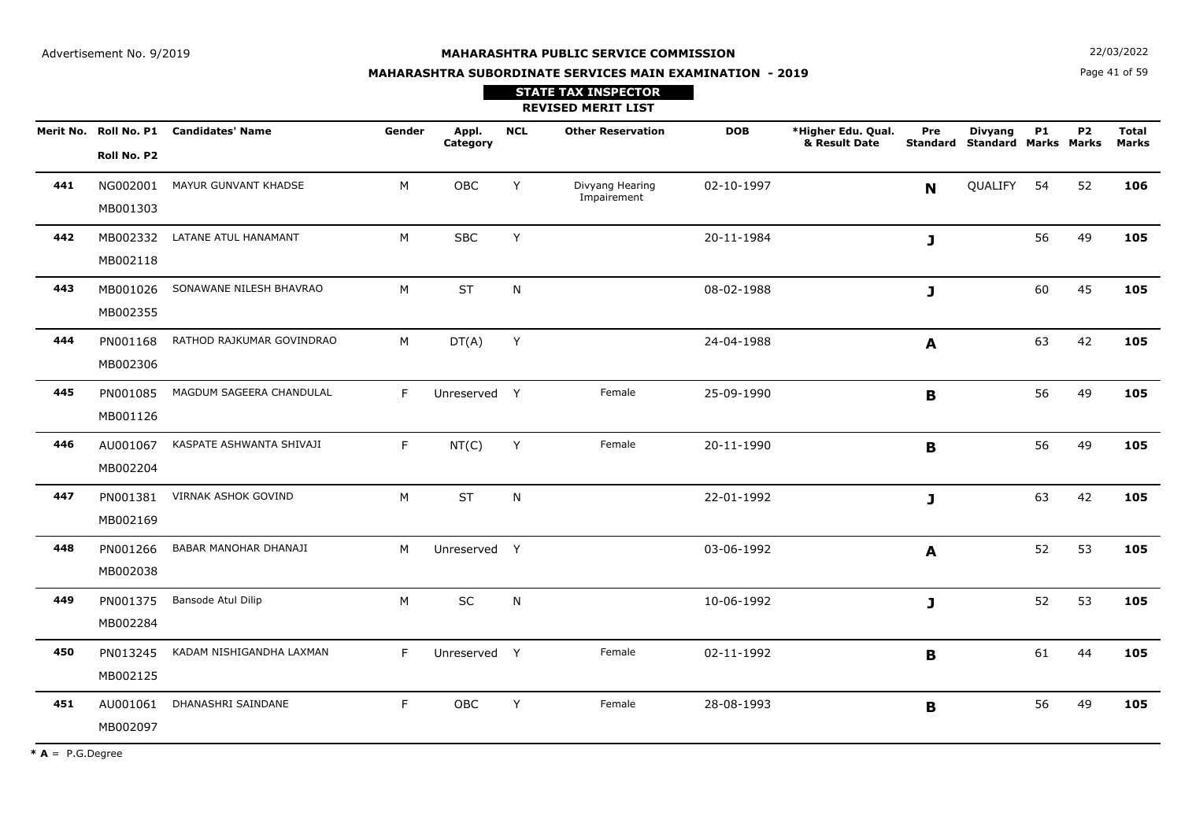Advertisement No. 9/2019

**MAHARASHTRA PUBLIC SERVICE COMMISSION**

22/03/2022

**MAHARASHTRA SUBORDINATE SERVICES MAIN EXAMINATION - 2019**

**STATE TAX INSPECTOR**

**REVISED MERIT LIST**

| Merit No. | Roll No. P1 / Roll No. P2 | Candidates' Name | Gender | Appl. Category | NCL | Other Reservation | DOB | *Higher Edu. Qual. & Result Date | Pre Standard | Divyang Standard | P1 Marks | P2 Marks | Total Marks |
|---|---|---|---|---|---|---|---|---|---|---|---|---|---|
| **441** | NG002001 MB001303 | MAYUR GUNVANT KHADSE | M | OBC | Y | Divyang Hearing Impairement | 02-10-1997 | | **N** | QUALIFY | 54 | 52 | **106** |
| **442** | MB002332 MB002118 | LATANE ATUL HANAMANT | M | SBC | Y | | 20-11-1984 | | **J** | | 56 | 49 | **105** |
| **443** | MB001026 MB002355 | SONAWANE NILESH BHAVRAO | M | ST | N | | 08-02-1988 | | **J** | | 60 | 45 | **105** |
| **444** | PN001168 MB002306 | RATHOD RAJKUMAR GOVINDRAO | M | DT(A) | Y | | 24-04-1988 | | **A** | | 63 | 42 | **105** |
| **445** | PN001085 MB001126 | MAGDUM SAGEERA CHANDULAL | F | Unreserved | Y | Female | 25-09-1990 | | **B** | | 56 | 49 | **105** |
| **446** | AU001067 MB002204 | KASPATE ASHWANTA SHIVAJI | F | NT(C) | Y | Female | 20-11-1990 | | **B** | | 56 | 49 | **105** |
| **447** | PN001381 MB002169 | VIRNAK ASHOK GOVIND | M | ST | N | | 22-01-1992 | | **J** | | 63 | 42 | **105** |
| **448** | PN001266 MB002038 | BABAR MANOHAR DHANAJI | M | Unreserved | Y | | 03-06-1992 | | **A** | | 52 | 53 | **105** |
| **449** | PN001375 MB002284 | Bansode Atul Dilip | M | SC | N | | 10-06-1992 | | **J** | | 52 | 53 | **105** |
| **450** | PN013245 MB002125 | KADAM NISHIGANDHA LAXMAN | F | Unreserved | Y | Female | 02-11-1992 | | **B** | | 61 | 44 | **105** |
| **451** | AU001061 MB002097 | DHANASHRI SAINDANE | F | OBC | Y | Female | 28-08-1993 | | **B** | | 56 | 49 | **105** |

* **A** = P.G.Degree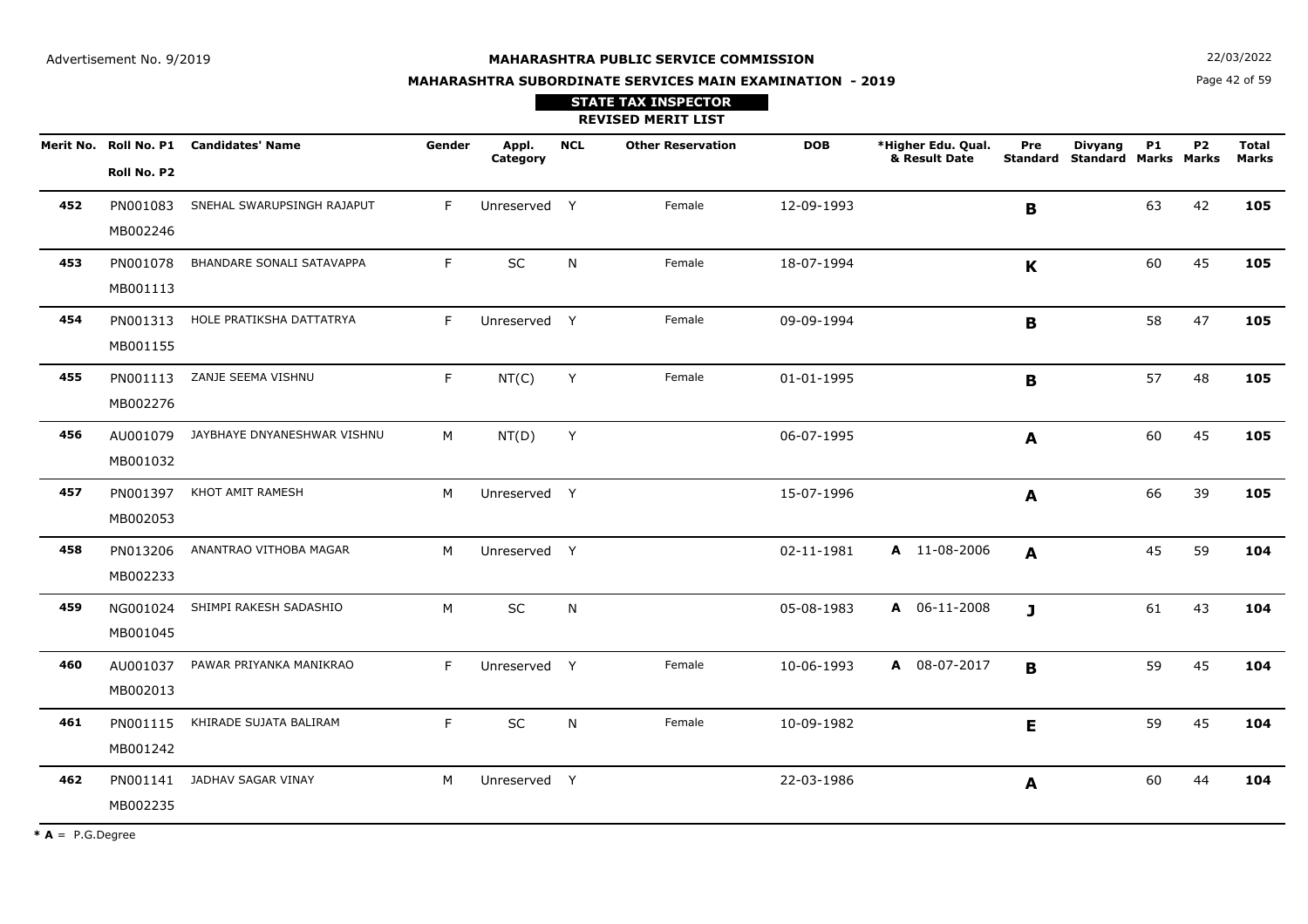Advertisement No. 9/2019

**MAHARASHTRA PUBLIC SERVICE COMMISSION**

**MAHARASHTRA SUBORDINATE SERVICES MAIN EXAMINATION - 2019**

22/03/2022

**STATE TAX INSPECTOR**

**REVISED MERIT LIST**

| Merit No. | Roll No. P1 / Roll No. P2 | Candidates' Name | Gender | Appl. Category | NCL | Other Reservation | DOB | *Higher Edu. Qual. & Result Date | Pre Standard | Divyang Standard | P1 Marks | P2 Marks | Total Marks |
|---|---|---|---|---|---|---|---|---|---|---|---|---|---|
| **452** | PN001083 MB002246 | SNEHAL SWARUPSINGH RAJAPUT | F | Unreserved | Y | Female | 12-09-1993 | | **B** | | 63 | 42 | **105** |
| **453** | PN001078 MB001113 | BHANDARE SONALI SATAVAPPA | F | SC | N | Female | 18-07-1994 | | **K** | | 60 | 45 | **105** |
| **454** | PN001313 MB001155 | HOLE PRATIKSHA DATTATRYA | F | Unreserved | Y | Female | 09-09-1994 | | **B** | | 58 | 47 | **105** |
| **455** | PN001113 MB002276 | ZANJE SEEMA VISHNU | F | NT(C) | Y | Female | 01-01-1995 | | **B** | | 57 | 48 | **105** |
| **456** | AU001079 MB001032 | JAYBHAYE DNYANESHWAR VISHNU | M | NT(D) | Y | | 06-07-1995 | | **A** | | 60 | 45 | **105** |
| **457** | PN001397 MB002053 | KHOT AMIT RAMESH | M | Unreserved | Y | | 15-07-1996 | | **A** | | 66 | 39 | **105** |
| **458** | PN013206 MB002233 | ANANTRAO VITHOBA MAGAR | M | Unreserved | Y | | 02-11-1981 | **A** 11-08-2006 | **A** | | 45 | 59 | **104** |
| **459** | NG001024 MB001045 | SHIMPI RAKESH SADASHIO | M | SC | N | | 05-08-1983 | **A** 06-11-2008 | **J** | | 61 | 43 | **104** |
| **460** | AU001037 MB002013 | PAWAR PRIYANKA MANIKRAO | F | Unreserved | Y | Female | 10-06-1993 | **A** 08-07-2017 | **B** | | 59 | 45 | **104** |
| **461** | PN001115 MB001242 | KHIRADE SUJATA BALIRAM | F | SC | N | Female | 10-09-1982 | | **E** | | 59 | 45 | **104** |
| **462** | PN001141 MB002235 | JADHAV SAGAR VINAY | M | Unreserved | Y | | 22-03-1986 | | **A** | | 60 | 44 | **104** |

* **A** = P.G.Degree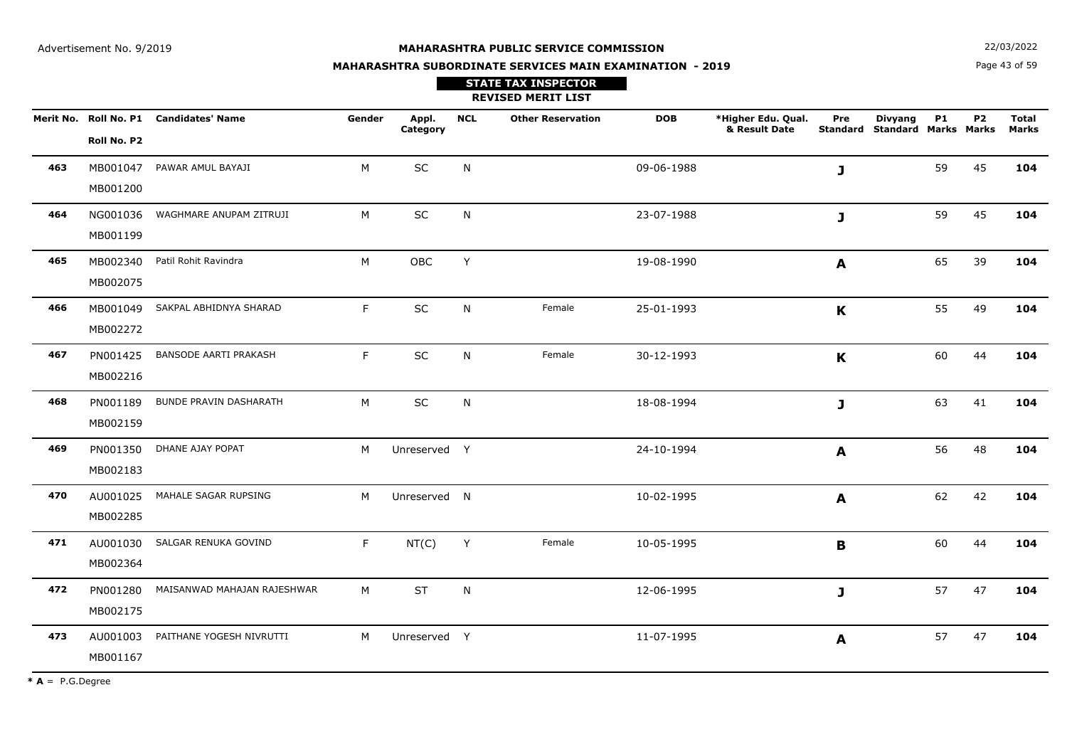Advertisement No. 9/2019

**MAHARASHTRA PUBLIC SERVICE COMMISSION**

**MAHARASHTRA SUBORDINATE SERVICES MAIN EXAMINATION - 2019**

22/03/2022

**STATE TAX INSPECTOR**

**REVISED MERIT LIST**

| Merit No. | Roll No. P1 / Roll No. P2 | Candidates' Name | Gender | Appl. Category | NCL | Other Reservation | DOB | *Higher Edu. Qual. & Result Date | Pre Standard | Divyang Standard | P1 Marks | P2 Marks | Total Marks |
|---|---|---|---|---|---|---|---|---|---|---|---|---|---|
| 463 | MB001047 / MB001200 | PAWAR AMUL BAYAJI | M | SC | N | | 09-06-1988 | | J | | 59 | 45 | 104 |
| 464 | NG001036 / MB001199 | WAGHMARE ANUPAM ZITRUJI | M | SC | N | | 23-07-1988 | | J | | 59 | 45 | 104 |
| 465 | MB002340 / MB002075 | Patil Rohit Ravindra | M | OBC | Y | | 19-08-1990 | | A | | 65 | 39 | 104 |
| 466 | MB001049 / MB002272 | SAKPAL ABHIDNYA SHARAD | F | SC | N | Female | 25-01-1993 | | K | | 55 | 49 | 104 |
| 467 | PN001425 / MB002216 | BANSODE AARTI PRAKASH | F | SC | N | Female | 30-12-1993 | | K | | 60 | 44 | 104 |
| 468 | PN001189 / MB002159 | BUNDE PRAVIN DASHARATH | M | SC | N | | 18-08-1994 | | J | | 63 | 41 | 104 |
| 469 | PN001350 / MB002183 | DHANE AJAY POPAT | M | Unreserved | Y | | 24-10-1994 | | A | | 56 | 48 | 104 |
| 470 | AU001025 / MB002285 | MAHALE SAGAR RUPSING | M | Unreserved | N | | 10-02-1995 | | A | | 62 | 42 | 104 |
| 471 | AU001030 / MB002364 | SALGAR RENUKA GOVIND | F | NT(C) | Y | Female | 10-05-1995 | | B | | 60 | 44 | 104 |
| 472 | PN001280 / MB002175 | MAISANWAD MAHAJAN RAJESHWAR | M | ST | N | | 12-06-1995 | | J | | 57 | 47 | 104 |
| 473 | AU001003 / MB001167 | PAITHANE YOGESH NIVRUTTI | M | Unreserved | Y | | 11-07-1995 | | A | | 57 | 47 | 104 |

* **A** = P.G.Degree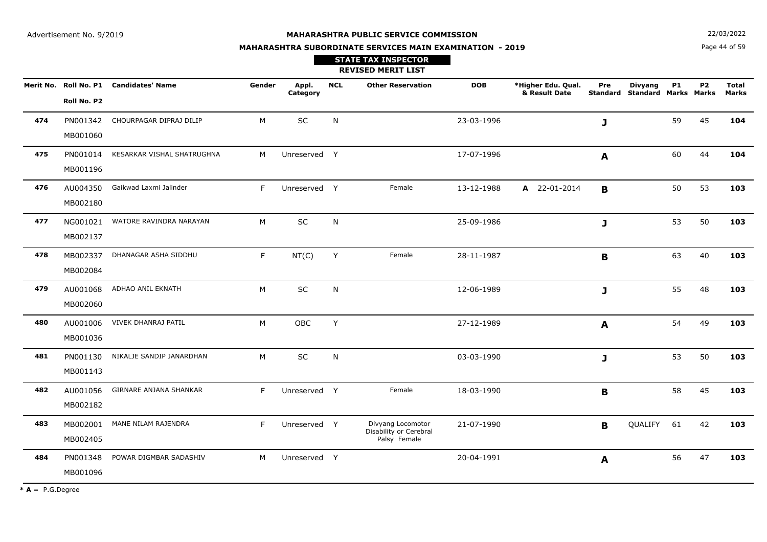Advertisement No. 9/2019

**MAHARASHTRA PUBLIC SERVICE COMMISSION**

**MAHARASHTRA SUBORDINATE SERVICES MAIN EXAMINATION - 2019**

22/03/2022

**STATE TAX INSPECTOR**

**REVISED MERIT LIST**

| Merit No. | Roll No. P1 / Roll No. P2 | Candidates' Name | Gender | Appl. Category | NCL | Other Reservation | DOB | *Higher Edu. Qual. & Result Date | Pre Standard | Divyang Standard | P1 Marks | P2 Marks | Total Marks |
|---|---|---|---|---|---|---|---|---|---|---|---|---|---|
| **474** | PN001342 MB001060 | CHOURPAGAR DIPRAJ DILIP | M | SC | N | | 23-03-1996 | | **J** | | 59 | 45 | **104** |
| **475** | PN001014 MB001196 | KESARKAR VISHAL SHATRUGHNA | M | Unreserved | Y | | 17-07-1996 | | **A** | | 60 | 44 | **104** |
| **476** | AU004350 MB002180 | Gaikwad Laxmi Jalinder | F | Unreserved | Y | Female | 13-12-1988 | **A** 22-01-2014 | **B** | | 50 | 53 | **103** |
| **477** | NG001021 MB002137 | WATORE RAVINDRA NARAYAN | M | SC | N | | 25-09-1986 | | **J** | | 53 | 50 | **103** |
| **478** | MB002337 MB002084 | DHANAGAR ASHA SIDDHU | F | NT(C) | Y | Female | 28-11-1987 | | **B** | | 63 | 40 | **103** |
| **479** | AU001068 MB002060 | ADHAO ANIL EKNATH | M | SC | N | | 12-06-1989 | | **J** | | 55 | 48 | **103** |
| **480** | AU001006 MB001036 | VIVEK DHANRAJ PATIL | M | OBC | Y | | 27-12-1989 | | **A** | | 54 | 49 | **103** |
| **481** | PN001130 MB001143 | NIKALJE SANDIP JANARDHAN | M | SC | N | | 03-03-1990 | | **J** | | 53 | 50 | **103** |
| **482** | AU001056 MB002182 | GIRNARE ANJANA SHANKAR | F | Unreserved | Y | Female | 18-03-1990 | | **B** | | 58 | 45 | **103** |
| **483** | MB002001 MB002405 | MANE NILAM RAJENDRA | F | Unreserved | Y | Divyang Locomotor Disability or Cerebral Palsy Female | 21-07-1990 | | **B** | QUALIFY | 61 | 42 | **103** |
| **484** | PN001348 MB001096 | POWAR DIGMBAR SADASHIV | M | Unreserved | Y | | 20-04-1991 | | **A** | | 56 | 47 | **103** |

* **A** = P.G.Degree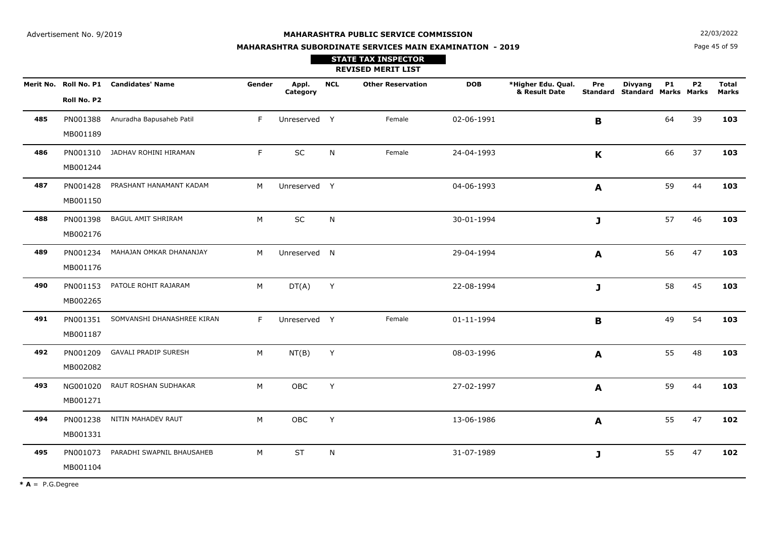Advertisement No. 9/2019

22/03/2022

# MAHARASHTRA PUBLIC SERVICE COMMISSION

## MAHARASHTRA SUBORDINATE SERVICES MAIN EXAMINATION - 2019

### STATE TAX INSPECTOR

### REVISED MERIT LIST

| Merit No. | Roll No. P1<br>Roll No. P2 | Candidates' Name | Gender | Appl. Category | NCL | Other Reservation | DOB | *Higher Edu. Qual. & Result Date | Pre Standard | Divyang Standard | P1 Marks | P2 Marks | Total Marks |
|---|---|---|---|---|---|---|---|---|---|---|---|---|---|
| **485** | PN001388<br>MB001189 | Anuradha Bapusaheb Patil | F | Unreserved | Y | Female | 02-06-1991 | | **B** | | 64 | 39 | **103** |
| **486** | PN001310<br>MB001244 | JADHAV ROHINI HIRAMAN | F | SC | N | Female | 24-04-1993 | | **K** | | 66 | 37 | **103** |
| **487** | PN001428<br>MB001150 | PRASHANT HANAMANT KADAM | M | Unreserved | Y | | 04-06-1993 | | **A** | | 59 | 44 | **103** |
| **488** | PN001398<br>MB002176 | BAGUL AMIT SHRIRAM | M | SC | N | | 30-01-1994 | | **J** | | 57 | 46 | **103** |
| **489** | PN001234<br>MB001176 | MAHAJAN OMKAR DHANANJAY | M | Unreserved | N | | 29-04-1994 | | **A** | | 56 | 47 | **103** |
| **490** | PN001153<br>MB002265 | PATOLE ROHIT RAJARAM | M | DT(A) | Y | | 22-08-1994 | | **J** | | 58 | 45 | **103** |
| **491** | PN001351<br>MB001187 | SOMVANSHI DHANASHREE KIRAN | F | Unreserved | Y | Female | 01-11-1994 | | **B** | | 49 | 54 | **103** |
| **492** | PN001209<br>MB002082 | GAVALI PRADIP SURESH | M | NT(B) | Y | | 08-03-1996 | | **A** | | 55 | 48 | **103** |
| **493** | NG001020<br>MB001271 | RAUT ROSHAN SUDHAKAR | M | OBC | Y | | 27-02-1997 | | **A** | | 59 | 44 | **103** |
| **494** | PN001238<br>MB001331 | NITIN MAHADEV RAUT | M | OBC | Y | | 13-06-1986 | | **A** | | 55 | 47 | **102** |
| **495** | PN001073<br>MB001104 | PARADHI SWAPNIL BHAUSAHEB | M | ST | N | | 31-07-1989 | | **J** | | 55 | 47 | **102** |

* **A** = P.G.Degree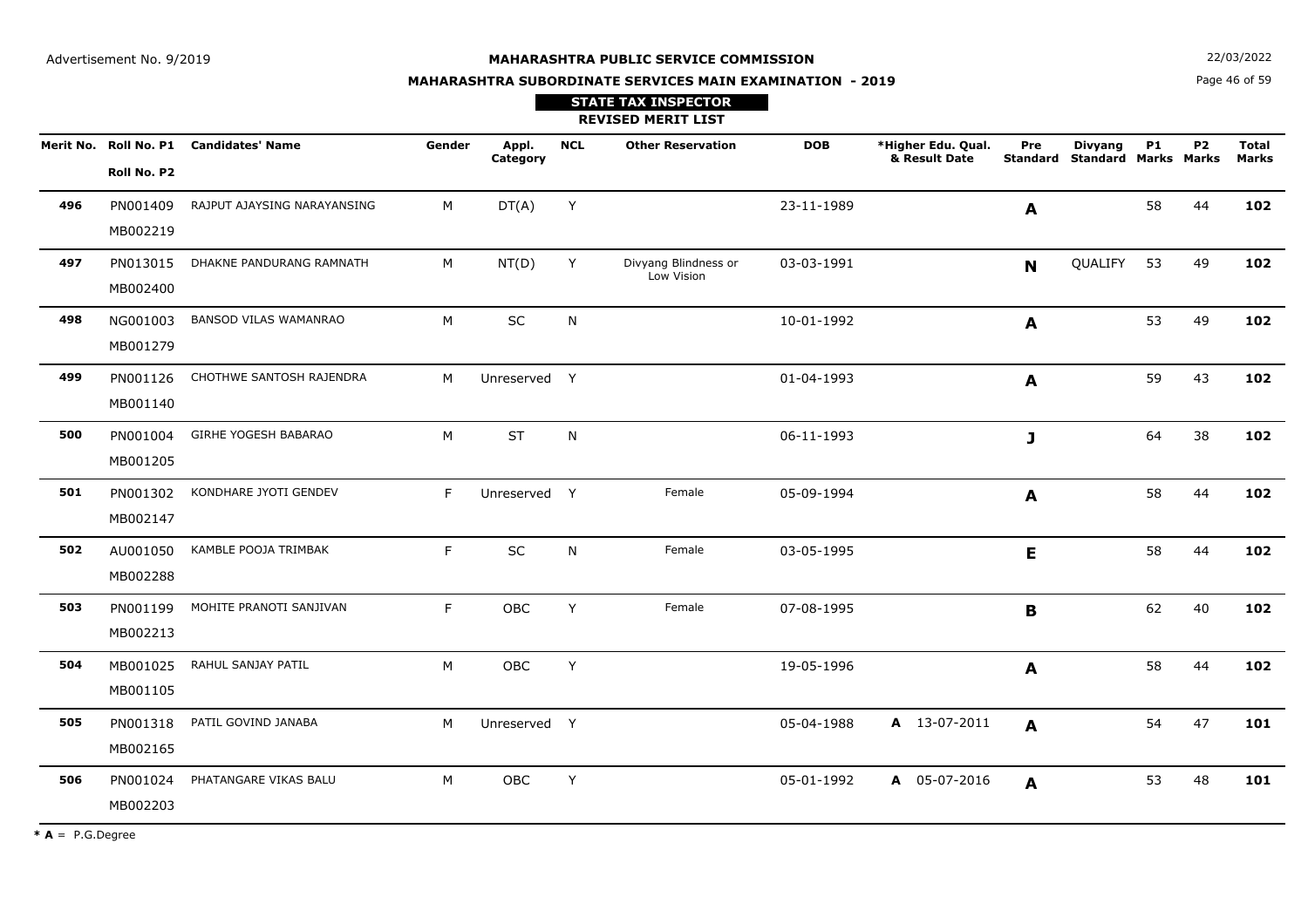Advertisement No. 9/2019

# MAHARASHTRA PUBLIC SERVICE COMMISSION

## MAHARASHTRA SUBORDINATE SERVICES MAIN EXAMINATION - 2019

### STATE TAX INSPECTOR

### REVISED MERIT LIST

22/03/2022

| Merit No. | Roll No. P1 / Roll No. P2 | Candidates' Name | Gender | Appl. Category | NCL | Other Reservation | DOB | *Higher Edu. Qual. & Result Date | Pre Standard | Divyang Standard | P1 Marks | P2 Marks | Total Marks |
|---|---|---|---|---|---|---|---|---|---|---|---|---|---|
| 496 | PN001409 MB002219 | RAJPUT AJAYSING NARAYANSING | M | DT(A) | Y | | 23-11-1989 | | A | | 58 | 44 | **102** |
| 497 | PN013015 MB002400 | DHAKNE PANDURANG RAMNATH | M | NT(D) | Y | Divyang Blindness or Low Vision | 03-03-1991 | | N | QUALIFY | 53 | 49 | **102** |
| 498 | NG001003 MB001279 | BANSOD VILAS WAMANRAO | M | SC | N | | 10-01-1992 | | A | | 53 | 49 | **102** |
| 499 | PN001126 MB001140 | CHOTHWE SANTOSH RAJENDRA | M | Unreserved | Y | | 01-04-1993 | | A | | 59 | 43 | **102** |
| 500 | PN001004 MB001205 | GIRHE YOGESH BABARAO | M | ST | N | | 06-11-1993 | | J | | 64 | 38 | **102** |
| 501 | PN001302 MB002147 | KONDHARE JYOTI GENDEV | F | Unreserved | Y | Female | 05-09-1994 | | A | | 58 | 44 | **102** |
| 502 | AU001050 MB002288 | KAMBLE POOJA TRIMBAK | F | SC | N | Female | 03-05-1995 | | E | | 58 | 44 | **102** |
| 503 | PN001199 MB002213 | MOHITE PRANOTI SANJIVAN | F | OBC | Y | Female | 07-08-1995 | | B | | 62 | 40 | **102** |
| 504 | MB001025 MB001105 | RAHUL SANJAY PATIL | M | OBC | Y | | 19-05-1996 | | A | | 58 | 44 | **102** |
| 505 | PN001318 MB002165 | PATIL GOVIND JANABA | M | Unreserved | Y | | 05-04-1988 | **A** 13-07-2011 | A | | 54 | 47 | **101** |
| 506 | PN001024 MB002203 | PHATANGARE VIKAS BALU | M | OBC | Y | | 05-01-1992 | **A** 05-07-2016 | A | | 53 | 48 | **101** |

* **A** = P.G.Degree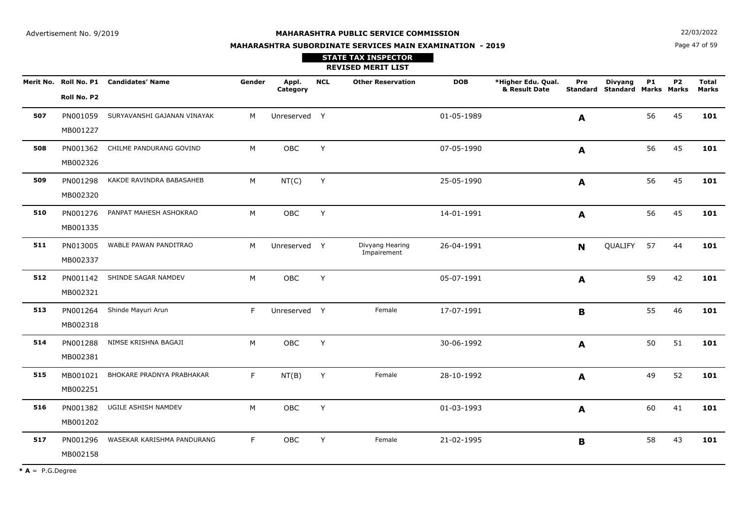Advertisement No. 9/2019

**MAHARASHTRA PUBLIC SERVICE COMMISSION**

22/03/2022

**MAHARASHTRA SUBORDINATE SERVICES MAIN EXAMINATION - 2019**

**STATE TAX INSPECTOR**

**REVISED MERIT LIST**

| Merit No. | Roll No. P1 / Roll No. P2 | Candidates' Name | Gender | Appl. Category | NCL | Other Reservation | DOB | *Higher Edu. Qual. & Result Date | Pre Standard | Divyang Standard | P1 Marks | P2 Marks | Total Marks |
|---|---|---|---|---|---|---|---|---|---|---|---|---|---|
| **507** | PN001059 MB001227 | SURYAVANSHI GAJANAN VINAYAK | M | Unreserved | Y | | 01-05-1989 | | **A** | | 56 | 45 | **101** |
| **508** | PN001362 MB002326 | CHILME PANDURANG GOVIND | M | OBC | Y | | 07-05-1990 | | **A** | | 56 | 45 | **101** |
| **509** | PN001298 MB002320 | KAKDE RAVINDRA BABASAHEB | M | NT(C) | Y | | 25-05-1990 | | **A** | | 56 | 45 | **101** |
| **510** | PN001276 MB001335 | PANPAT MAHESH ASHOKRAO | M | OBC | Y | | 14-01-1991 | | **A** | | 56 | 45 | **101** |
| **511** | PN013005 MB002337 | WABLE PAWAN PANDITRAO | M | Unreserved | Y | Divyang Hearing Impairement | 26-04-1991 | | **N** | QUALIFY | 57 | 44 | **101** |
| **512** | PN001142 MB002321 | SHINDE SAGAR NAMDEV | M | OBC | Y | | 05-07-1991 | | **A** | | 59 | 42 | **101** |
| **513** | PN001264 MB002318 | Shinde Mayuri Arun | F | Unreserved | Y | Female | 17-07-1991 | | **B** | | 55 | 46 | **101** |
| **514** | PN001288 MB002381 | NIMSE KRISHNA BAGAJI | M | OBC | Y | | 30-06-1992 | | **A** | | 50 | 51 | **101** |
| **515** | MB001021 MB002251 | BHOKARE PRADNYA PRABHAKAR | F | NT(B) | Y | Female | 28-10-1992 | | **A** | | 49 | 52 | **101** |
| **516** | PN001382 MB001202 | UGILE ASHISH NAMDEV | M | OBC | Y | | 01-03-1993 | | **A** | | 60 | 41 | **101** |
| **517** | PN001296 MB002158 | WASEKAR KARISHMA PANDURANG | F | OBC | Y | Female | 21-02-1995 | | **B** | | 58 | 43 | **101** |

* **A** = P.G.Degree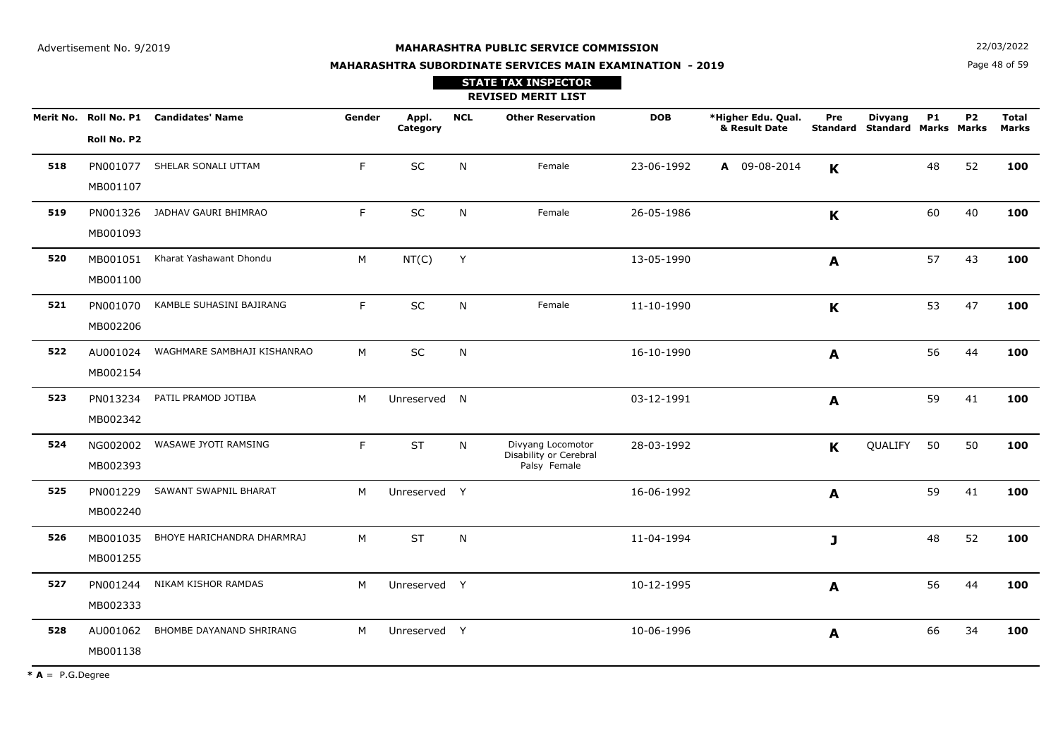Advertisement No. 9/2019

**MAHARASHTRA PUBLIC SERVICE COMMISSION**

**MAHARASHTRA SUBORDINATE SERVICES MAIN EXAMINATION - 2019**

22/03/2022

**STATE TAX INSPECTOR**

**REVISED MERIT LIST**

| Merit No. | Roll No. P1 / Roll No. P2 | Candidates' Name | Gender | Appl. Category | NCL | Other Reservation | DOB | *Higher Edu. Qual. & Result Date | Pre Standard | Divyang Standard | P1 Marks | P2 Marks | Total Marks |
|---|---|---|---|---|---|---|---|---|---|---|---|---|---|
| **518** | PN001077 MB001107 | SHELAR SONALI UTTAM | F | SC | N | Female | 23-06-1992 | **A** 09-08-2014 | **K** | | 48 | 52 | **100** |
| **519** | PN001326 MB001093 | JADHAV GAURI BHIMRAO | F | SC | N | Female | 26-05-1986 | | **K** | | 60 | 40 | **100** |
| **520** | MB001051 MB001100 | Kharat Yashawant Dhondu | M | NT(C) | Y | | 13-05-1990 | | **A** | | 57 | 43 | **100** |
| **521** | PN001070 MB002206 | KAMBLE SUHASINI BAJIRANG | F | SC | N | Female | 11-10-1990 | | **K** | | 53 | 47 | **100** |
| **522** | AU001024 MB002154 | WAGHMARE SAMBHAJI KISHANRAO | M | SC | N | | 16-10-1990 | | **A** | | 56 | 44 | **100** |
| **523** | PN013234 MB002342 | PATIL PRAMOD JOTIBA | M | Unreserved | N | | 03-12-1991 | | **A** | | 59 | 41 | **100** |
| **524** | NG002002 MB002393 | WASAWE JYOTI RAMSING | F | ST | N | Divyang Locomotor Disability or Cerebral Palsy Female | 28-03-1992 | | **K** | QUALIFY | 50 | 50 | **100** |
| **525** | PN001229 MB002240 | SAWANT SWAPNIL BHARAT | M | Unreserved | Y | | 16-06-1992 | | **A** | | 59 | 41 | **100** |
| **526** | MB001035 MB001255 | BHOYE HARICHANDRA DHARMRAJ | M | ST | N | | 11-04-1994 | | **J** | | 48 | 52 | **100** |
| **527** | PN001244 MB002333 | NIKAM KISHOR RAMDAS | M | Unreserved | Y | | 10-12-1995 | | **A** | | 56 | 44 | **100** |
| **528** | AU001062 MB001138 | BHOMBE DAYANAND SHRIRANG | M | Unreserved | Y | | 10-06-1996 | | **A** | | 66 | 34 | **100** |

*** A** = P.G.Degree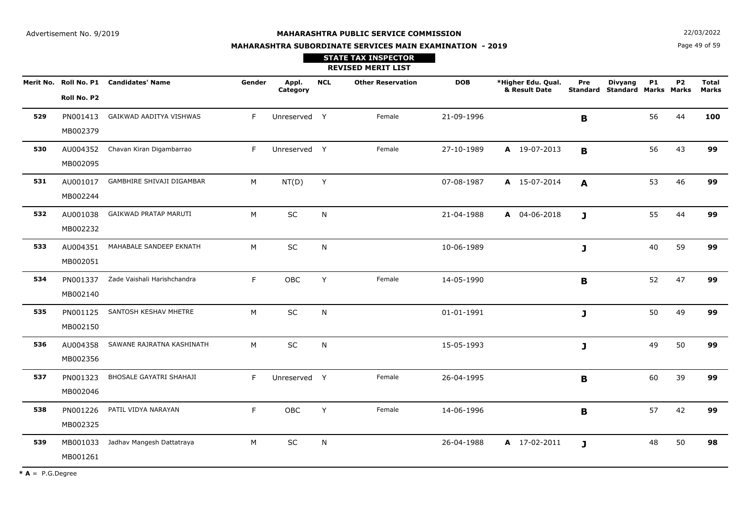Advertisement No. 9/2019

**MAHARASHTRA PUBLIC SERVICE COMMISSION**

22/03/2022

**MAHARASHTRA SUBORDINATE SERVICES MAIN EXAMINATION - 2019**

**STATE TAX INSPECTOR**

**REVISED MERIT LIST**

| Merit No. | Roll No. P1 / Roll No. P2 | Candidates' Name | Gender | Appl. Category | NCL | Other Reservation | DOB | *Higher Edu. Qual. & Result Date | Pre Standard | Divyang Standard | P1 Marks | P2 Marks | Total Marks |
|---|---|---|---|---|---|---|---|---|---|---|---|---|---|
| 529 | PN001413 MB002379 | GAIKWAD AADITYA VISHWAS | F | Unreserved | Y | Female | 21-09-1996 | | B | | 56 | 44 | 100 |
| 530 | AU004352 MB002095 | Chavan Kiran Digambarrao | F | Unreserved | Y | Female | 27-10-1989 | A 19-07-2013 | B | | 56 | 43 | 99 |
| 531 | AU001017 MB002244 | GAMBHIRE SHIVAJI DIGAMBAR | M | NT(D) | Y | | 07-08-1987 | A 15-07-2014 | A | | 53 | 46 | 99 |
| 532 | AU001038 MB002232 | GAIKWAD PRATAP MARUTI | M | SC | N | | 21-04-1988 | A 04-06-2018 | J | | 55 | 44 | 99 |
| 533 | AU004351 MB002051 | MAHABALE SANDEEP EKNATH | M | SC | N | | 10-06-1989 | | J | | 40 | 59 | 99 |
| 534 | PN001337 MB002140 | Zade Vaishali Harishchandra | F | OBC | Y | Female | 14-05-1990 | | B | | 52 | 47 | 99 |
| 535 | PN001125 MB002150 | SANTOSH KESHAV MHETRE | M | SC | N | | 01-01-1991 | | J | | 50 | 49 | 99 |
| 536 | AU004358 MB002356 | SAWANE RAJRATNA KASHINATH | M | SC | N | | 15-05-1993 | | J | | 49 | 50 | 99 |
| 537 | PN001323 MB002046 | BHOSALE GAYATRI SHAHAJI | F | Unreserved | Y | Female | 26-04-1995 | | B | | 60 | 39 | 99 |
| 538 | PN001226 MB002325 | PATIL VIDYA NARAYAN | F | OBC | Y | Female | 14-06-1996 | | B | | 57 | 42 | 99 |
| 539 | MB001033 MB001261 | Jadhav Mangesh Dattatraya | M | SC | N | | 26-04-1988 | A 17-02-2011 | J | | 48 | 50 | 98 |

* **A** = P.G.Degree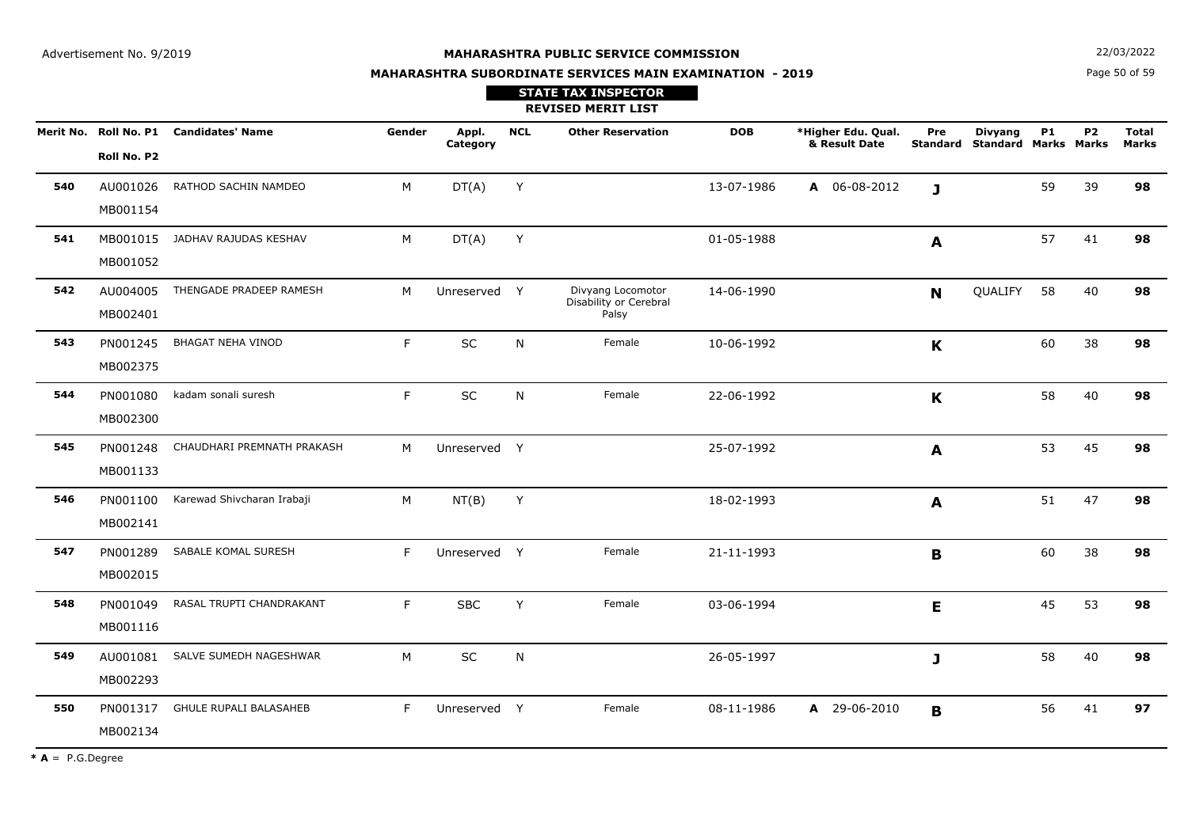Advertisement No. 9/2019

**MAHARASHTRA PUBLIC SERVICE COMMISSION**

**MAHARASHTRA SUBORDINATE SERVICES MAIN EXAMINATION - 2019**

22/03/2022

**STATE TAX INSPECTOR**

**REVISED MERIT LIST**

| Merit No. | Roll No. P1 / Roll No. P2 | Candidates' Name | Gender | Appl. Category | NCL | Other Reservation | DOB | *Higher Edu. Qual. & Result Date | Pre Standard | Divyang Standard | P1 Marks | P2 Marks | Total Marks |
|---|---|---|---|---|---|---|---|---|---|---|---|---|---|
| **540** | AU001026 MB001154 | RATHOD SACHIN NAMDEO | M | DT(A) | Y | | 13-07-1986 | **A** 06-08-2012 | **J** | | 59 | 39 | **98** |
| **541** | MB001015 MB001052 | JADHAV RAJUDAS KESHAV | M | DT(A) | Y | | 01-05-1988 | | **A** | | 57 | 41 | **98** |
| **542** | AU004005 MB002401 | THENGADE PRADEEP RAMESH | M | Unreserved | Y | Divyang Locomotor Disability or Cerebral Palsy | 14-06-1990 | | **N** | QUALIFY | 58 | 40 | **98** |
| **543** | PN001245 MB002375 | BHAGAT NEHA VINOD | F | SC | N | Female | 10-06-1992 | | **K** | | 60 | 38 | **98** |
| **544** | PN001080 MB002300 | kadam sonali suresh | F | SC | N | Female | 22-06-1992 | | **K** | | 58 | 40 | **98** |
| **545** | PN001248 MB001133 | CHAUDHARI PREMNATH PRAKASH | M | Unreserved | Y | | 25-07-1992 | | **A** | | 53 | 45 | **98** |
| **546** | PN001100 MB002141 | Karewad Shivcharan Irabaji | M | NT(B) | Y | | 18-02-1993 | | **A** | | 51 | 47 | **98** |
| **547** | PN001289 MB002015 | SABALE KOMAL SURESH | F | Unreserved | Y | Female | 21-11-1993 | | **B** | | 60 | 38 | **98** |
| **548** | PN001049 MB001116 | RASAL TRUPTI CHANDRAKANT | F | SBC | Y | Female | 03-06-1994 | | **E** | | 45 | 53 | **98** |
| **549** | AU001081 MB002293 | SALVE SUMEDH NAGESHWAR | M | SC | N | | 26-05-1997 | | **J** | | 58 | 40 | **98** |
| **550** | PN001317 MB002134 | GHULE RUPALI BALASAHEB | F | Unreserved | Y | Female | 08-11-1986 | **A** 29-06-2010 | **B** | | 56 | 41 | **97** |

* **A** = P.G.Degree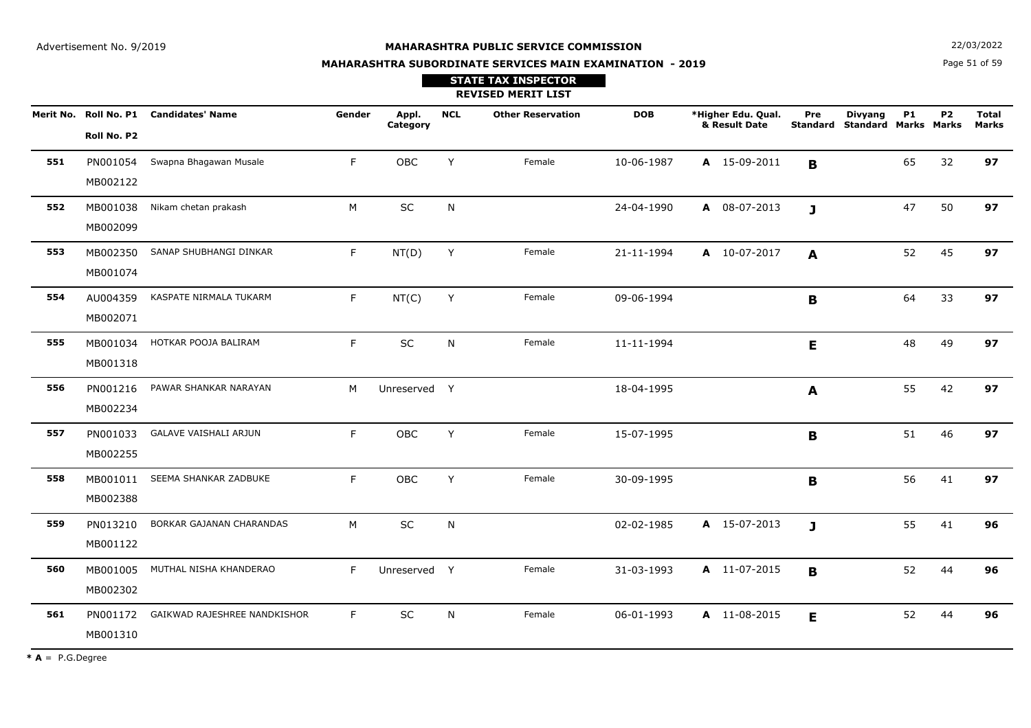Advertisement No. 9/2019

22/03/2022

**MAHARASHTRA PUBLIC SERVICE COMMISSION**

**MAHARASHTRA SUBORDINATE SERVICES MAIN EXAMINATION - 2019**

**STATE TAX INSPECTOR**

**REVISED MERIT LIST**

| Merit No. | Roll No. P1 / Roll No. P2 | Candidates' Name | Gender | Appl. Category | NCL | Other Reservation | DOB | *Higher Edu. Qual. & Result Date | Pre Standard | Divyang Standard | P1 Marks | P2 Marks | Total Marks |
|---|---|---|---|---|---|---|---|---|---|---|---|---|---|
| **551** | PN001054 MB002122 | Swapna Bhagawan Musale | F | OBC | Y | Female | 10-06-1987 | **A** 15-09-2011 | **B** | | 65 | 32 | **97** |
| **552** | MB001038 MB002099 | Nikam chetan prakash | M | SC | N | | 24-04-1990 | **A** 08-07-2013 | **J** | | 47 | 50 | **97** |
| **553** | MB002350 MB001074 | SANAP SHUBHANGI DINKAR | F | NT(D) | Y | Female | 21-11-1994 | **A** 10-07-2017 | **A** | | 52 | 45 | **97** |
| **554** | AU004359 MB002071 | KASPATE NIRMALA TUKARM | F | NT(C) | Y | Female | 09-06-1994 | | **B** | | 64 | 33 | **97** |
| **555** | MB001034 MB001318 | HOTKAR POOJA BALIRAM | F | SC | N | Female | 11-11-1994 | | **E** | | 48 | 49 | **97** |
| **556** | PN001216 MB002234 | PAWAR SHANKAR NARAYAN | M | Unreserved | Y | | 18-04-1995 | | **A** | | 55 | 42 | **97** |
| **557** | PN001033 MB002255 | GALAVE VAISHALI ARJUN | F | OBC | Y | Female | 15-07-1995 | | **B** | | 51 | 46 | **97** |
| **558** | MB001011 MB002388 | SEEMA SHANKAR ZADBUKE | F | OBC | Y | Female | 30-09-1995 | | **B** | | 56 | 41 | **97** |
| **559** | PN013210 MB001122 | BORKAR GAJANAN CHARANDAS | M | SC | N | | 02-02-1985 | **A** 15-07-2013 | **J** | | 55 | 41 | **96** |
| **560** | MB001005 MB002302 | MUTHAL NISHA KHANDERAO | F | Unreserved | Y | Female | 31-03-1993 | **A** 11-07-2015 | **B** | | 52 | 44 | **96** |
| **561** | PN001172 MB001310 | GAIKWAD RAJESHREE NANDKISHOR | F | SC | N | Female | 06-01-1993 | **A** 11-08-2015 | **E** | | 52 | 44 | **96** |

* **A** = P.G.Degree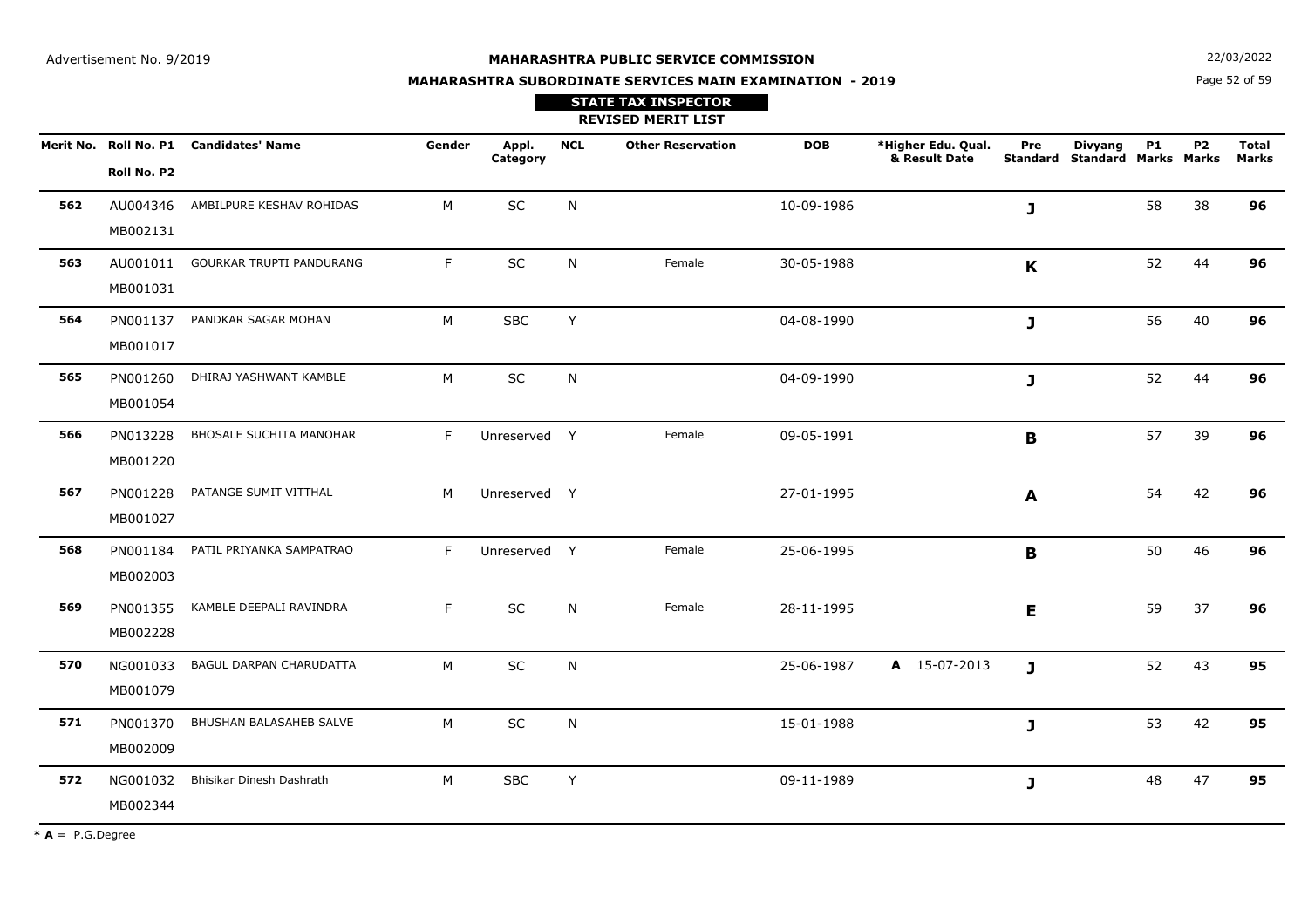Advertisement No. 9/2019

**MAHARASHTRA PUBLIC SERVICE COMMISSION**

22/03/2022

**MAHARASHTRA SUBORDINATE SERVICES MAIN EXAMINATION - 2019**

**STATE TAX INSPECTOR**

**REVISED MERIT LIST**

| Merit No. | Roll No. P1 / Roll No. P2 | Candidates' Name | Gender | Appl. Category | NCL | Other Reservation | DOB | *Higher Edu. Qual. & Result Date | Pre Standard | Divyang Standard | P1 Marks | P2 Marks | Total Marks |
|---|---|---|---|---|---|---|---|---|---|---|---|---|---|
| **562** | AU004346 MB002131 | AMBILPURE KESHAV ROHIDAS | M | SC | N | | 10-09-1986 | | **J** | | 58 | 38 | **96** |
| **563** | AU001011 MB001031 | GOURKAR TRUPTI PANDURANG | F | SC | N | Female | 30-05-1988 | | **K** | | 52 | 44 | **96** |
| **564** | PN001137 MB001017 | PANDKAR SAGAR MOHAN | M | SBC | Y | | 04-08-1990 | | **J** | | 56 | 40 | **96** |
| **565** | PN001260 MB001054 | DHIRAJ YASHWANT KAMBLE | M | SC | N | | 04-09-1990 | | **J** | | 52 | 44 | **96** |
| **566** | PN013228 MB001220 | BHOSALE SUCHITA MANOHAR | F | Unreserved | Y | Female | 09-05-1991 | | **B** | | 57 | 39 | **96** |
| **567** | PN001228 MB001027 | PATANGE SUMIT VITTHAL | M | Unreserved | Y | | 27-01-1995 | | **A** | | 54 | 42 | **96** |
| **568** | PN001184 MB002003 | PATIL PRIYANKA SAMPATRAO | F | Unreserved | Y | Female | 25-06-1995 | | **B** | | 50 | 46 | **96** |
| **569** | PN001355 MB002228 | KAMBLE DEEPALI RAVINDRA | F | SC | N | Female | 28-11-1995 | | **E** | | 59 | 37 | **96** |
| **570** | NG001033 MB001079 | BAGUL DARPAN CHARUDATTA | M | SC | N | | 25-06-1987 | **A** 15-07-2013 | **J** | | 52 | 43 | **95** |
| **571** | PN001370 MB002009 | BHUSHAN BALASAHEB SALVE | M | SC | N | | 15-01-1988 | | **J** | | 53 | 42 | **95** |
| **572** | NG001032 MB002344 | Bhisikar Dinesh Dashrath | M | SBC | Y | | 09-11-1989 | | **J** | | 48 | 47 | **95** |

* **A** = P.G.Degree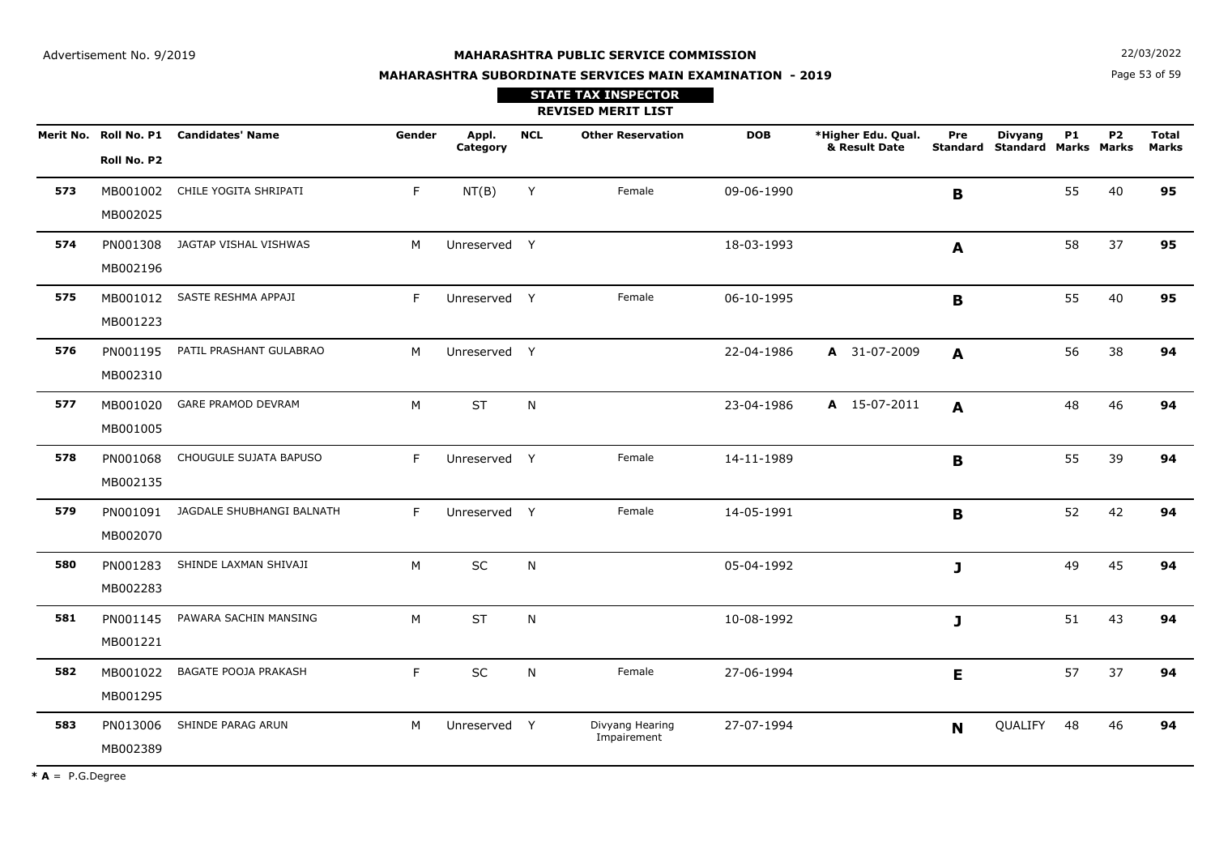Advertisement No. 9/2019

**MAHARASHTRA PUBLIC SERVICE COMMISSION**

**MAHARASHTRA SUBORDINATE SERVICES MAIN EXAMINATION - 2019**

22/03/2022

## STATE TAX INSPECTOR

### REVISED MERIT LIST

| Merit No. | Roll No. P1 / Roll No. P2 | Candidates' Name | Gender | Appl. Category | NCL | Other Reservation | DOB | *Higher Edu. Qual. & Result Date | Pre Standard | Divyang Standard | P1 Marks | P2 Marks | Total Marks |
|---|---|---|---|---|---|---|---|---|---|---|---|---|---|
| **573** | MB001002 / MB002025 | CHILE YOGITA SHRIPATI | F | NT(B) | Y | Female | 09-06-1990 | | **B** | | 55 | 40 | **95** |
| **574** | PN001308 / MB002196 | JAGTAP VISHAL VISHWAS | M | Unreserved | Y | | 18-03-1993 | | **A** | | 58 | 37 | **95** |
| **575** | MB001012 / MB001223 | SASTE RESHMA APPAJI | F | Unreserved | Y | Female | 06-10-1995 | | **B** | | 55 | 40 | **95** |
| **576** | PN001195 / MB002310 | PATIL PRASHANT GULABRAO | M | Unreserved | Y | | 22-04-1986 | **A** 31-07-2009 | **A** | | 56 | 38 | **94** |
| **577** | MB001020 / MB001005 | GARE PRAMOD DEVRAM | M | ST | N | | 23-04-1986 | **A** 15-07-2011 | **A** | | 48 | 46 | **94** |
| **578** | PN001068 / MB002135 | CHOUGULE SUJATA BAPUSO | F | Unreserved | Y | Female | 14-11-1989 | | **B** | | 55 | 39 | **94** |
| **579** | PN001091 / MB002070 | JAGDALE SHUBHANGI BALNATH | F | Unreserved | Y | Female | 14-05-1991 | | **B** | | 52 | 42 | **94** |
| **580** | PN001283 / MB002283 | SHINDE LAXMAN SHIVAJI | M | SC | N | | 05-04-1992 | | **J** | | 49 | 45 | **94** |
| **581** | PN001145 / MB001221 | PAWARA SACHIN MANSING | M | ST | N | | 10-08-1992 | | **J** | | 51 | 43 | **94** |
| **582** | MB001022 / MB001295 | BAGATE POOJA PRAKASH | F | SC | N | Female | 27-06-1994 | | **E** | | 57 | 37 | **94** |
| **583** | PN013006 / MB002389 | SHINDE PARAG ARUN | M | Unreserved | Y | Divyang Hearing Impairement | 27-07-1994 | | **N** | QUALIFY | 48 | 46 | **94** |

* **A** = P.G.Degree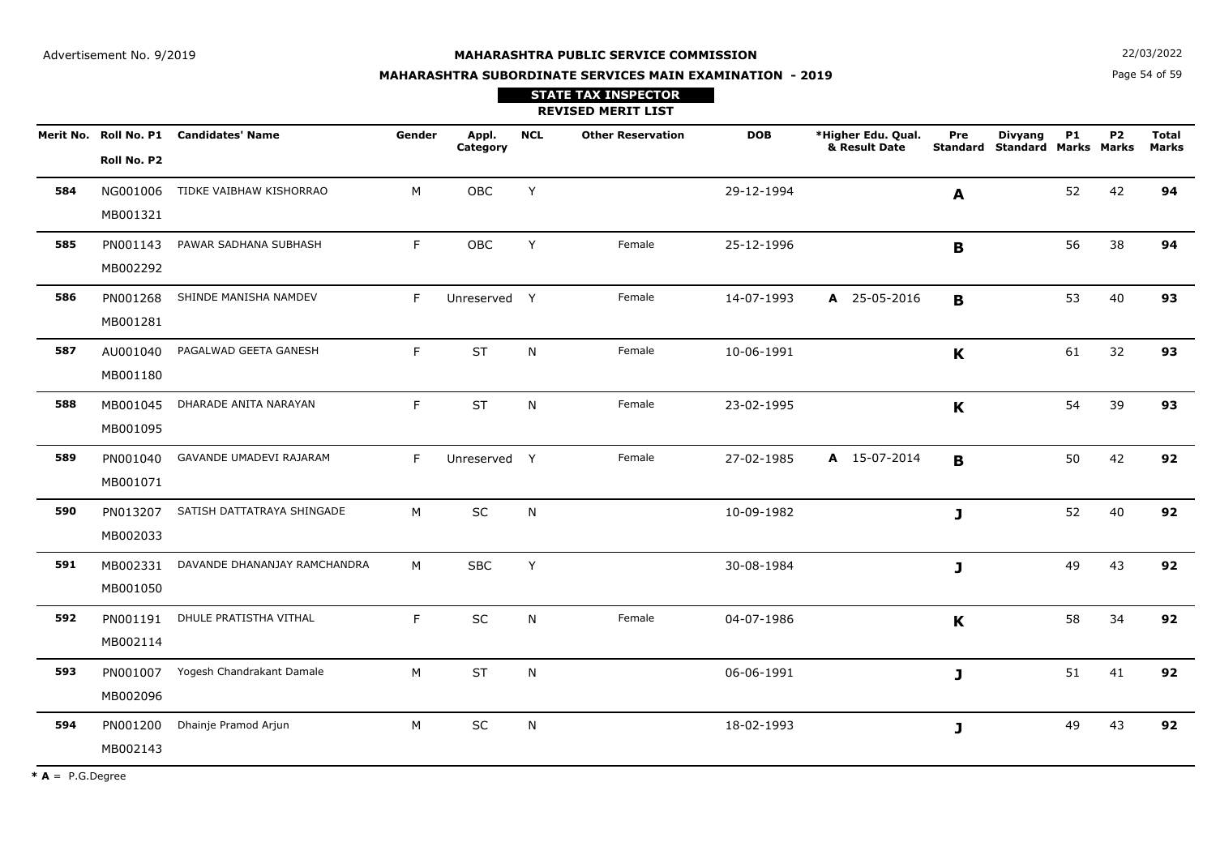Advertisement No. 9/2019

**MAHARASHTRA PUBLIC SERVICE COMMISSION**

22/03/2022

**MAHARASHTRA SUBORDINATE SERVICES MAIN EXAMINATION - 2019**

**STATE TAX INSPECTOR**

**REVISED MERIT LIST**

| Merit No. | Roll No. P1 / Roll No. P2 | Candidates' Name | Gender | Appl. Category | NCL | Other Reservation | DOB | *Higher Edu. Qual. & Result Date | Pre Standard | Divyang Standard | P1 Marks | P2 Marks | Total Marks |
|---|---|---|---|---|---|---|---|---|---|---|---|---|---|
| **584** | NG001006 MB001321 | TIDKE VAIBHAW KISHORRAO | M | OBC | Y | | 29-12-1994 | | **A** | | 52 | 42 | **94** |
| **585** | PN001143 MB002292 | PAWAR SADHANA SUBHASH | F | OBC | Y | Female | 25-12-1996 | | **B** | | 56 | 38 | **94** |
| **586** | PN001268 MB001281 | SHINDE MANISHA NAMDEV | F | Unreserved | Y | Female | 14-07-1993 | **A** 25-05-2016 | **B** | | 53 | 40 | **93** |
| **587** | AU001040 MB001180 | PAGALWAD GEETA GANESH | F | ST | N | Female | 10-06-1991 | | **K** | | 61 | 32 | **93** |
| **588** | MB001045 MB001095 | DHARADE ANITA NARAYAN | F | ST | N | Female | 23-02-1995 | | **K** | | 54 | 39 | **93** |
| **589** | PN001040 MB001071 | GAVANDE UMADEVI RAJARAM | F | Unreserved | Y | Female | 27-02-1985 | **A** 15-07-2014 | **B** | | 50 | 42 | **92** |
| **590** | PN013207 MB002033 | SATISH DATTATRAYA SHINGADE | M | SC | N | | 10-09-1982 | | **J** | | 52 | 40 | **92** |
| **591** | MB002331 MB001050 | DAVANDE DHANANJAY RAMCHANDRA | M | SBC | Y | | 30-08-1984 | | **J** | | 49 | 43 | **92** |
| **592** | PN001191 MB002114 | DHULE PRATISTHA VITHAL | F | SC | N | Female | 04-07-1986 | | **K** | | 58 | 34 | **92** |
| **593** | PN001007 MB002096 | Yogesh Chandrakant Damale | M | ST | N | | 06-06-1991 | | **J** | | 51 | 41 | **92** |
| **594** | PN001200 MB002143 | Dhainje Pramod Arjun | M | SC | N | | 18-02-1993 | | **J** | | 49 | 43 | **92** |

***A** = P.G.Degree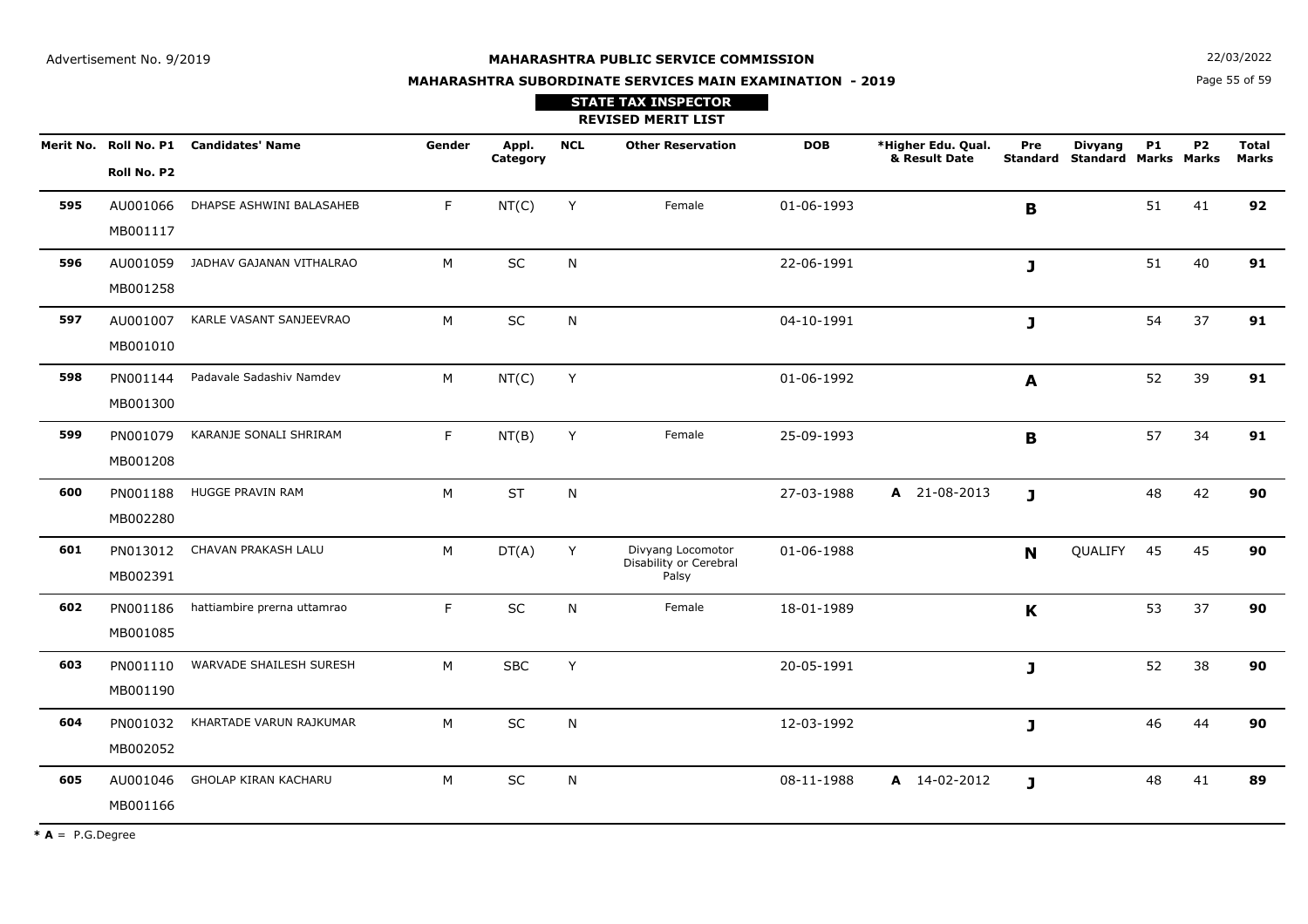Advertisement No. 9/2019

# MAHARASHTRA PUBLIC SERVICE COMMISSION

22/03/2022

## MAHARASHTRA SUBORDINATE SERVICES MAIN EXAMINATION - 2019

### STATE TAX INSPECTOR

### REVISED MERIT LIST

| Merit No. | Roll No. P1 / Roll No. P2 | Candidates' Name | Gender | Appl. Category | NCL | Other Reservation | DOB | *Higher Edu. Qual. & Result Date | Pre Standard | Divyang Standard | P1 Marks | P2 Marks | Total Marks |
|---|---|---|---|---|---|---|---|---|---|---|---|---|---|
| **595** | AU001066 MB001117 | DHAPSE ASHWINI BALASAHEB | F | NT(C) | Y | Female | 01-06-1993 | | **B** | | 51 | 41 | **92** |
| **596** | AU001059 MB001258 | JADHAV GAJANAN VITHALRAO | M | SC | N | | 22-06-1991 | | **J** | | 51 | 40 | **91** |
| **597** | AU001007 MB001010 | KARLE VASANT SANJEEVRAO | M | SC | N | | 04-10-1991 | | **J** | | 54 | 37 | **91** |
| **598** | PN001144 MB001300 | Padavale Sadashiv Namdev | M | NT(C) | Y | | 01-06-1992 | | **A** | | 52 | 39 | **91** |
| **599** | PN001079 MB001208 | KARANJE SONALI SHRIRAM | F | NT(B) | Y | Female | 25-09-1993 | | **B** | | 57 | 34 | **91** |
| **600** | PN001188 MB002280 | HUGGE PRAVIN RAM | M | ST | N | | 27-03-1988 | **A** 21-08-2013 | **J** | | 48 | 42 | **90** |
| **601** | PN013012 MB002391 | CHAVAN PRAKASH LALU | M | DT(A) | Y | Divyang Locomotor Disability or Cerebral Palsy | 01-06-1988 | | **N** | QUALIFY | 45 | 45 | **90** |
| **602** | PN001186 MB001085 | hattiambire prerna uttamrao | F | SC | N | Female | 18-01-1989 | | **K** | | 53 | 37 | **90** |
| **603** | PN001110 MB001190 | WARVADE SHAILESH SURESH | M | SBC | Y | | 20-05-1991 | | **J** | | 52 | 38 | **90** |
| **604** | PN001032 MB002052 | KHARTADE VARUN RAJKUMAR | M | SC | N | | 12-03-1992 | | **J** | | 46 | 44 | **90** |
| **605** | AU001046 MB001166 | GHOLAP KIRAN KACHARU | M | SC | N | | 08-11-1988 | **A** 14-02-2012 | **J** | | 48 | 41 | **89** |

**\* A** = P.G.Degree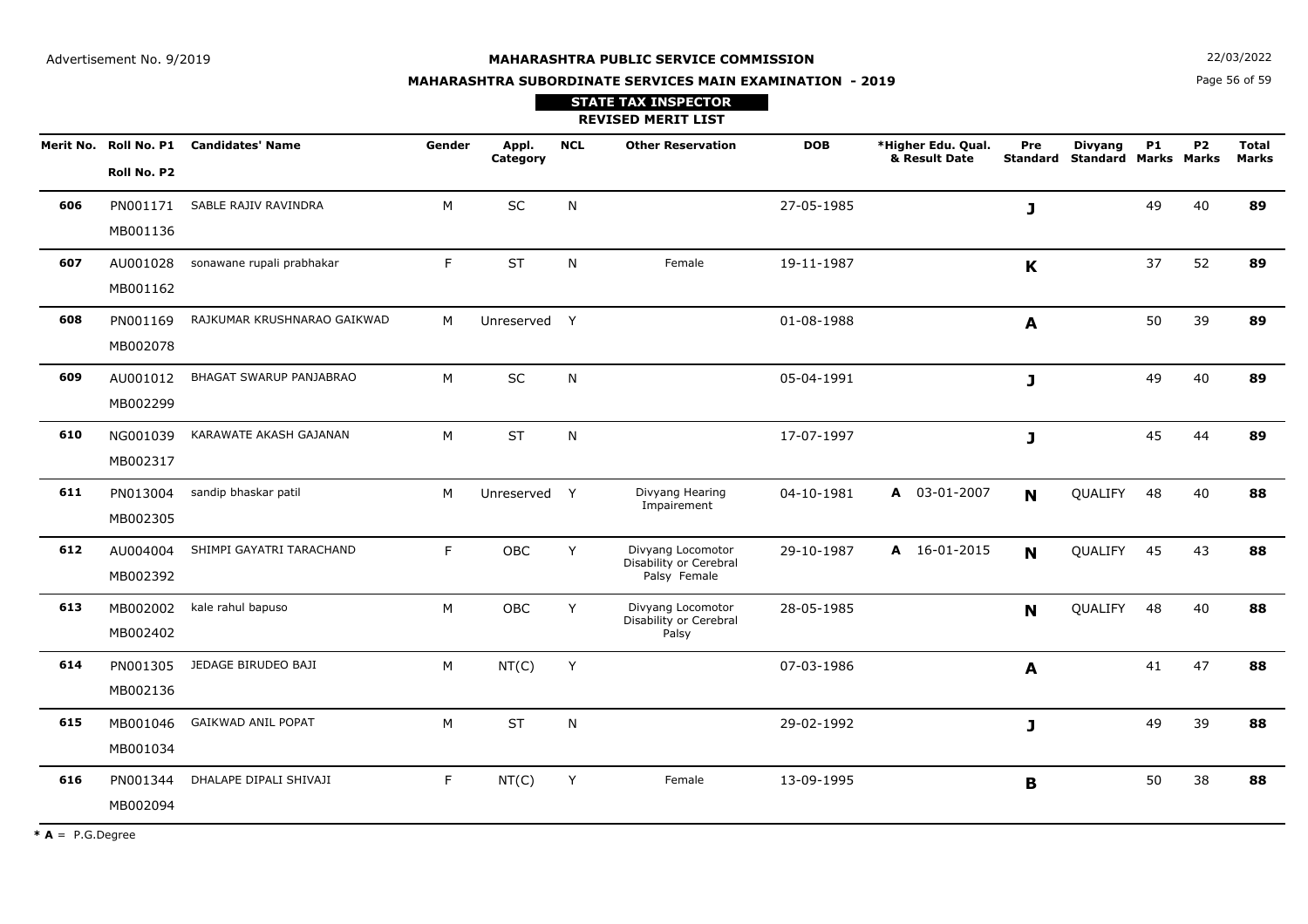Advertisement No. 9/2019

# MAHARASHTRA PUBLIC SERVICE COMMISSION

## MAHARASHTRA SUBORDINATE SERVICES MAIN EXAMINATION - 2019

22/03/2022

### STATE TAX INSPECTOR

### REVISED MERIT LIST

| Merit No. | Roll No. P1 / Roll No. P2 | Candidates' Name | Gender | Appl. Category | NCL | Other Reservation | DOB | *Higher Edu. Qual. & Result Date | Pre Standard | Divyang Standard | P1 Marks | P2 Marks | Total Marks |
|---|---|---|---|---|---|---|---|---|---|---|---|---|---|
| **606** | PN001171 MB001136 | SABLE RAJIV RAVINDRA | M | SC | N | | 27-05-1985 | | **J** | | 49 | 40 | **89** |
| **607** | AU001028 MB001162 | sonawane rupali prabhakar | F | ST | N | Female | 19-11-1987 | | **K** | | 37 | 52 | **89** |
| **608** | PN001169 MB002078 | RAJKUMAR KRUSHNARAO GAIKWAD | M | Unreserved | Y | | 01-08-1988 | | **A** | | 50 | 39 | **89** |
| **609** | AU001012 MB002299 | BHAGAT SWARUP PANJABRAO | M | SC | N | | 05-04-1991 | | **J** | | 49 | 40 | **89** |
| **610** | NG001039 MB002317 | KARAWATE AKASH GAJANAN | M | ST | N | | 17-07-1997 | | **J** | | 45 | 44 | **89** |
| **611** | PN013004 MB002305 | sandip bhaskar patil | M | Unreserved | Y | Divyang Hearing Impairement | 04-10-1981 | **A** 03-01-2007 | **N** | QUALIFY | 48 | 40 | **88** |
| **612** | AU004004 MB002392 | SHIMPI GAYATRI TARACHAND | F | OBC | Y | Divyang Locomotor Disability or Cerebral Palsy Female | 29-10-1987 | **A** 16-01-2015 | **N** | QUALIFY | 45 | 43 | **88** |
| **613** | MB002002 MB002402 | kale rahul bapuso | M | OBC | Y | Divyang Locomotor Disability or Cerebral Palsy | 28-05-1985 | | **N** | QUALIFY | 48 | 40 | **88** |
| **614** | PN001305 MB002136 | JEDAGE BIRUDEO BAJI | M | NT(C) | Y | | 07-03-1986 | | **A** | | 41 | 47 | **88** |
| **615** | MB001046 MB001034 | GAIKWAD ANIL POPAT | M | ST | N | | 29-02-1992 | | **J** | | 49 | 39 | **88** |
| **616** | PN001344 MB002094 | DHALAPE DIPALI SHIVAJI | F | NT(C) | Y | Female | 13-09-1995 | | **B** | | 50 | 38 | **88** |

* **A** = P.G.Degree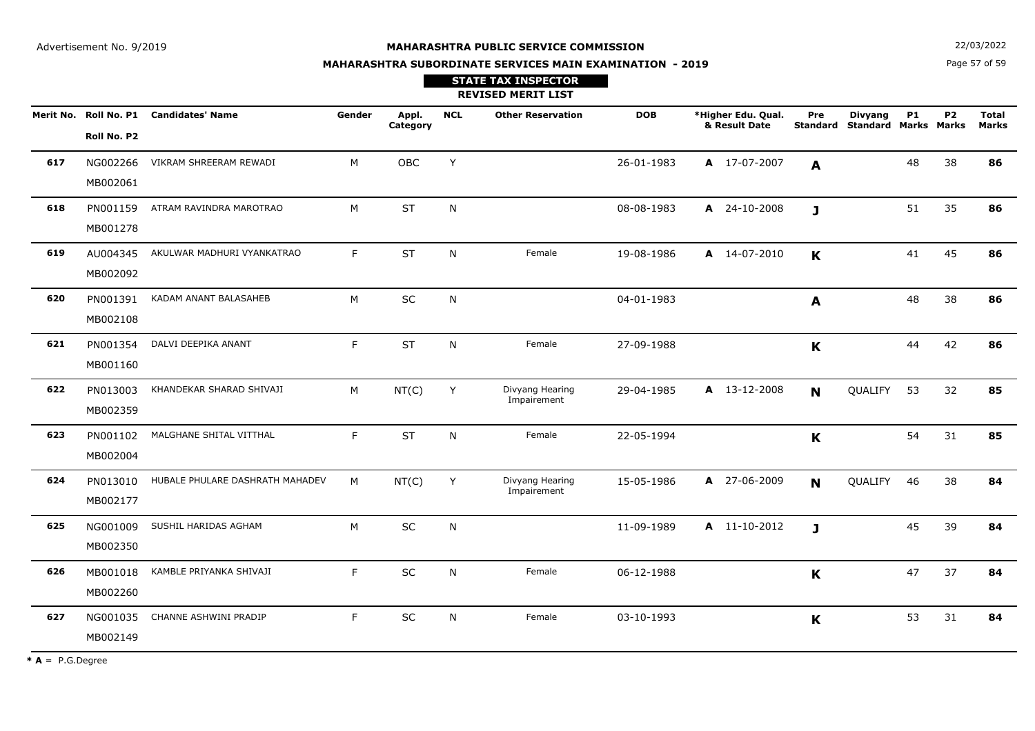Advertisement No. 9/2019

**MAHARASHTRA PUBLIC SERVICE COMMISSION**

**MAHARASHTRA SUBORDINATE SERVICES MAIN EXAMINATION - 2019**

22/03/2022

**STATE TAX INSPECTOR**

**REVISED MERIT LIST**

| Merit No. | Roll No. P1 / Roll No. P2 | Candidates' Name | Gender | Appl. Category | NCL | Other Reservation | DOB | *Higher Edu. Qual. & Result Date | Pre Standard | Divyang Standard | P1 Marks | P2 Marks | Total Marks |
|---|---|---|---|---|---|---|---|---|---|---|---|---|---|
| **617** | NG002266 / MB002061 | VIKRAM SHREERAM REWADI | M | OBC | Y | | 26-01-1983 | **A** 17-07-2007 | **A** | | 48 | 38 | **86** |
| **618** | PN001159 / MB001278 | ATRAM RAVINDRA MAROTRAO | M | ST | N | | 08-08-1983 | **A** 24-10-2008 | **J** | | 51 | 35 | **86** |
| **619** | AU004345 / MB002092 | AKULWAR MADHURI VYANKATRAO | F | ST | N | Female | 19-08-1986 | **A** 14-07-2010 | **K** | | 41 | 45 | **86** |
| **620** | PN001391 / MB002108 | KADAM ANANT BALASAHEB | M | SC | N | | 04-01-1983 | | **A** | | 48 | 38 | **86** |
| **621** | PN001354 / MB001160 | DALVI DEEPIKA ANANT | F | ST | N | Female | 27-09-1988 | | **K** | | 44 | 42 | **86** |
| **622** | PN013003 / MB002359 | KHANDEKAR SHARAD SHIVAJI | M | NT(C) | Y | Divyang Hearing Impairement | 29-04-1985 | **A** 13-12-2008 | **N** | QUALIFY | 53 | 32 | **85** |
| **623** | PN001102 / MB002004 | MALGHANE SHITAL VITTHAL | F | ST | N | Female | 22-05-1994 | | **K** | | 54 | 31 | **85** |
| **624** | PN013010 / MB002177 | HUBALE PHULARE DASHRATH MAHADEV | M | NT(C) | Y | Divyang Hearing Impairement | 15-05-1986 | **A** 27-06-2009 | **N** | QUALIFY | 46 | 38 | **84** |
| **625** | NG001009 / MB002350 | SUSHIL HARIDAS AGHAM | M | SC | N | | 11-09-1989 | **A** 11-10-2012 | **J** | | 45 | 39 | **84** |
| **626** | MB001018 / MB002260 | KAMBLE PRIYANKA SHIVAJI | F | SC | N | Female | 06-12-1988 | | **K** | | 47 | 37 | **84** |
| **627** | NG001035 / MB002149 | CHANNE ASHWINI PRADIP | F | SC | N | Female | 03-10-1993 | | **K** | | 53 | 31 | **84** |

**\* A** = P.G.Degree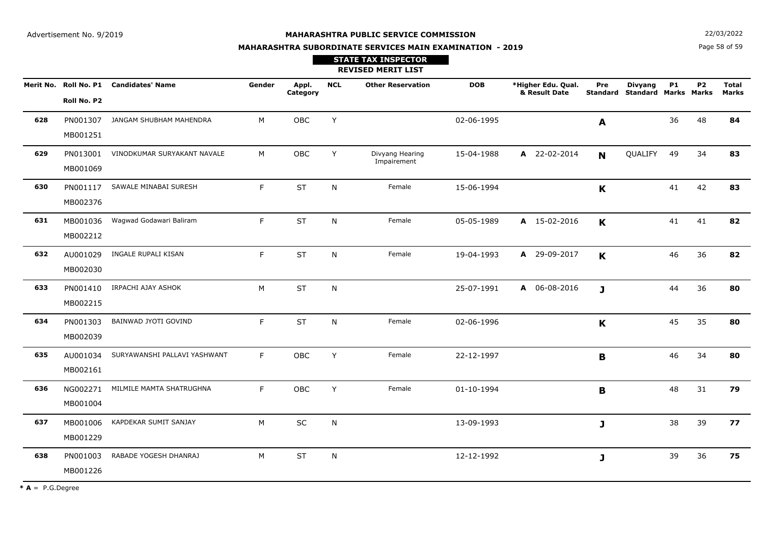Advertisement No. 9/2019

# MAHARASHTRA PUBLIC SERVICE COMMISSION

## MAHARASHTRA SUBORDINATE SERVICES MAIN EXAMINATION - 2019

22/03/2022

### STATE TAX INSPECTOR

### REVISED MERIT LIST

| Merit No. | Roll No. P1 / Roll No. P2 | Candidates' Name | Gender | Appl. Category | NCL | Other Reservation | DOB | *Higher Edu. Qual. & Result Date | Pre Standard | Divyang Standard | P1 Marks | P2 Marks | Total Marks |
|---|---|---|---|---|---|---|---|---|---|---|---|---|---|
| **628** | PN001307 MB001251 | JANGAM SHUBHAM MAHENDRA | M | OBC | Y | | 02-06-1995 | | **A** | | 36 | 48 | **84** |
| **629** | PN013001 MB001069 | VINODKUMAR SURYAKANT NAVALE | M | OBC | Y | Divyang Hearing Impairement | 15-04-1988 | **A** 22-02-2014 | **N** | QUALIFY | 49 | 34 | **83** |
| **630** | PN001117 MB002376 | SAWALE MINABAI SURESH | F | ST | N | Female | 15-06-1994 | | **K** | | 41 | 42 | **83** |
| **631** | MB001036 MB002212 | Wagwad Godawari Baliram | F | ST | N | Female | 05-05-1989 | **A** 15-02-2016 | **K** | | 41 | 41 | **82** |
| **632** | AU001029 MB002030 | INGALE RUPALI KISAN | F | ST | N | Female | 19-04-1993 | **A** 29-09-2017 | **K** | | 46 | 36 | **82** |
| **633** | PN001410 MB002215 | IRPACHI AJAY ASHOK | M | ST | N | | 25-07-1991 | **A** 06-08-2016 | **J** | | 44 | 36 | **80** |
| **634** | PN001303 MB002039 | BAINWAD JYOTI GOVIND | F | ST | N | Female | 02-06-1996 | | **K** | | 45 | 35 | **80** |
| **635** | AU001034 MB002161 | SURYAWANSHI PALLAVI YASHWANT | F | OBC | Y | Female | 22-12-1997 | | **B** | | 46 | 34 | **80** |
| **636** | NG002271 MB001004 | MILMILE MAMTA SHATRUGHNA | F | OBC | Y | Female | 01-10-1994 | | **B** | | 48 | 31 | **79** |
| **637** | MB001006 MB001229 | KAPDEKAR SUMIT SANJAY | M | SC | N | | 13-09-1993 | | **J** | | 38 | 39 | **77** |
| **638** | PN001003 MB001226 | RABADE YOGESH DHANRAJ | M | ST | N | | 12-12-1992 | | **J** | | 39 | 36 | **75** |

* **A** = P.G.Degree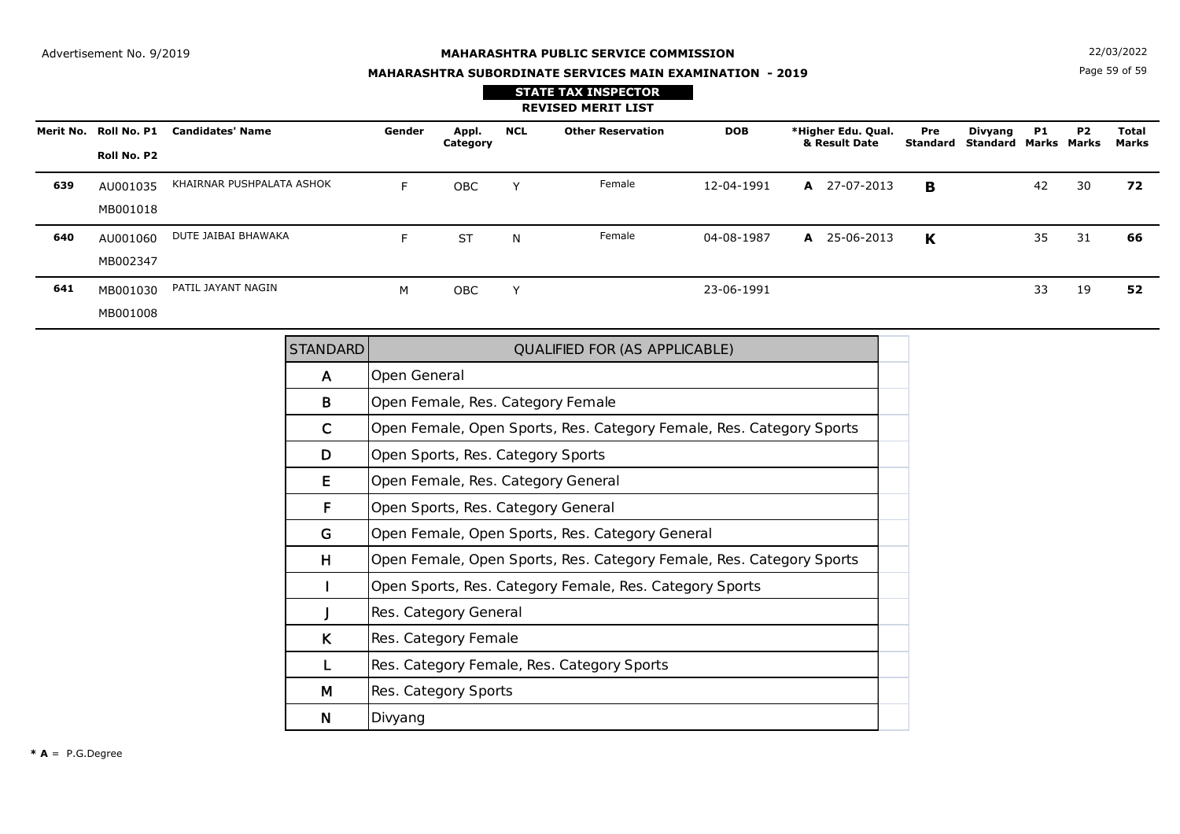Advertisement No. 9/2019

**MAHARASHTRA PUBLIC SERVICE COMMISSION**

**MAHARASHTRA SUBORDINATE SERVICES MAIN EXAMINATION - 2019**

22/03/2022

## STATE TAX INSPECTOR

### REVISED MERIT LIST

| Merit No. | Roll No. P1 / Roll No. P2 | Candidates' Name | Gender | Appl. Category | NCL | Other Reservation | DOB | *Higher Edu. Qual. & Result Date | Pre Standard | Divyang Standard | P1 Marks | P2 Marks | Total Marks |
|---|---|---|---|---|---|---|---|---|---|---|---|---|---|
| **639** | AU001035 / MB001018 | KHAIRNAR PUSHPALATA ASHOK | F | OBC | Y | Female | 12-04-1991 | **A** 27-07-2013 | **B** | | 42 | 30 | **72** |
| **640** | AU001060 / MB002347 | DUTE JAIBAI BHAWAKA | F | ST | N | Female | 04-08-1987 | **A** 25-06-2013 | **K** | | 35 | 31 | **66** |
| **641** | MB001030 / MB001008 | PATIL JAYANT NAGIN | M | OBC | Y | | 23-06-1991 | | | | 33 | 19 | **52** |

| STANDARD | QUALIFIED FOR (AS APPLICABLE) |
|---|---|
| A | Open General |
| B | Open Female, Res. Category Female |
| C | Open Female, Open Sports, Res. Category Female, Res. Category Sports |
| D | Open Sports, Res. Category Sports |
| E | Open Female, Res. Category General |
| F | Open Sports, Res. Category General |
| G | Open Female, Open Sports, Res. Category General |
| H | Open Female, Open Sports, Res. Category Female, Res. Category Sports |
| I | Open Sports, Res. Category Female, Res. Category Sports |
| J | Res. Category General |
| K | Res. Category Female |
| L | Res. Category Female, Res. Category Sports |
| M | Res. Category Sports |
| N | Divyang |

**\* A** = P.G.Degree